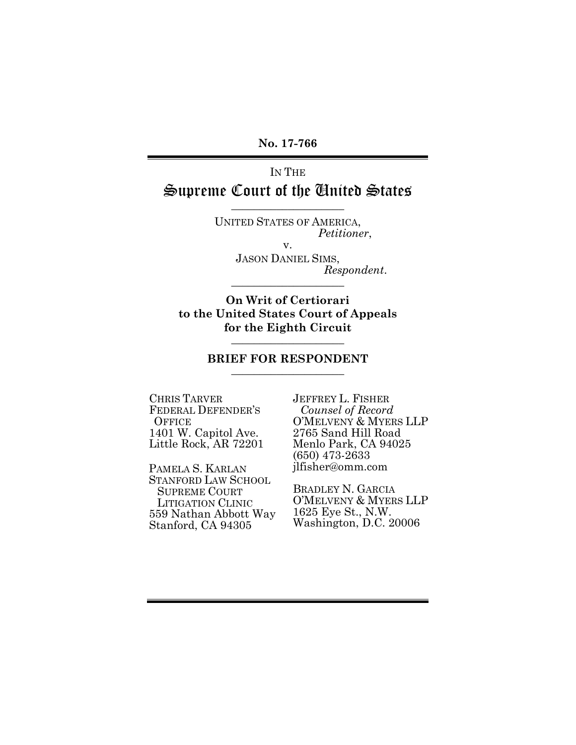**No. 17-766**

IN THE

# Supreme Court of the United States

---

UNITED STATES OF AMERICA,
*Petitioner*,

v.

JASON DANIEL SIMS,
*Respondent*.

---

**On Writ of Certiorari to the United States Court of Appeals for the Eighth Circuit**

---

## BRIEF FOR RESPONDENT

---

CHRIS TARVER
FEDERAL DEFENDER'S OFFICE
1401 W. Capitol Ave.
Little Rock, AR 72201

PAMELA S. KARLAN
STANFORD LAW SCHOOL SUPREME COURT LITIGATION CLINIC
559 Nathan Abbott Way
Stanford, CA 94305

JEFFREY L. FISHER
*Counsel of Record*
O'MELVENY & MYERS LLP
2765 Sand Hill Road
Menlo Park, CA 94025
(650) 473-2633
jlfisher@omm.com

BRADLEY N. GARCIA
O'MELVENY & MYERS LLP
1625 Eye St., N.W.
Washington, D.C. 20006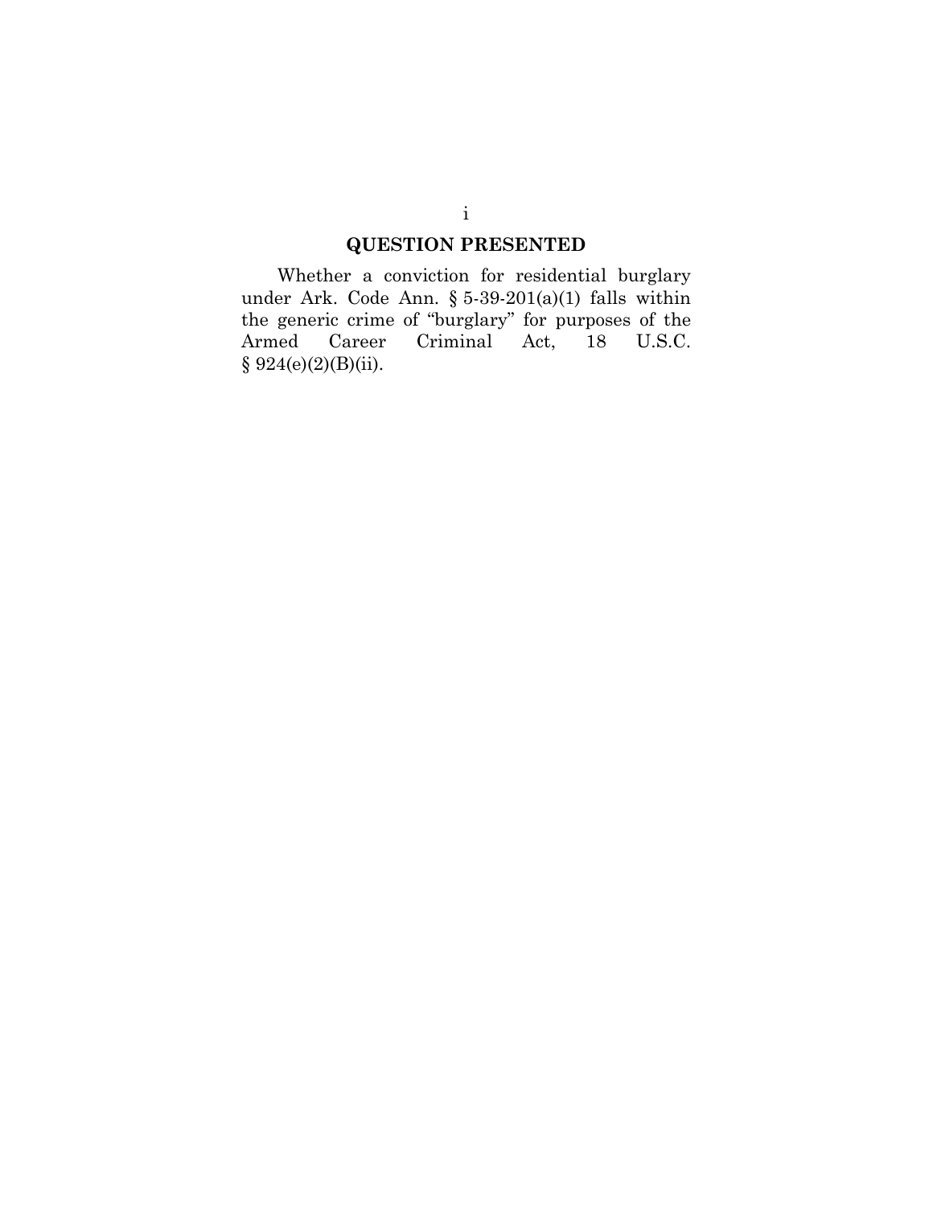## QUESTION PRESENTED

Whether a conviction for residential burglary under Ark. Code Ann. § 5-39-201(a)(1) falls within the generic crime of "burglary" for purposes of the Armed Career Criminal Act, 18 U.S.C. § 924(e)(2)(B)(ii).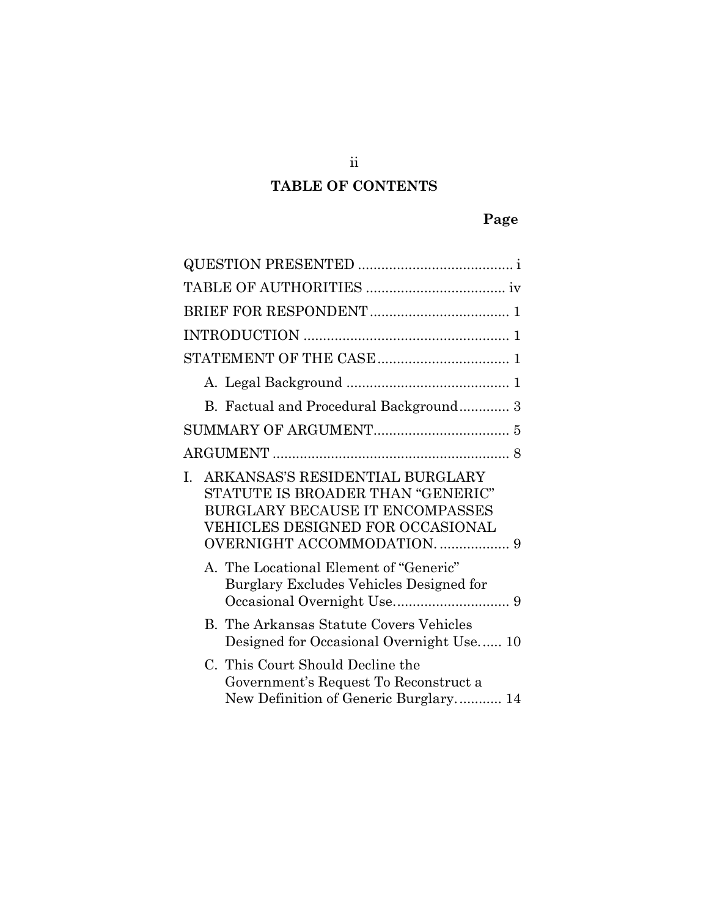## TABLE OF CONTENTS

| | Page |
|---|---|
| QUESTION PRESENTED | i |
| TABLE OF AUTHORITIES | iv |
| BRIEF FOR RESPONDENT | 1 |
| INTRODUCTION | 1 |
| STATEMENT OF THE CASE | 1 |
| A. Legal Background | 1 |
| B. Factual and Procedural Background | 3 |
| SUMMARY OF ARGUMENT | 5 |
| ARGUMENT | 8 |
| I. ARKANSAS'S RESIDENTIAL BURGLARY STATUTE IS BROADER THAN "GENERIC" BURGLARY BECAUSE IT ENCOMPASSES VEHICLES DESIGNED FOR OCCASIONAL OVERNIGHT ACCOMMODATION. | 9 |
| A. The Locational Element of "Generic" Burglary Excludes Vehicles Designed for Occasional Overnight Use. | 9 |
| B. The Arkansas Statute Covers Vehicles Designed for Occasional Overnight Use. | 10 |
| C. This Court Should Decline the Government's Request To Reconstruct a New Definition of Generic Burglary. | 14 |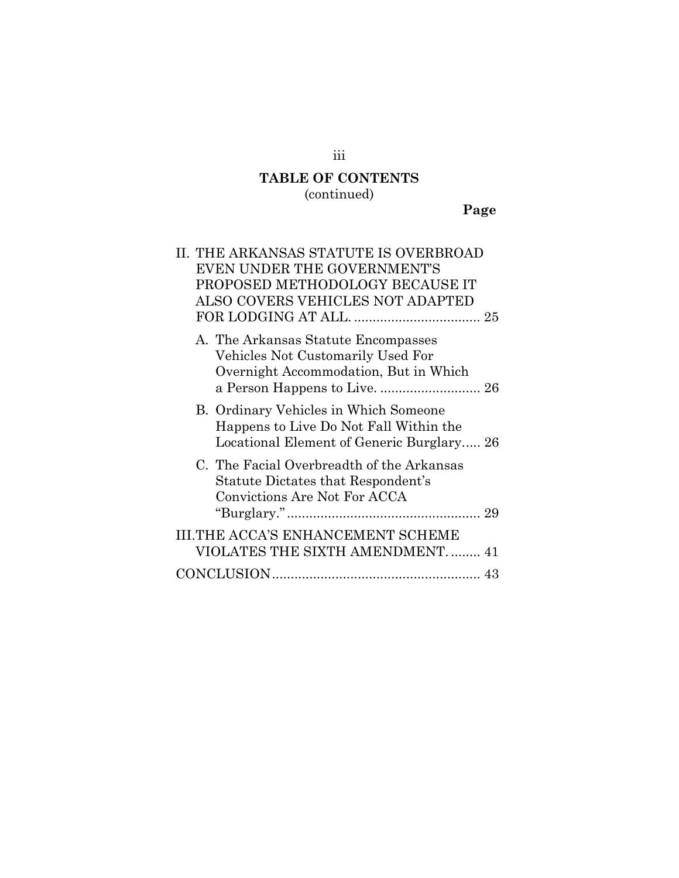## TABLE OF CONTENTS
(continued)

**Page**

II. THE ARKANSAS STATUTE IS OVERBROAD EVEN UNDER THE GOVERNMENT'S PROPOSED METHODOLOGY BECAUSE IT ALSO COVERS VEHICLES NOT ADAPTED FOR LODGING AT ALL. .................................. 25

- A. The Arkansas Statute Encompasses Vehicles Not Customarily Used For Overnight Accommodation, But in Which a Person Happens to Live. ........................... 26
- B. Ordinary Vehicles in Which Someone Happens to Live Do Not Fall Within the Locational Element of Generic Burglary..... 26
- C. The Facial Overbreadth of the Arkansas Statute Dictates that Respondent's Convictions Are Not For ACCA "Burglary." ..................................................... 29

III. THE ACCA'S ENHANCEMENT SCHEME VIOLATES THE SIXTH AMENDMENT. ........ 41

CONCLUSION........................................................ 43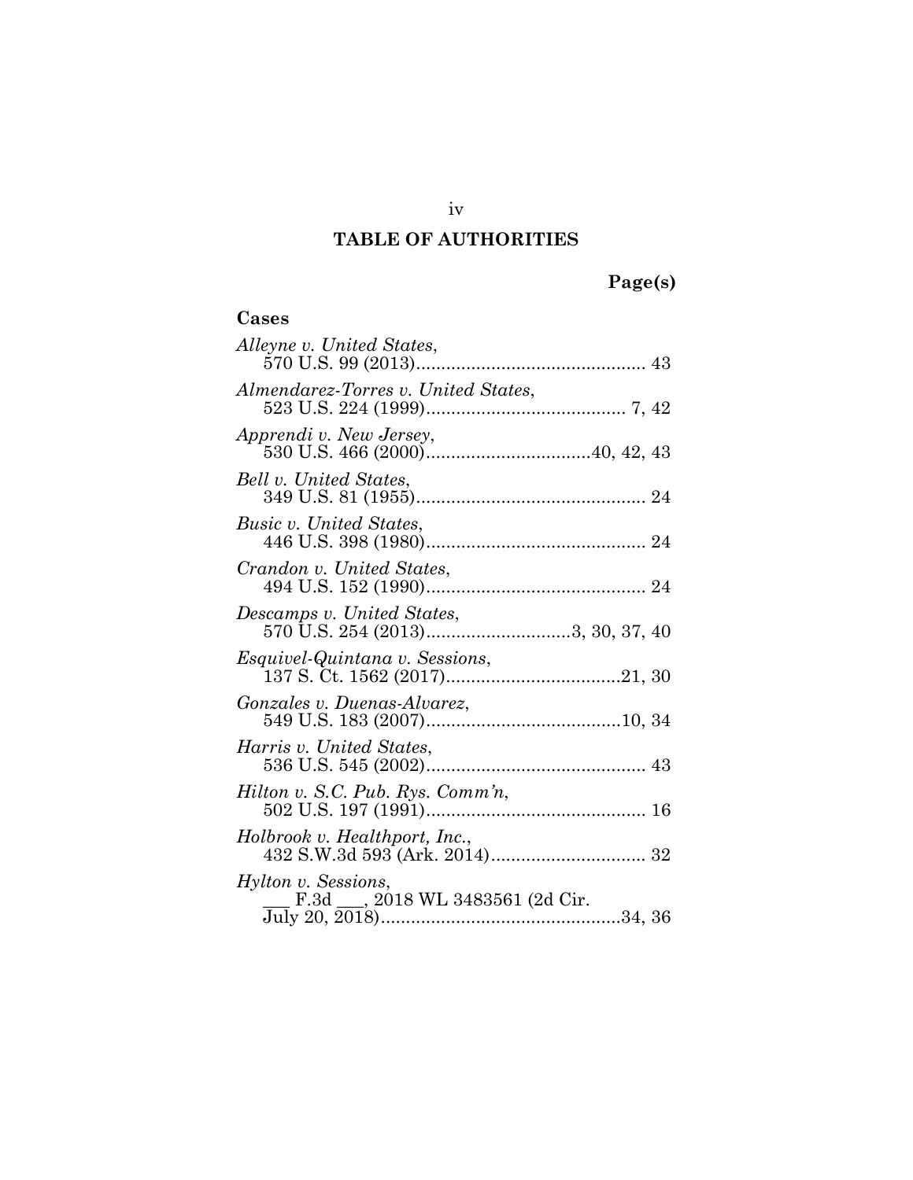# TABLE OF AUTHORITIES

**Page(s)**

### Cases

*Alleyne v. United States*,
570 U.S. 99 (2013).............................................. 43

*Almendarez-Torres v. United States*,
523 U.S. 224 (1999)........................................ 7, 42

*Apprendi v. New Jersey*,
530 U.S. 466 (2000).................................40, 42, 43

*Bell v. United States*,
349 U.S. 81 (1955).............................................. 24

*Busic v. United States*,
446 U.S. 398 (1980)............................................ 24

*Crandon v. United States*,
494 U.S. 152 (1990)............................................ 24

*Descamps v. United States*,
570 U.S. 254 (2013).............................3, 30, 37, 40

*Esquivel-Quintana v. Sessions*,
137 S. Ct. 1562 (2017)...................................21, 30

*Gonzales v. Duenas-Alvarez*,
549 U.S. 183 (2007).......................................10, 34

*Harris v. United States*,
536 U.S. 545 (2002)............................................ 43

*Hilton v. S.C. Pub. Rys. Comm'n*,
502 U.S. 197 (1991)............................................ 16

*Holbrook v. Healthport, Inc.*,
432 S.W.3d 593 (Ark. 2014)............................... 32

*Hylton v. Sessions*,
___ F.3d ___, 2018 WL 3483561 (2d Cir.
July 20, 2018)................................................34, 36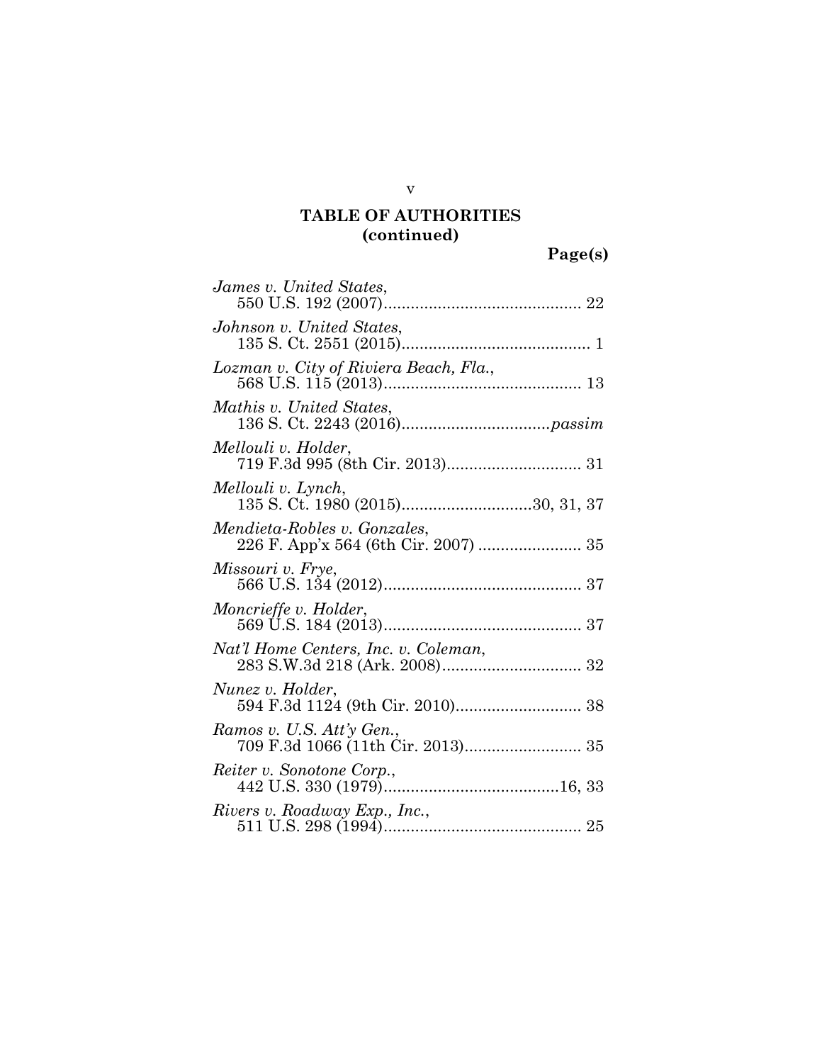## TABLE OF AUTHORITIES
## (continued)

**Page(s)**

*James v. United States*,
550 U.S. 192 (2007) ........................................... 22

*Johnson v. United States*,
135 S. Ct. 2551 (2015) .......................................... 1

*Lozman v. City of Riviera Beach, Fla.*,
568 U.S. 115 (2013) ........................................... 13

*Mathis v. United States*,
136 S. Ct. 2243 (2016) ................................ *passim*

*Mellouli v. Holder*,
719 F.3d 995 (8th Cir. 2013) ............................. 31

*Mellouli v. Lynch*,
135 S. Ct. 1980 (2015) ............................ 30, 31, 37

*Mendieta-Robles v. Gonzales*,
226 F. App'x 564 (6th Cir. 2007) ...................... 35

*Missouri v. Frye*,
566 U.S. 134 (2012) ........................................... 37

*Moncrieffe v. Holder*,
569 U.S. 184 (2013) ........................................... 37

*Nat'l Home Centers, Inc. v. Coleman*,
283 S.W.3d 218 (Ark. 2008) .............................. 32

*Nunez v. Holder*,
594 F.3d 1124 (9th Cir. 2010) ........................... 38

*Ramos v. U.S. Att'y Gen.*,
709 F.3d 1066 (11th Cir. 2013) ......................... 35

*Reiter v. Sonotone Corp.*,
442 U.S. 330 (1979) ...................................... 16, 33

*Rivers v. Roadway Exp., Inc.*,
511 U.S. 298 (1994) ........................................... 25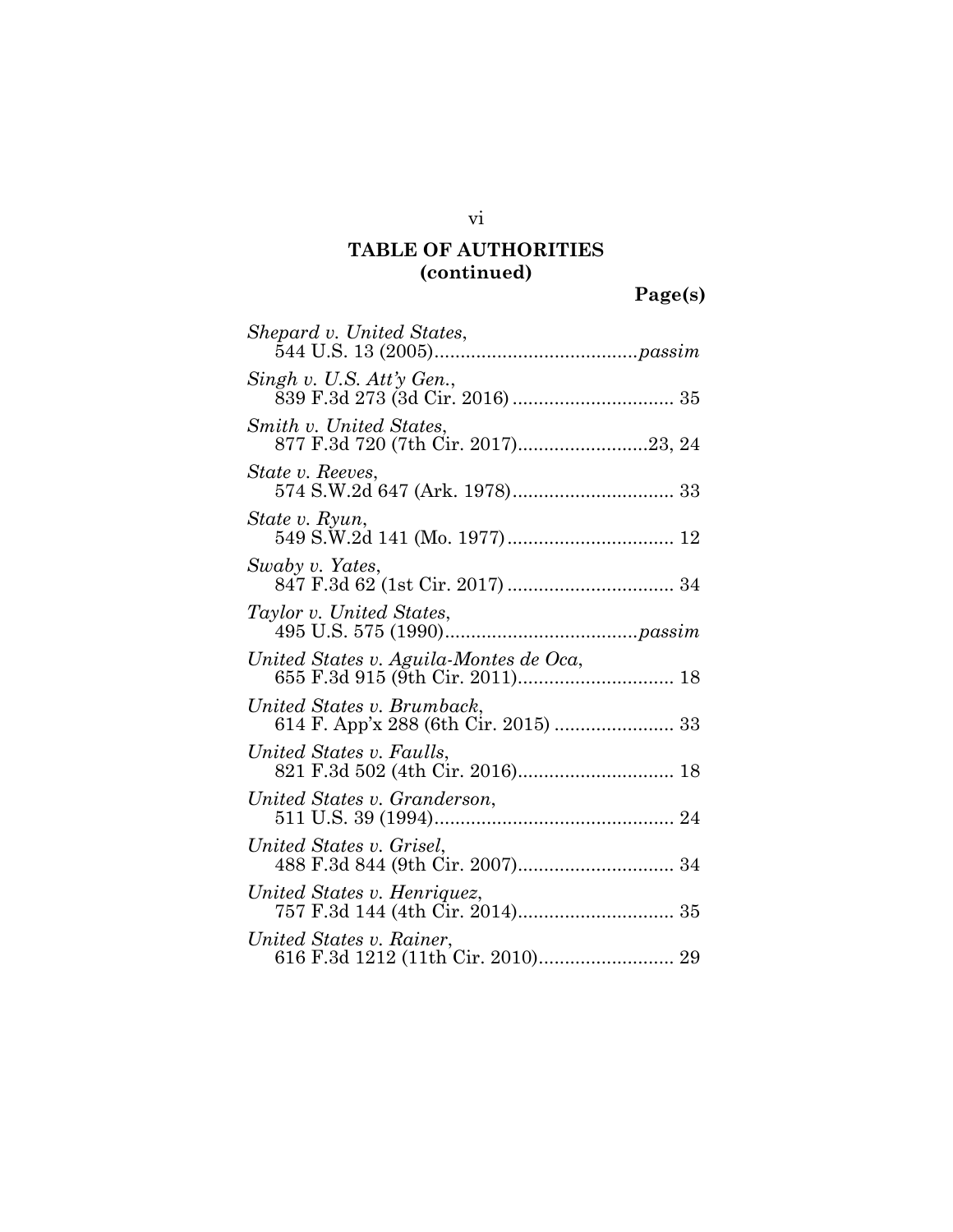## TABLE OF AUTHORITIES (continued)

**Page(s)**

*Shepard v. United States*, 544 U.S. 13 (2005) ....................................... *passim*

*Singh v. U.S. Att'y Gen.*, 839 F.3d 273 (3d Cir. 2016) ............................... 35

*Smith v. United States*, 877 F.3d 720 (7th Cir. 2017) .........................23, 24

*State v. Reeves*, 574 S.W.2d 647 (Ark. 1978) ............................... 33

*State v. Ryun*, 549 S.W.2d 141 (Mo. 1977) ................................ 12

*Swaby v. Yates*, 847 F.3d 62 (1st Cir. 2017) ................................ 34

*Taylor v. United States*, 495 U.S. 575 (1990) ..................................... *passim*

*United States v. Aguila-Montes de Oca*, 655 F.3d 915 (9th Cir. 2011) .............................. 18

*United States v. Brumback*, 614 F. App'x 288 (6th Cir. 2015) ....................... 33

*United States v. Faulls*, 821 F.3d 502 (4th Cir. 2016) .............................. 18

*United States v. Granderson*, 511 U.S. 39 (1994) .............................................. 24

*United States v. Grisel*, 488 F.3d 844 (9th Cir. 2007) .............................. 34

*United States v. Henriquez*, 757 F.3d 144 (4th Cir. 2014) .............................. 35

*United States v. Rainer*, 616 F.3d 1212 (11th Cir. 2010) .......................... 29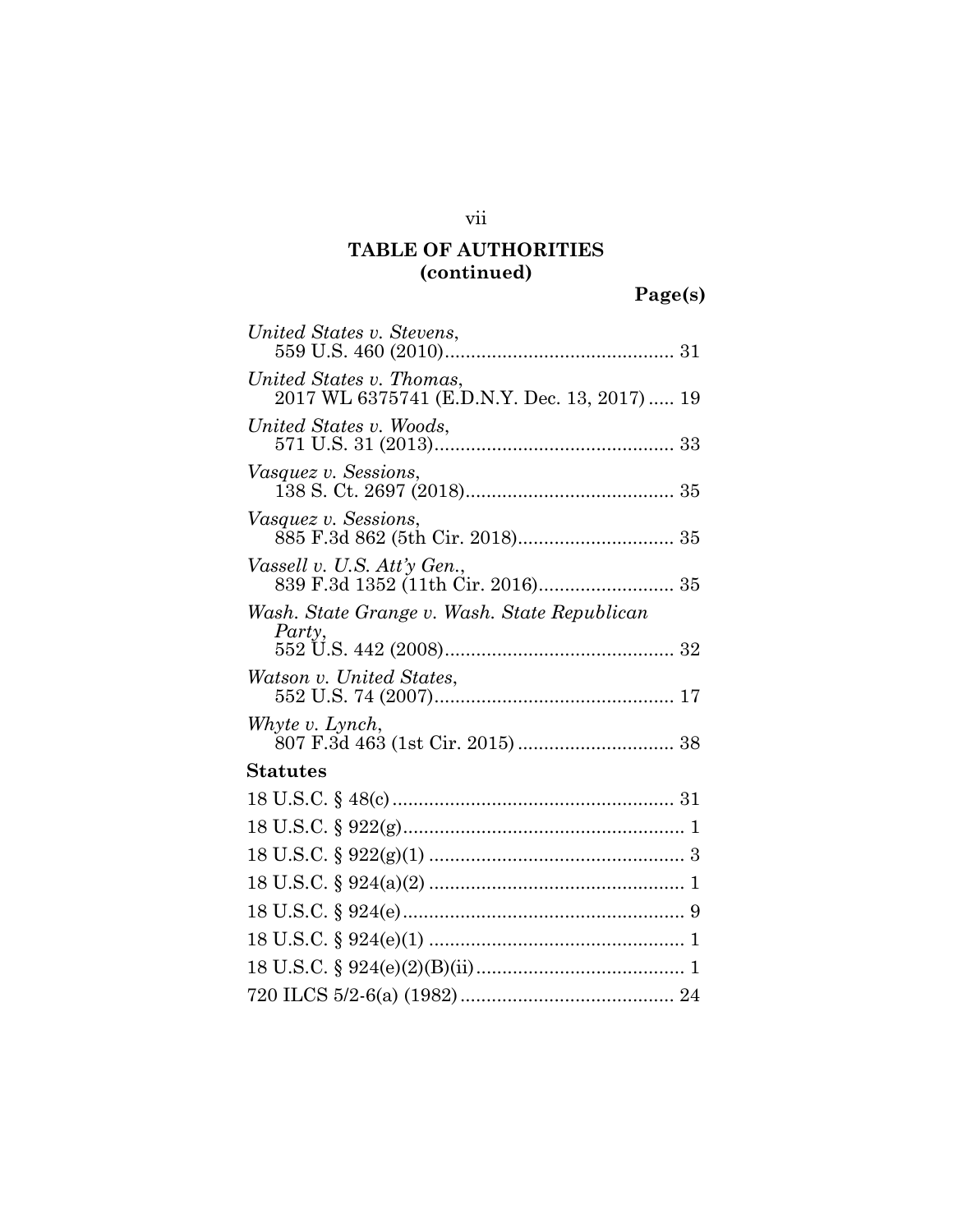## TABLE OF AUTHORITIES (continued)

**Page(s)**

*United States v. Stevens*,
559 U.S. 460 (2010)........................................... 31

*United States v. Thomas*,
2017 WL 6375741 (E.D.N.Y. Dec. 13, 2017) ..... 19

*United States v. Woods*,
571 U.S. 31 (2013)............................................. 33

*Vasquez v. Sessions*,
138 S. Ct. 2697 (2018)....................................... 35

*Vasquez v. Sessions*,
885 F.3d 862 (5th Cir. 2018)............................. 35

*Vassell v. U.S. Att'y Gen.*,
839 F.3d 1352 (11th Cir. 2016)......................... 35

*Wash. State Grange v. Wash. State Republican Party*,
552 U.S. 442 (2008)........................................... 32

*Watson v. United States*,
552 U.S. 74 (2007)............................................. 17

*Whyte v. Lynch*,
807 F.3d 463 (1st Cir. 2015) ............................. 38

**Statutes**

18 U.S.C. § 48(c) ..................................................... 31

18 U.S.C. § 922(g)..................................................... 1

18 U.S.C. § 922(g)(1) ................................................ 3

18 U.S.C. § 924(a)(2) ................................................ 1

18 U.S.C. § 924(e)..................................................... 9

18 U.S.C. § 924(e)(1) ................................................ 1

18 U.S.C. § 924(e)(2)(B)(ii)........................................ 1

720 ILCS 5/2-6(a) (1982)......................................... 24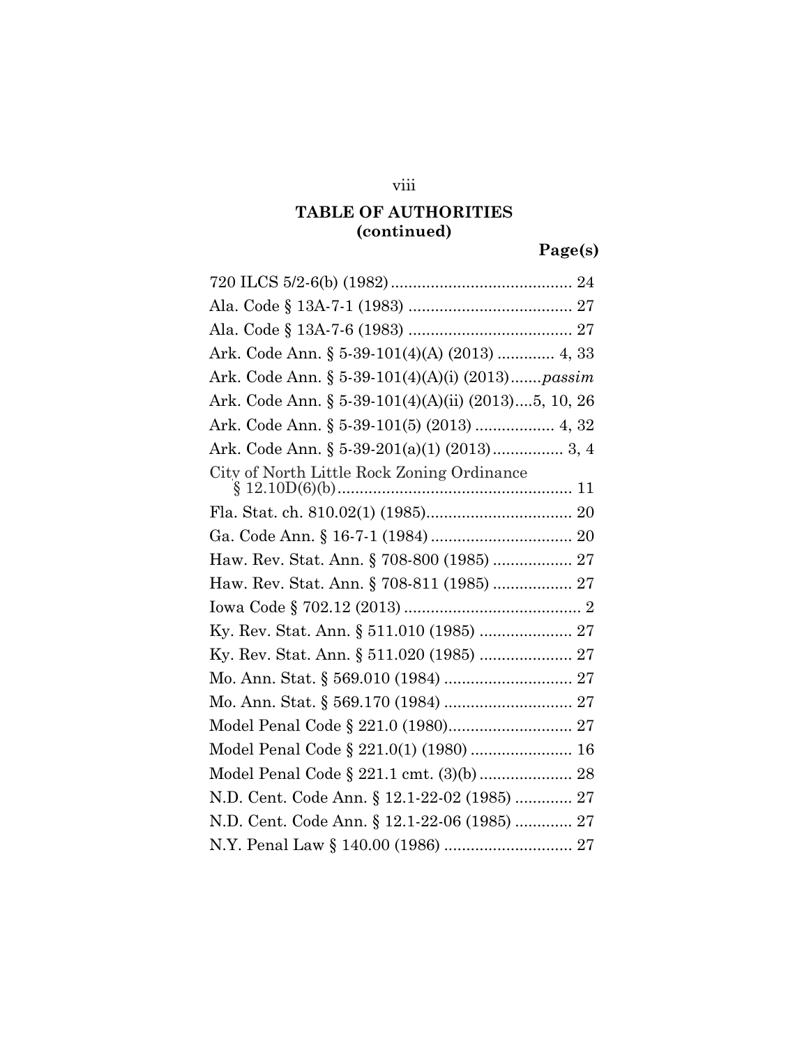## TABLE OF AUTHORITIES (continued)

**Page(s)**

720 ILCS 5/2-6(b) (1982) .......................................... 24

Ala. Code § 13A-7-1 (1983) ..................................... 27

Ala. Code § 13A-7-6 (1983) ..................................... 27

Ark. Code Ann. § 5-39-101(4)(A) (2013) ............. 4, 33

Ark. Code Ann. § 5-39-101(4)(A)(i) (2013).......*passim*

Ark. Code Ann. § 5-39-101(4)(A)(ii) (2013)....5, 10, 26

Ark. Code Ann. § 5-39-101(5) (2013) .................. 4, 32

Ark. Code Ann. § 5-39-201(a)(1) (2013)................ 3, 4

City of North Little Rock Zoning Ordinance § 12.10D(6)(b)..................................................... 11

Fla. Stat. ch. 810.02(1) (1985)................................. 20

Ga. Code Ann. § 16-7-1 (1984) ................................ 20

Haw. Rev. Stat. Ann. § 708-800 (1985) .................. 27

Haw. Rev. Stat. Ann. § 708-811 (1985) .................. 27

Iowa Code § 702.12 (2013) ........................................ 2

Ky. Rev. Stat. Ann. § 511.010 (1985) ..................... 27

Ky. Rev. Stat. Ann. § 511.020 (1985) ..................... 27

Mo. Ann. Stat. § 569.010 (1984) ............................. 27

Mo. Ann. Stat. § 569.170 (1984) ............................. 27

Model Penal Code § 221.0 (1980)............................ 27

Model Penal Code § 221.0(1) (1980) ....................... 16

Model Penal Code § 221.1 cmt. (3)(b) ..................... 28

N.D. Cent. Code Ann. § 12.1-22-02 (1985) ............. 27

N.D. Cent. Code Ann. § 12.1-22-06 (1985) ............. 27

N.Y. Penal Law § 140.00 (1986) ............................. 27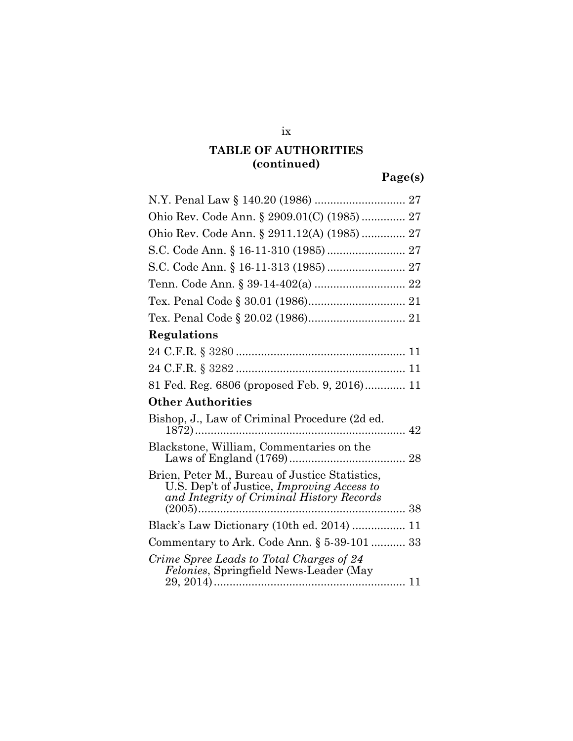## TABLE OF AUTHORITIES (continued)

| | Page(s) |
|---|---|
| N.Y. Penal Law § 140.20 (1986) | 27 |
| Ohio Rev. Code Ann. § 2909.01(C) (1985) | 27 |
| Ohio Rev. Code Ann. § 2911.12(A) (1985) | 27 |
| S.C. Code Ann. § 16-11-310 (1985) | 27 |
| S.C. Code Ann. § 16-11-313 (1985) | 27 |
| Tenn. Code Ann. § 39-14-402(a) | 22 |
| Tex. Penal Code § 30.01 (1986) | 21 |
| Tex. Penal Code § 20.02 (1986) | 21 |
| **Regulations** | |
| 24 C.F.R. § 3280 | 11 |
| 24 C.F.R. § 3282 | 11 |
| 81 Fed. Reg. 6806 (proposed Feb. 9, 2016) | 11 |
| **Other Authorities** | |
| Bishop, J., Law of Criminal Procedure (2d ed. 1872) | 42 |
| Blackstone, William, Commentaries on the Laws of England (1769) | 28 |
| Brien, Peter M., Bureau of Justice Statistics, U.S. Dep't of Justice, *Improving Access to and Integrity of Criminal History Records* (2005) | 38 |
| Black's Law Dictionary (10th ed. 2014) | 11 |
| Commentary to Ark. Code Ann. § 5-39-101 | 33 |
| *Crime Spree Leads to Total Charges of 24 Felonies*, Springfield News-Leader (May 29, 2014) | 11 |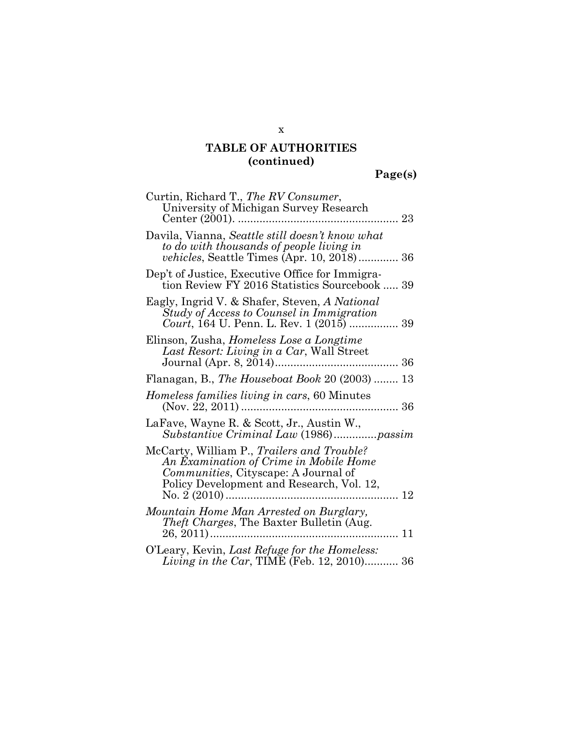**TABLE OF AUTHORITIES (continued)**

**Page(s)**

Curtin, Richard T., *The RV Consumer*, University of Michigan Survey Research Center (2001). .................................................... 23

Davila, Vianna, *Seattle still doesn't know what to do with thousands of people living in vehicles*, Seattle Times (Apr. 10, 2018)............. 36

Dep't of Justice, Executive Office for Immigration Review FY 2016 Statistics Sourcebook ..... 39

Eagly, Ingrid V. & Shafer, Steven, *A National Study of Access to Counsel in Immigration Court*, 164 U. Penn. L. Rev. 1 (2015) ................ 39

Elinson, Zusha, *Homeless Lose a Longtime Last Resort: Living in a Car*, Wall Street Journal (Apr. 8, 2014)........................................ 36

Flanagan, B., *The Houseboat Book* 20 (2003) ........ 13

*Homeless families living in cars*, 60 Minutes (Nov. 22, 2011) ................................................... 36

LaFave, Wayne R. & Scott, Jr., Austin W., *Substantive Criminal Law* (1986).............*passim*

McCarty, William P., *Trailers and Trouble? An Examination of Crime in Mobile Home Communities*, Cityscape: A Journal of Policy Development and Research, Vol. 12, No. 2 (2010)........................................................ 12

*Mountain Home Man Arrested on Burglary, Theft Charges*, The Baxter Bulletin (Aug. 26, 2011)............................................................ 11

O'Leary, Kevin, *Last Refuge for the Homeless: Living in the Car*, TIME (Feb. 12, 2010)........... 36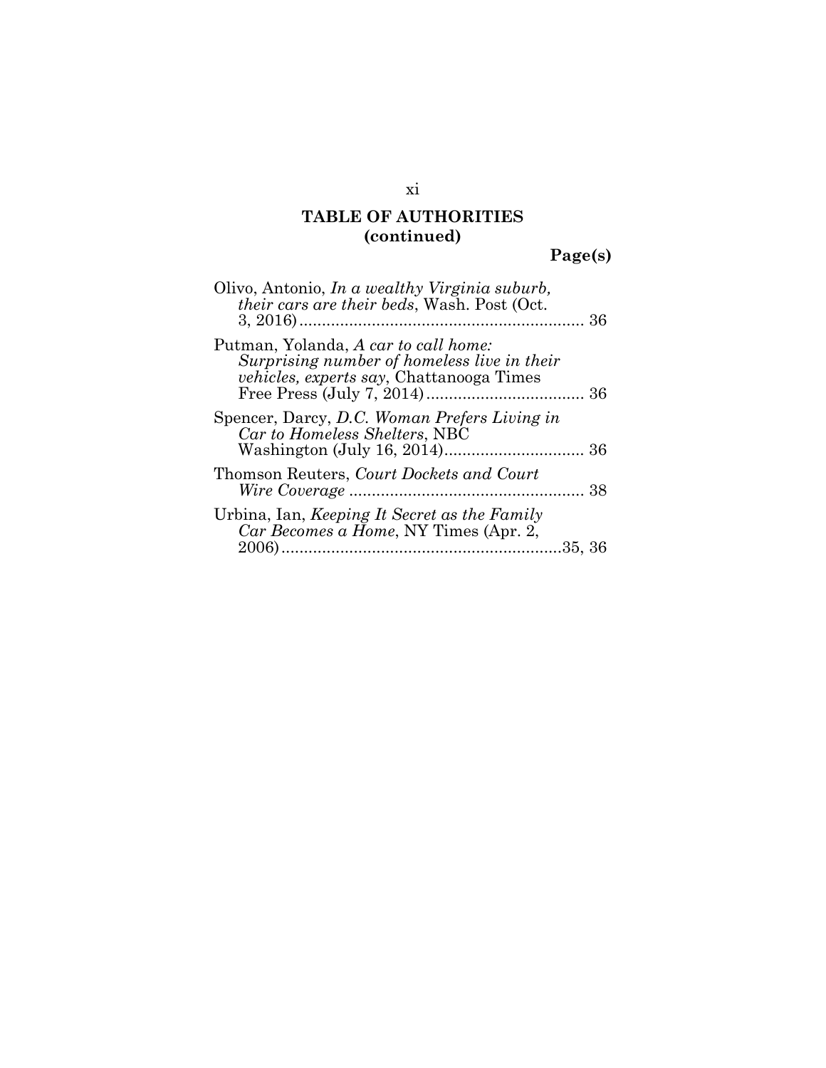## TABLE OF AUTHORITIES (continued)

**Page(s)**

Olivo, Antonio, *In a wealthy Virginia suburb, their cars are their beds*, Wash. Post (Oct. 3, 2016) ............................................................... 36

Putman, Yolanda, *A car to call home: Surprising number of homeless live in their vehicles, experts say*, Chattanooga Times Free Press (July 7, 2014) ................................... 36

Spencer, Darcy, *D.C. Woman Prefers Living in Car to Homeless Shelters*, NBC Washington (July 16, 2014)............................... 36

Thomson Reuters, *Court Dockets and Court Wire Coverage* .................................................... 38

Urbina, Ian, *Keeping It Secret as the Family Car Becomes a Home*, NY Times (Apr. 2, 2006).............................................................35, 36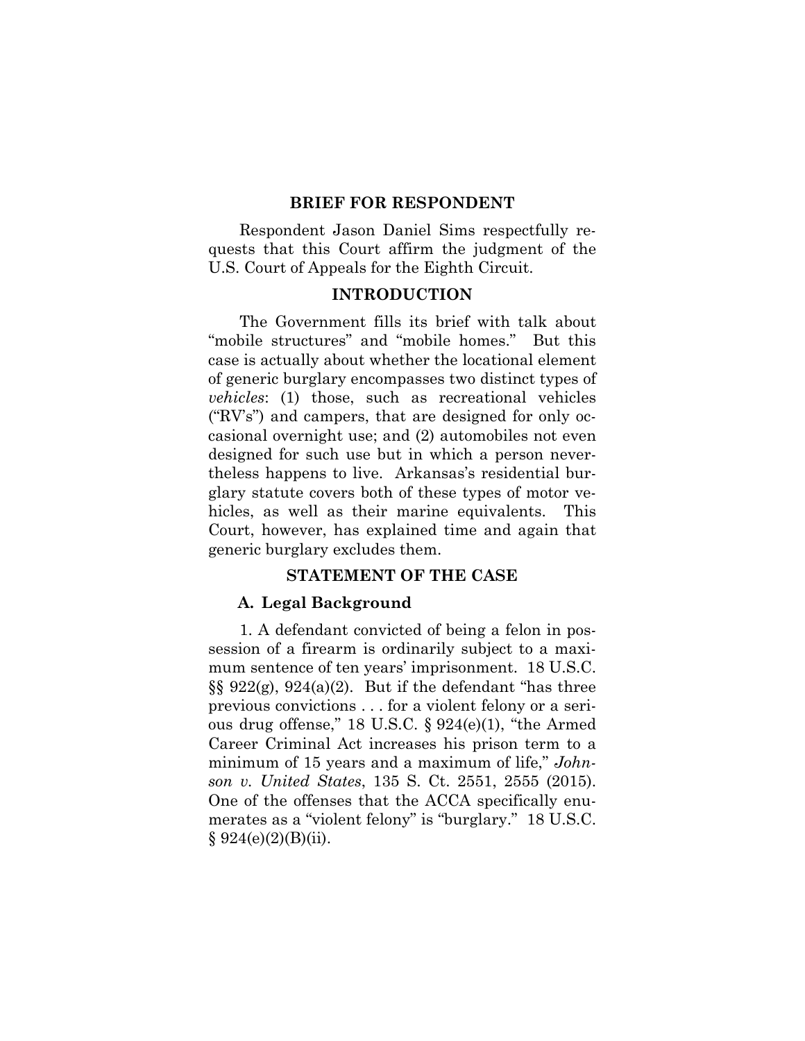## BRIEF FOR RESPONDENT

Respondent Jason Daniel Sims respectfully requests that this Court affirm the judgment of the U.S. Court of Appeals for the Eighth Circuit.

## INTRODUCTION

The Government fills its brief with talk about "mobile structures" and "mobile homes." But this case is actually about whether the locational element of generic burglary encompasses two distinct types of *vehicles*: (1) those, such as recreational vehicles ("RV's") and campers, that are designed for only occasional overnight use; and (2) automobiles not even designed for such use but in which a person nevertheless happens to live. Arkansas's residential burglary statute covers both of these types of motor vehicles, as well as their marine equivalents. This Court, however, has explained time and again that generic burglary excludes them.

## STATEMENT OF THE CASE

### A. Legal Background

1. A defendant convicted of being a felon in possession of a firearm is ordinarily subject to a maximum sentence of ten years' imprisonment. 18 U.S.C. §§ 922(g), 924(a)(2). But if the defendant "has three previous convictions . . . for a violent felony or a serious drug offense," 18 U.S.C. § 924(e)(1), "the Armed Career Criminal Act increases his prison term to a minimum of 15 years and a maximum of life," *Johnson v. United States*, 135 S. Ct. 2551, 2555 (2015). One of the offenses that the ACCA specifically enumerates as a "violent felony" is "burglary." 18 U.S.C. § 924(e)(2)(B)(ii).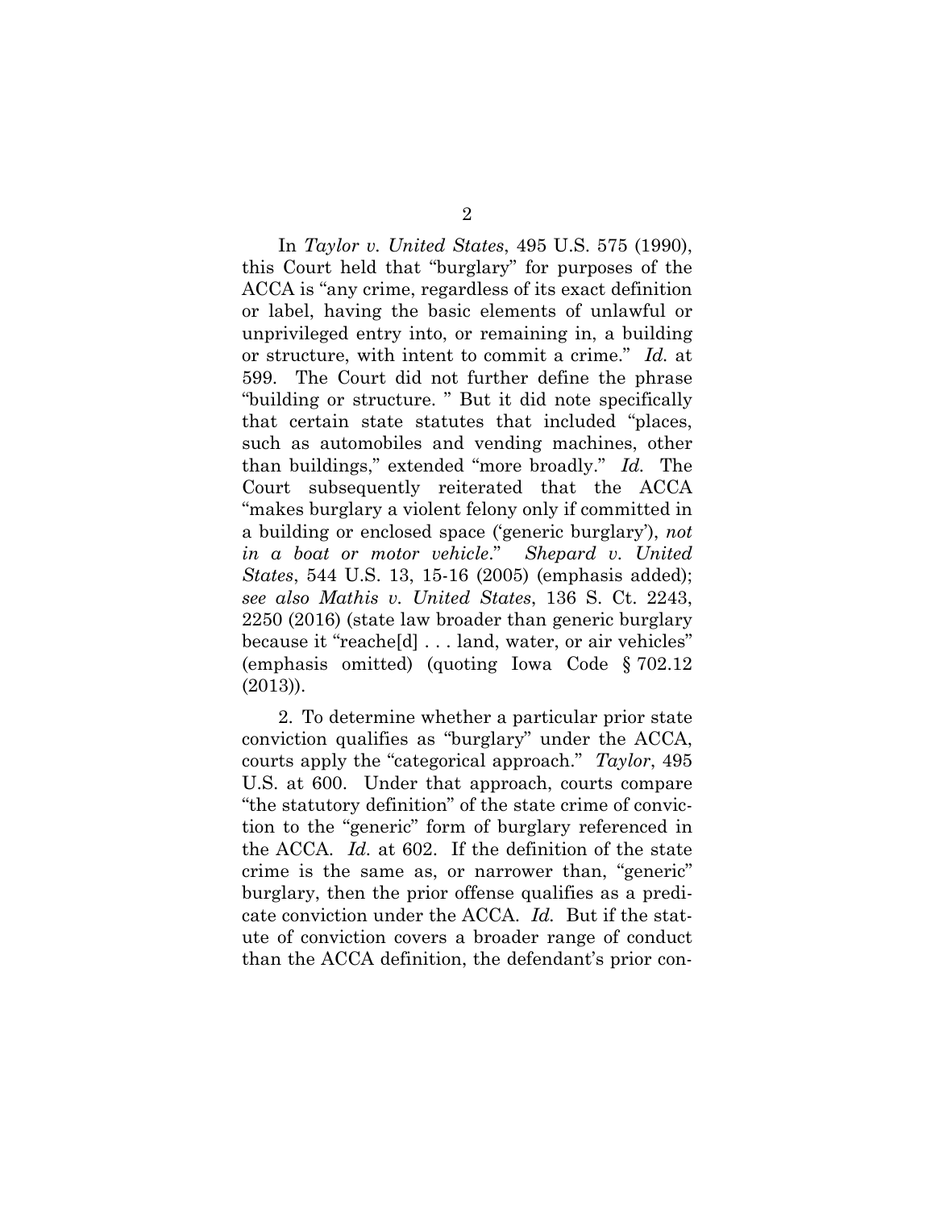In *Taylor v. United States*, 495 U.S. 575 (1990), this Court held that "burglary" for purposes of the ACCA is "any crime, regardless of its exact definition or label, having the basic elements of unlawful or unprivileged entry into, or remaining in, a building or structure, with intent to commit a crime." *Id.* at 599. The Court did not further define the phrase "building or structure. " But it did note specifically that certain state statutes that included "places, such as automobiles and vending machines, other than buildings," extended "more broadly." *Id.* The Court subsequently reiterated that the ACCA "makes burglary a violent felony only if committed in a building or enclosed space ('generic burglary'), *not in a boat or motor vehicle*." *Shepard v. United States*, 544 U.S. 13, 15-16 (2005) (emphasis added); *see also Mathis v. United States*, 136 S. Ct. 2243, 2250 (2016) (state law broader than generic burglary because it "reache[d] . . . land, water, or air vehicles" (emphasis omitted) (quoting Iowa Code § 702.12 (2013)).

2. To determine whether a particular prior state conviction qualifies as "burglary" under the ACCA, courts apply the "categorical approach." *Taylor*, 495 U.S. at 600. Under that approach, courts compare "the statutory definition" of the state crime of conviction to the "generic" form of burglary referenced in the ACCA. *Id.* at 602. If the definition of the state crime is the same as, or narrower than, "generic" burglary, then the prior offense qualifies as a predicate conviction under the ACCA. *Id.* But if the statute of conviction covers a broader range of conduct than the ACCA definition, the defendant's prior con-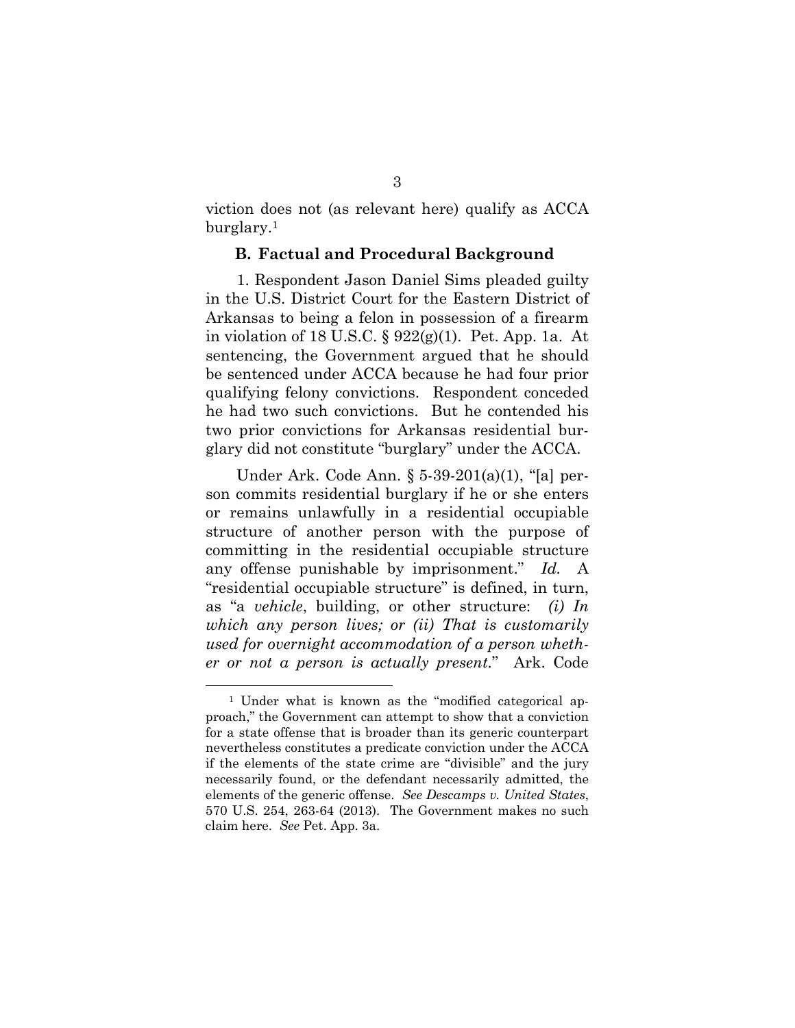viction does not (as relevant here) qualify as ACCA burglary.[1]

### B. Factual and Procedural Background

1. Respondent Jason Daniel Sims pleaded guilty in the U.S. District Court for the Eastern District of Arkansas to being a felon in possession of a firearm in violation of 18 U.S.C. § 922(g)(1). Pet. App. 1a. At sentencing, the Government argued that he should be sentenced under ACCA because he had four prior qualifying felony convictions. Respondent conceded he had two such convictions. But he contended his two prior convictions for Arkansas residential burglary did not constitute "burglary" under the ACCA.

Under Ark. Code Ann. § 5-39-201(a)(1), "[a] person commits residential burglary if he or she enters or remains unlawfully in a residential occupiable structure of another person with the purpose of committing in the residential occupiable structure any offense punishable by imprisonment." *Id.* A "residential occupiable structure" is defined, in turn, as "a *vehicle*, building, or other structure: *(i) In which any person lives; or (ii) That is customarily used for overnight accommodation of a person whether or not a person is actually present*." Ark. Code

---

[1] Under what is known as the "modified categorical approach," the Government can attempt to show that a conviction for a state offense that is broader than its generic counterpart nevertheless constitutes a predicate conviction under the ACCA if the elements of the state crime are "divisible" and the jury necessarily found, or the defendant necessarily admitted, the elements of the generic offense. *See Descamps v. United States*, 570 U.S. 254, 263-64 (2013). The Government makes no such claim here. *See* Pet. App. 3a.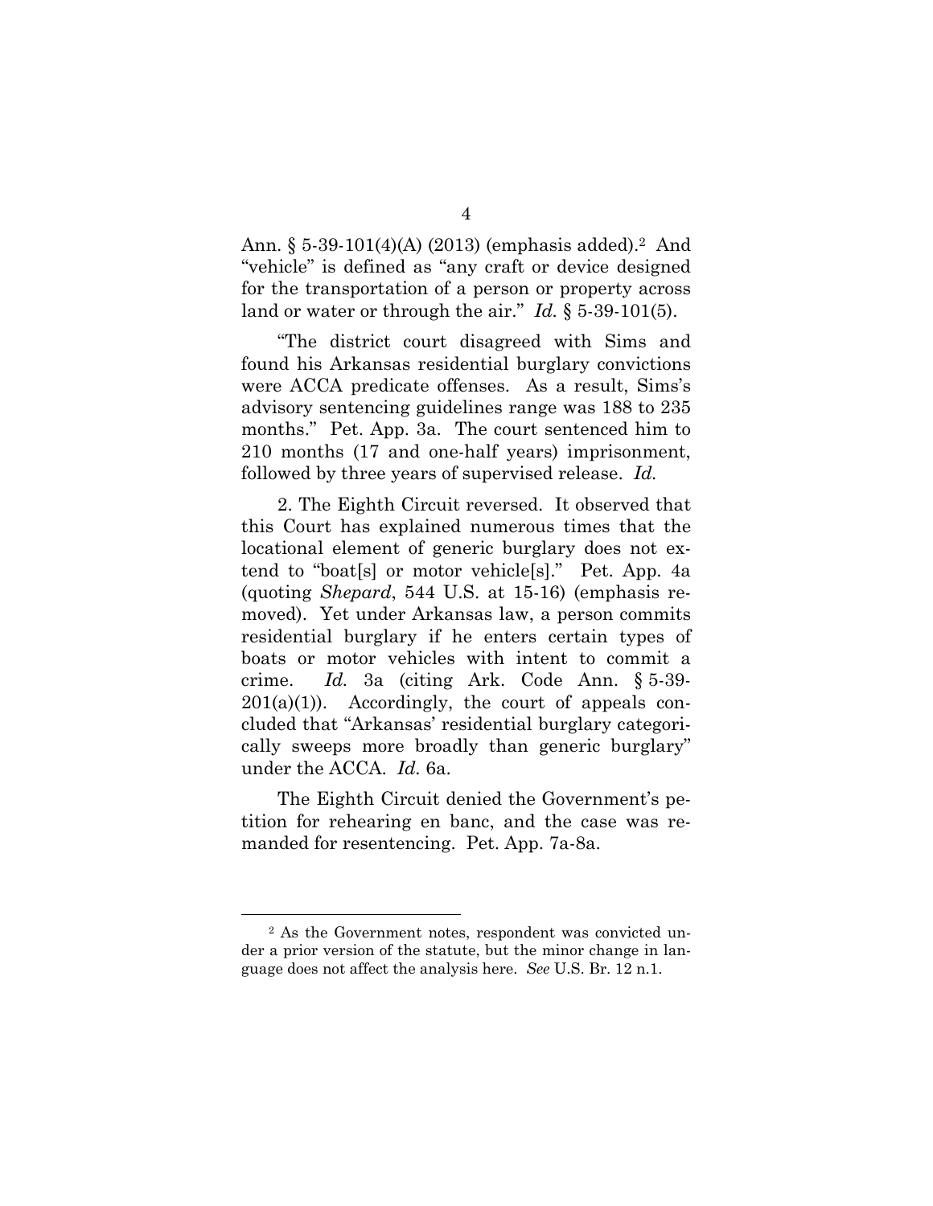Ann. § 5-39-101(4)(A) (2013) (emphasis added).[2] And "vehicle" is defined as "any craft or device designed for the transportation of a person or property across land or water or through the air." *Id.* § 5-39-101(5).

"The district court disagreed with Sims and found his Arkansas residential burglary convictions were ACCA predicate offenses. As a result, Sims's advisory sentencing guidelines range was 188 to 235 months." Pet. App. 3a. The court sentenced him to 210 months (17 and one-half years) imprisonment, followed by three years of supervised release. *Id.*

2. The Eighth Circuit reversed. It observed that this Court has explained numerous times that the locational element of generic burglary does not extend to "boat[s] or motor vehicle[s]." Pet. App. 4a (quoting *Shepard*, 544 U.S. at 15-16) (emphasis removed). Yet under Arkansas law, a person commits residential burglary if he enters certain types of boats or motor vehicles with intent to commit a crime. *Id.* 3a (citing Ark. Code Ann. § 5-39-201(a)(1)). Accordingly, the court of appeals concluded that "Arkansas' residential burglary categorically sweeps more broadly than generic burglary" under the ACCA. *Id.* 6a.

The Eighth Circuit denied the Government's petition for rehearing en banc, and the case was remanded for resentencing. Pet. App. 7a-8a.

---

[2] As the Government notes, respondent was convicted under a prior version of the statute, but the minor change in language does not affect the analysis here. *See* U.S. Br. 12 n.1.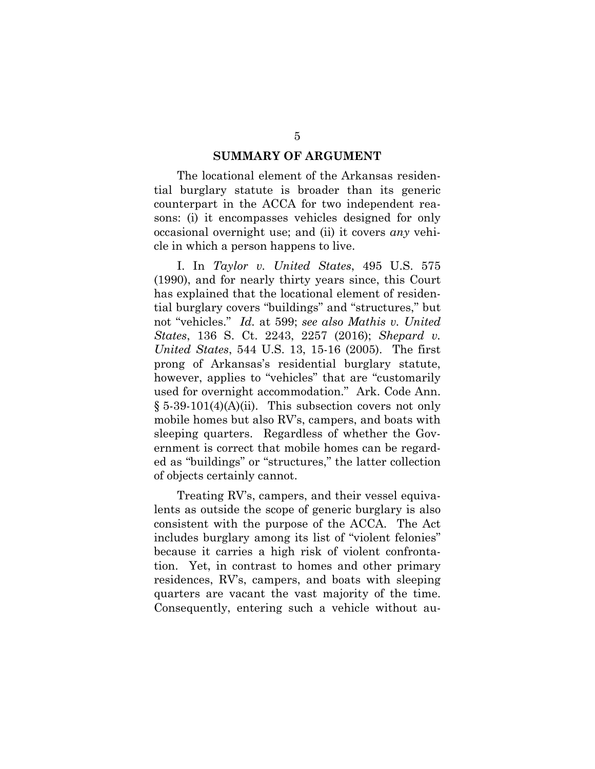## SUMMARY OF ARGUMENT

The locational element of the Arkansas residential burglary statute is broader than its generic counterpart in the ACCA for two independent reasons: (i) it encompasses vehicles designed for only occasional overnight use; and (ii) it covers *any* vehicle in which a person happens to live.

I. In *Taylor v. United States*, 495 U.S. 575 (1990), and for nearly thirty years since, this Court has explained that the locational element of residential burglary covers "buildings" and "structures," but not "vehicles." *Id.* at 599; *see also Mathis v. United States*, 136 S. Ct. 2243, 2257 (2016); *Shepard v. United States*, 544 U.S. 13, 15-16 (2005). The first prong of Arkansas's residential burglary statute, however, applies to "vehicles" that are "customarily used for overnight accommodation." Ark. Code Ann. § 5-39-101(4)(A)(ii). This subsection covers not only mobile homes but also RV's, campers, and boats with sleeping quarters. Regardless of whether the Government is correct that mobile homes can be regarded as "buildings" or "structures," the latter collection of objects certainly cannot.

Treating RV's, campers, and their vessel equivalents as outside the scope of generic burglary is also consistent with the purpose of the ACCA. The Act includes burglary among its list of "violent felonies" because it carries a high risk of violent confrontation. Yet, in contrast to homes and other primary residences, RV's, campers, and boats with sleeping quarters are vacant the vast majority of the time. Consequently, entering such a vehicle without au-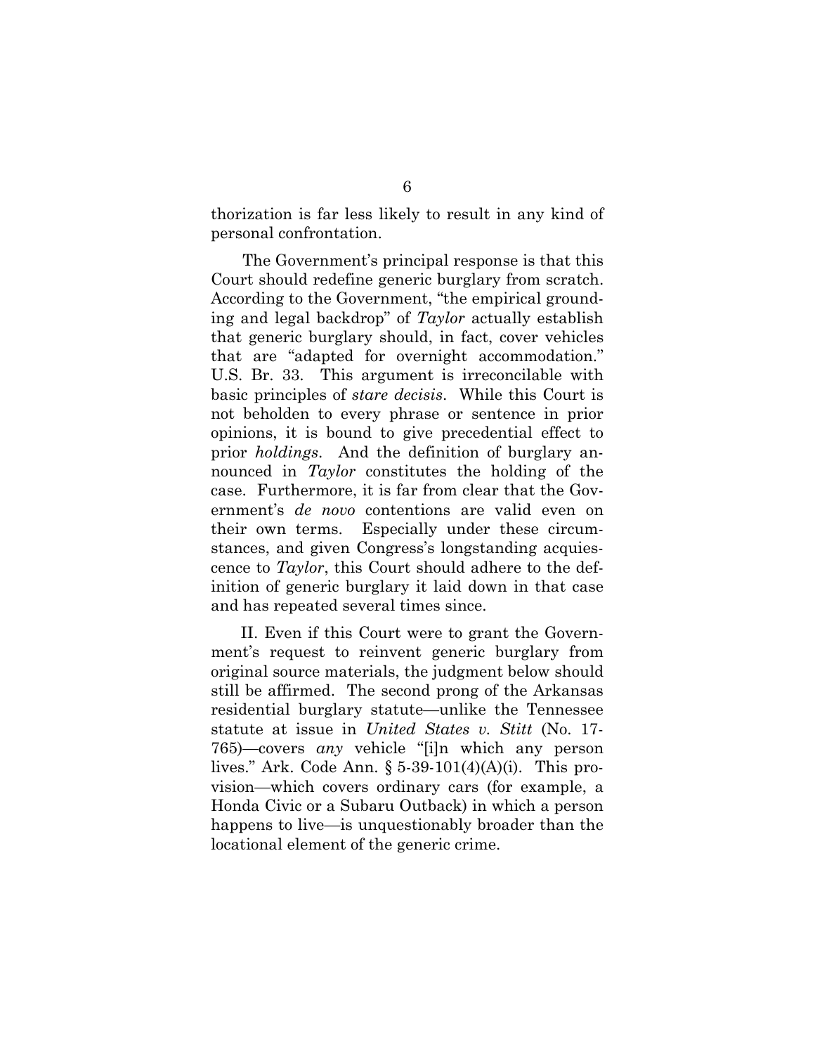thorization is far less likely to result in any kind of personal confrontation.

The Government's principal response is that this Court should redefine generic burglary from scratch. According to the Government, "the empirical grounding and legal backdrop" of *Taylor* actually establish that generic burglary should, in fact, cover vehicles that are "adapted for overnight accommodation." U.S. Br. 33. This argument is irreconcilable with basic principles of *stare decisis*. While this Court is not beholden to every phrase or sentence in prior opinions, it is bound to give precedential effect to prior *holdings*. And the definition of burglary announced in *Taylor* constitutes the holding of the case. Furthermore, it is far from clear that the Government's *de novo* contentions are valid even on their own terms. Especially under these circumstances, and given Congress's longstanding acquiescence to *Taylor*, this Court should adhere to the definition of generic burglary it laid down in that case and has repeated several times since.

II. Even if this Court were to grant the Government's request to reinvent generic burglary from original source materials, the judgment below should still be affirmed. The second prong of the Arkansas residential burglary statute—unlike the Tennessee statute at issue in *United States v. Stitt* (No. 17-765)—covers *any* vehicle "[i]n which any person lives." Ark. Code Ann. § 5-39-101(4)(A)(i). This provision—which covers ordinary cars (for example, a Honda Civic or a Subaru Outback) in which a person happens to live—is unquestionably broader than the locational element of the generic crime.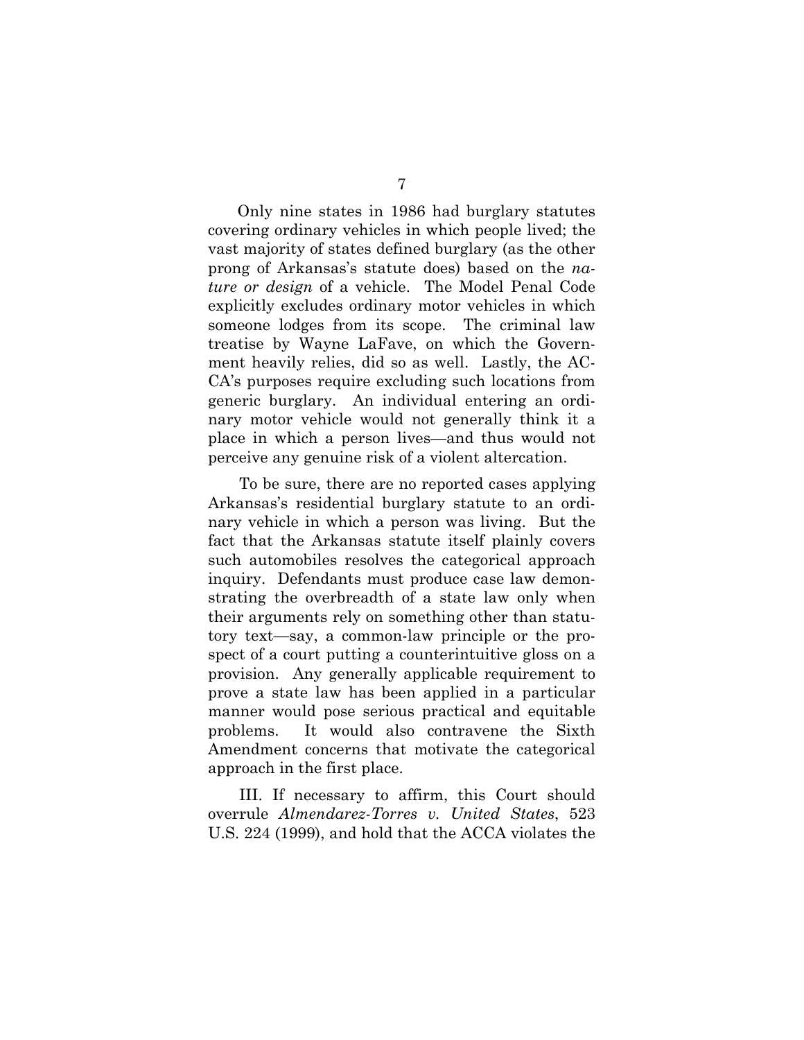Only nine states in 1986 had burglary statutes covering ordinary vehicles in which people lived; the vast majority of states defined burglary (as the other prong of Arkansas's statute does) based on the *nature or design* of a vehicle. The Model Penal Code explicitly excludes ordinary motor vehicles in which someone lodges from its scope. The criminal law treatise by Wayne LaFave, on which the Government heavily relies, did so as well. Lastly, the ACCA's purposes require excluding such locations from generic burglary. An individual entering an ordinary motor vehicle would not generally think it a place in which a person lives—and thus would not perceive any genuine risk of a violent altercation.

To be sure, there are no reported cases applying Arkansas's residential burglary statute to an ordinary vehicle in which a person was living. But the fact that the Arkansas statute itself plainly covers such automobiles resolves the categorical approach inquiry. Defendants must produce case law demonstrating the overbreadth of a state law only when their arguments rely on something other than statutory text—say, a common-law principle or the prospect of a court putting a counterintuitive gloss on a provision. Any generally applicable requirement to prove a state law has been applied in a particular manner would pose serious practical and equitable problems. It would also contravene the Sixth Amendment concerns that motivate the categorical approach in the first place.

III. If necessary to affirm, this Court should overrule *Almendarez-Torres v. United States*, 523 U.S. 224 (1999), and hold that the ACCA violates the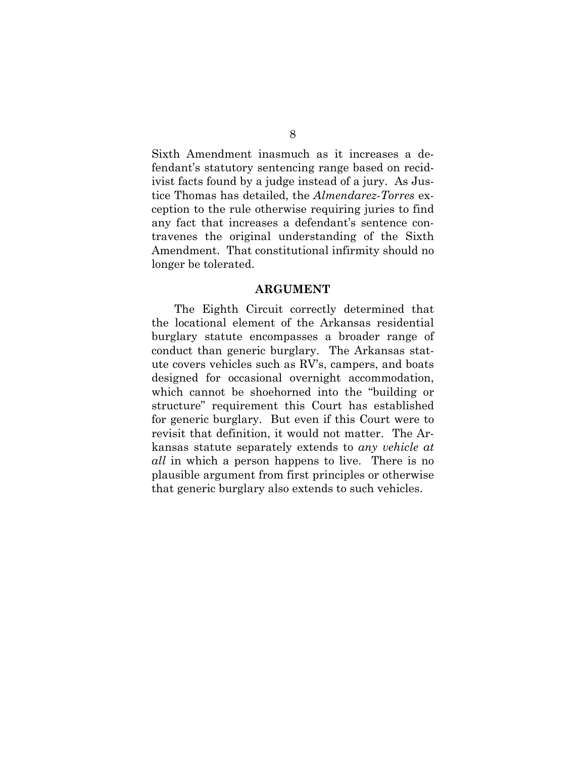Sixth Amendment inasmuch as it increases a defendant's statutory sentencing range based on recidivist facts found by a judge instead of a jury. As Justice Thomas has detailed, the *Almendarez-Torres* exception to the rule otherwise requiring juries to find any fact that increases a defendant's sentence contravenes the original understanding of the Sixth Amendment. That constitutional infirmity should no longer be tolerated.

## ARGUMENT

The Eighth Circuit correctly determined that the locational element of the Arkansas residential burglary statute encompasses a broader range of conduct than generic burglary. The Arkansas statute covers vehicles such as RV's, campers, and boats designed for occasional overnight accommodation, which cannot be shoehorned into the "building or structure" requirement this Court has established for generic burglary. But even if this Court were to revisit that definition, it would not matter. The Arkansas statute separately extends to *any vehicle at all* in which a person happens to live. There is no plausible argument from first principles or otherwise that generic burglary also extends to such vehicles.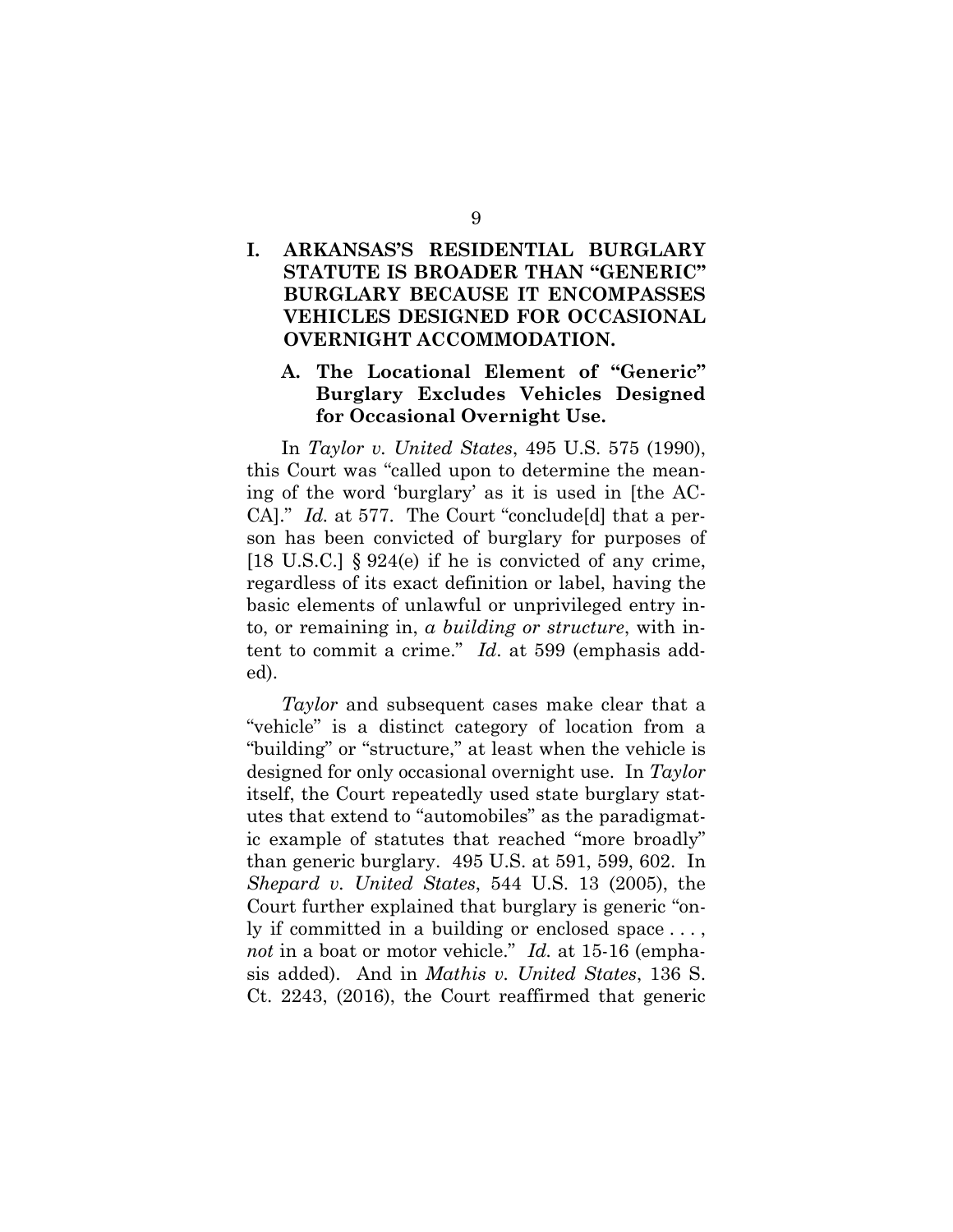## I. ARKANSAS'S RESIDENTIAL BURGLARY STATUTE IS BROADER THAN "GENERIC" BURGLARY BECAUSE IT ENCOMPASSES VEHICLES DESIGNED FOR OCCASIONAL OVERNIGHT ACCOMMODATION.

### A. The Locational Element of "Generic" Burglary Excludes Vehicles Designed for Occasional Overnight Use.

In *Taylor v. United States*, 495 U.S. 575 (1990), this Court was "called upon to determine the meaning of the word 'burglary' as it is used in [the ACCA]." *Id.* at 577. The Court "conclude[d] that a person has been convicted of burglary for purposes of [18 U.S.C.] § 924(e) if he is convicted of any crime, regardless of its exact definition or label, having the basic elements of unlawful or unprivileged entry into, or remaining in, *a building or structure*, with intent to commit a crime." *Id.* at 599 (emphasis added).

*Taylor* and subsequent cases make clear that a "vehicle" is a distinct category of location from a "building" or "structure," at least when the vehicle is designed for only occasional overnight use. In *Taylor* itself, the Court repeatedly used state burglary statutes that extend to "automobiles" as the paradigmatic example of statutes that reached "more broadly" than generic burglary. 495 U.S. at 591, 599, 602. In *Shepard v. United States*, 544 U.S. 13 (2005), the Court further explained that burglary is generic "only if committed in a building or enclosed space . . . , *not* in a boat or motor vehicle." *Id.* at 15-16 (emphasis added). And in *Mathis v. United States*, 136 S. Ct. 2243, (2016), the Court reaffirmed that generic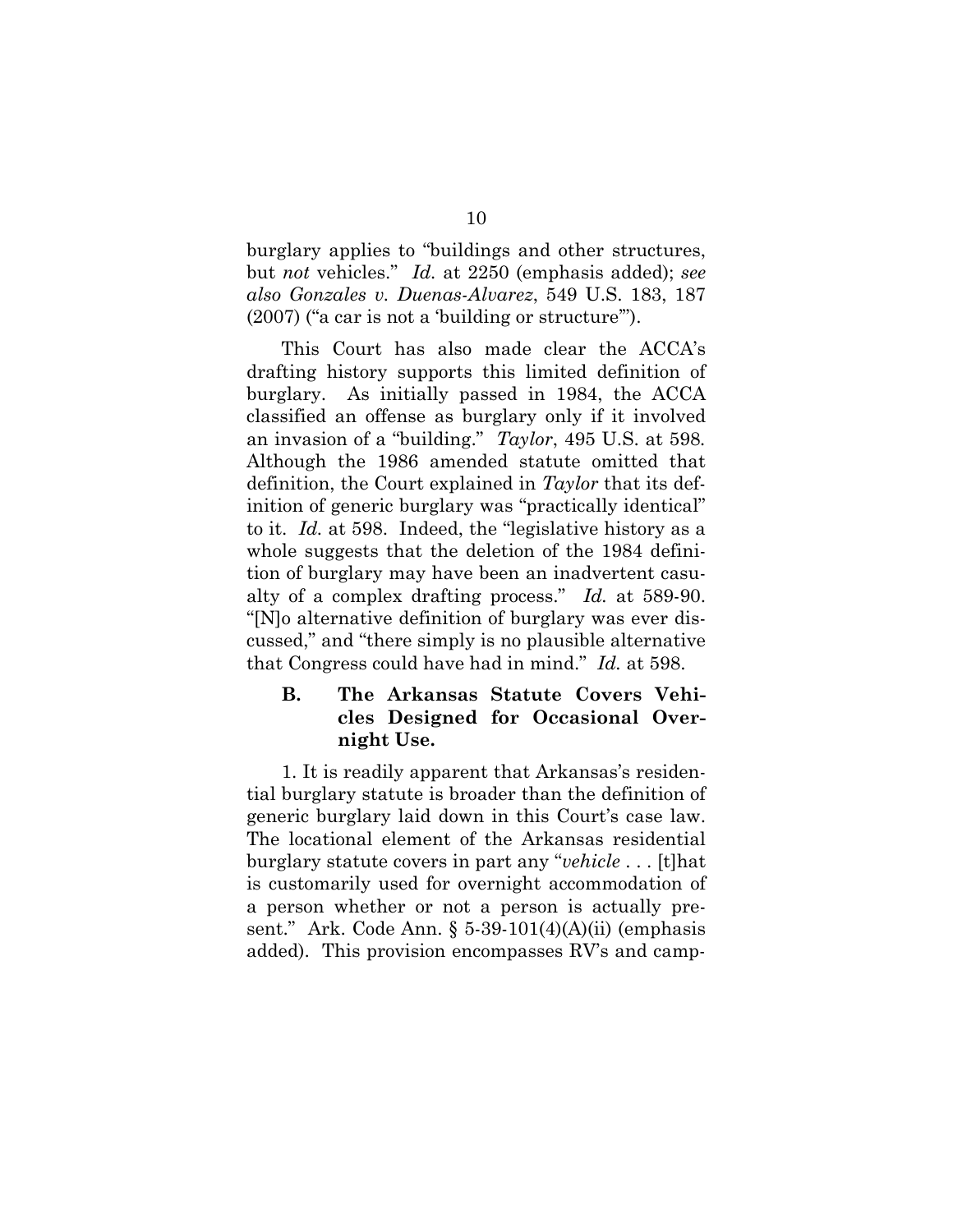burglary applies to "buildings and other structures, but *not* vehicles." *Id.* at 2250 (emphasis added); *see also Gonzales v. Duenas-Alvarez*, 549 U.S. 183, 187 (2007) ("a car is not a 'building or structure'").

This Court has also made clear the ACCA's drafting history supports this limited definition of burglary. As initially passed in 1984, the ACCA classified an offense as burglary only if it involved an invasion of a "building." *Taylor*, 495 U.S. at 598. Although the 1986 amended statute omitted that definition, the Court explained in *Taylor* that its definition of generic burglary was "practically identical" to it. *Id.* at 598. Indeed, the "legislative history as a whole suggests that the deletion of the 1984 definition of burglary may have been an inadvertent casualty of a complex drafting process." *Id.* at 589-90. "[N]o alternative definition of burglary was ever discussed," and "there simply is no plausible alternative that Congress could have had in mind." *Id.* at 598.

### B. The Arkansas Statute Covers Vehicles Designed for Occasional Overnight Use.

1. It is readily apparent that Arkansas's residential burglary statute is broader than the definition of generic burglary laid down in this Court's case law. The locational element of the Arkansas residential burglary statute covers in part any "*vehicle* . . . [t]hat is customarily used for overnight accommodation of a person whether or not a person is actually present." Ark. Code Ann. § 5-39-101(4)(A)(ii) (emphasis added). This provision encompasses RV's and camp-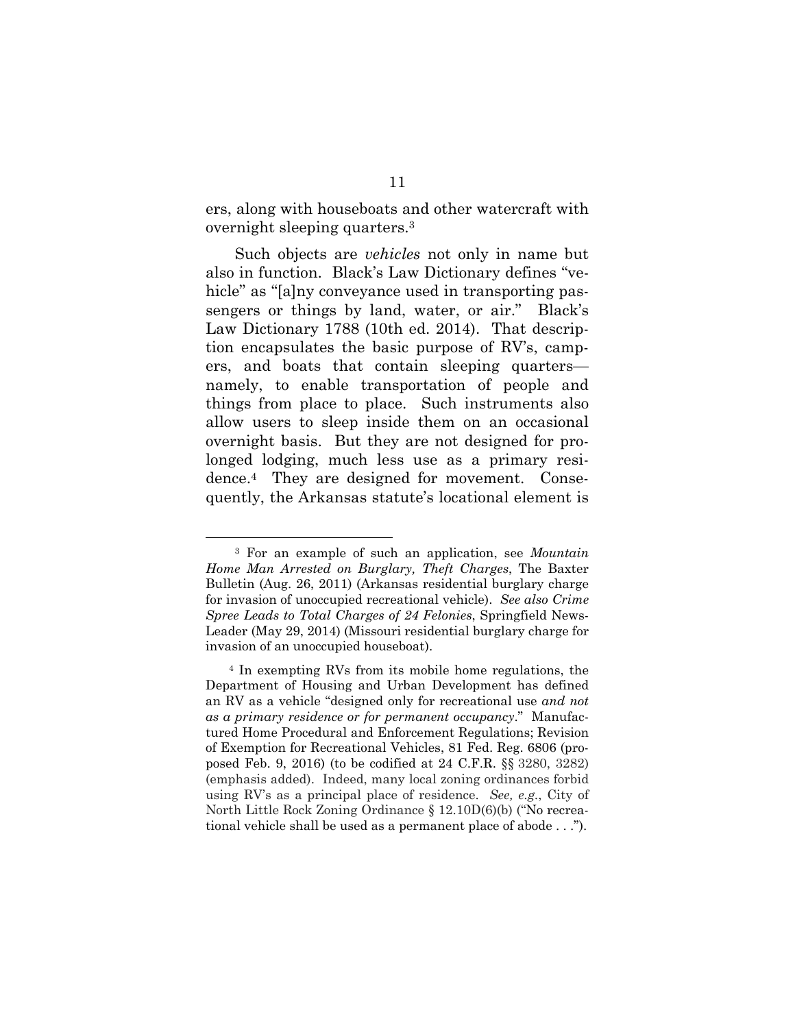ers, along with houseboats and other watercraft with overnight sleeping quarters.[3]

Such objects are *vehicles* not only in name but also in function. Black's Law Dictionary defines "vehicle" as "[a]ny conveyance used in transporting passengers or things by land, water, or air." Black's Law Dictionary 1788 (10th ed. 2014). That description encapsulates the basic purpose of RV's, campers, and boats that contain sleeping quarters—namely, to enable transportation of people and things from place to place. Such instruments also allow users to sleep inside them on an occasional overnight basis. But they are not designed for prolonged lodging, much less use as a primary residence.[4] They are designed for movement. Consequently, the Arkansas statute's locational element is

---

[3] For an example of such an application, see *Mountain Home Man Arrested on Burglary, Theft Charges*, The Baxter Bulletin (Aug. 26, 2011) (Arkansas residential burglary charge for invasion of unoccupied recreational vehicle). *See also Crime Spree Leads to Total Charges of 24 Felonies*, Springfield News-Leader (May 29, 2014) (Missouri residential burglary charge for invasion of an unoccupied houseboat).

[4] In exempting RVs from its mobile home regulations, the Department of Housing and Urban Development has defined an RV as a vehicle "designed only for recreational use *and not as a primary residence or for permanent occupancy*." Manufactured Home Procedural and Enforcement Regulations; Revision of Exemption for Recreational Vehicles, 81 Fed. Reg. 6806 (proposed Feb. 9, 2016) (to be codified at 24 C.F.R. §§ 3280, 3282) (emphasis added). Indeed, many local zoning ordinances forbid using RV's as a principal place of residence. *See, e.g.*, City of North Little Rock Zoning Ordinance § 12.10D(6)(b) ("No recreational vehicle shall be used as a permanent place of abode . . .").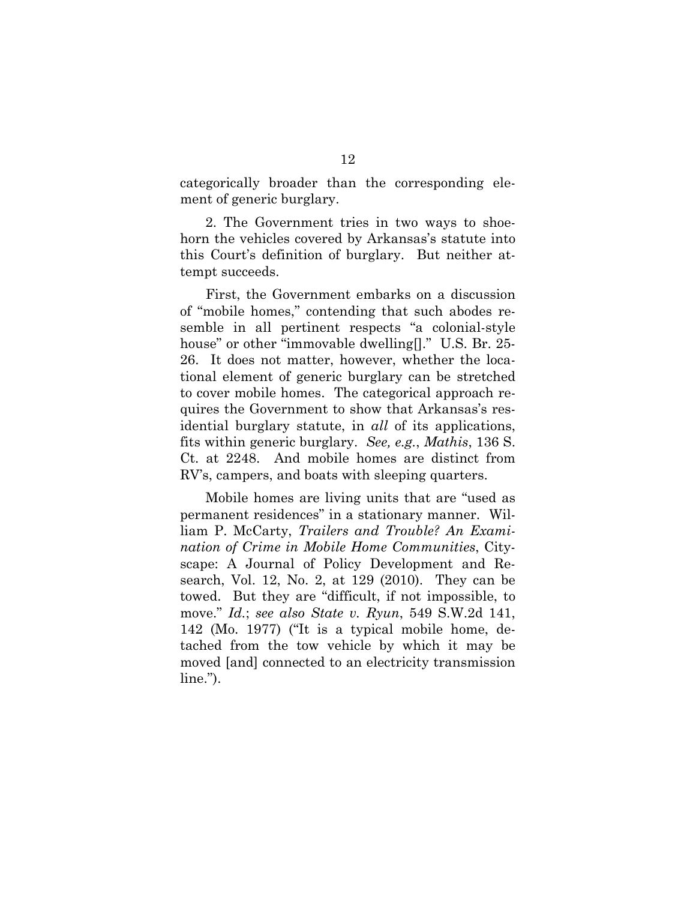categorically broader than the corresponding element of generic burglary.

2. The Government tries in two ways to shoehorn the vehicles covered by Arkansas's statute into this Court's definition of burglary. But neither attempt succeeds.

First, the Government embarks on a discussion of "mobile homes," contending that such abodes resemble in all pertinent respects "a colonial-style house" or other "immovable dwelling[]." U.S. Br. 25-26. It does not matter, however, whether the locational element of generic burglary can be stretched to cover mobile homes. The categorical approach requires the Government to show that Arkansas's residential burglary statute, in *all* of its applications, fits within generic burglary. *See, e.g.*, *Mathis*, 136 S. Ct. at 2248. And mobile homes are distinct from RV's, campers, and boats with sleeping quarters.

Mobile homes are living units that are "used as permanent residences" in a stationary manner. William P. McCarty, *Trailers and Trouble? An Examination of Crime in Mobile Home Communities*, Cityscape: A Journal of Policy Development and Research, Vol. 12, No. 2, at 129 (2010). They can be towed. But they are "difficult, if not impossible, to move." *Id.*; *see also State v. Ryun*, 549 S.W.2d 141, 142 (Mo. 1977) ("It is a typical mobile home, detached from the tow vehicle by which it may be moved [and] connected to an electricity transmission line.").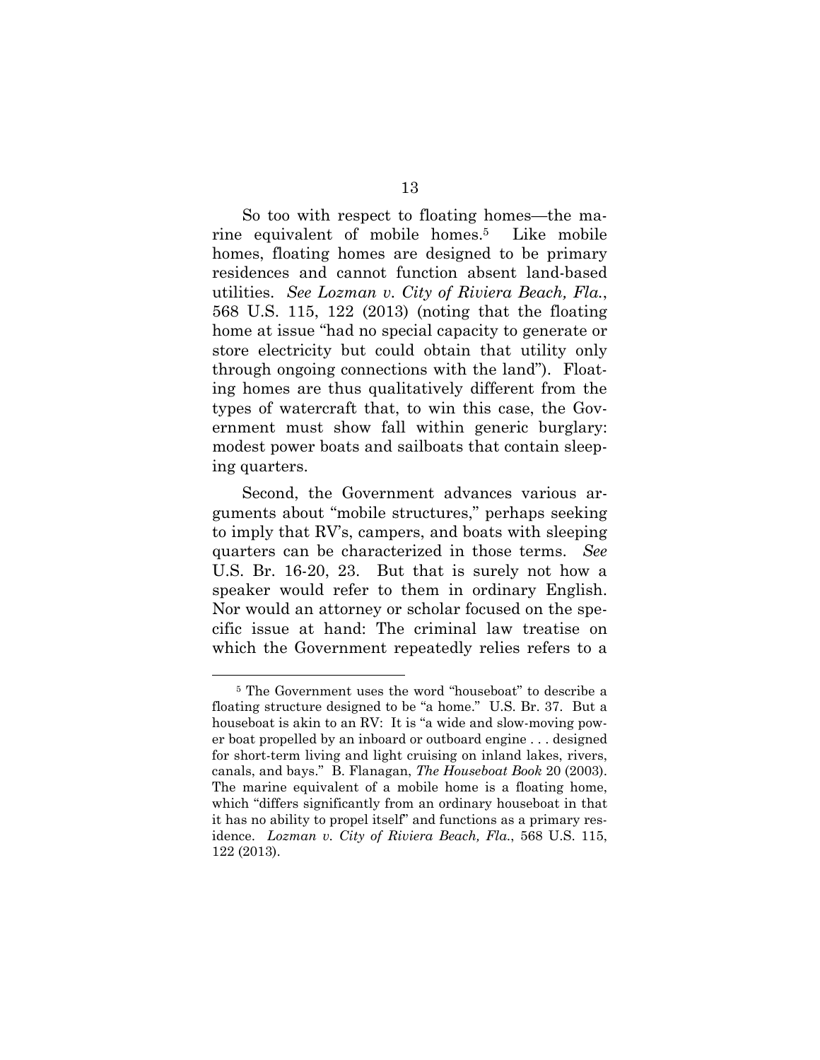So too with respect to floating homes—the marine equivalent of mobile homes.[5] Like mobile homes, floating homes are designed to be primary residences and cannot function absent land-based utilities. *See Lozman v. City of Riviera Beach, Fla.*, 568 U.S. 115, 122 (2013) (noting that the floating home at issue "had no special capacity to generate or store electricity but could obtain that utility only through ongoing connections with the land"). Floating homes are thus qualitatively different from the types of watercraft that, to win this case, the Government must show fall within generic burglary: modest power boats and sailboats that contain sleeping quarters.

Second, the Government advances various arguments about "mobile structures," perhaps seeking to imply that RV's, campers, and boats with sleeping quarters can be characterized in those terms. *See* U.S. Br. 16-20, 23. But that is surely not how a speaker would refer to them in ordinary English. Nor would an attorney or scholar focused on the specific issue at hand: The criminal law treatise on which the Government repeatedly relies refers to a

---

[5] The Government uses the word "houseboat" to describe a floating structure designed to be "a home." U.S. Br. 37. But a houseboat is akin to an RV: It is "a wide and slow-moving power boat propelled by an inboard or outboard engine . . . designed for short-term living and light cruising on inland lakes, rivers, canals, and bays." B. Flanagan, *The Houseboat Book* 20 (2003). The marine equivalent of a mobile home is a floating home, which "differs significantly from an ordinary houseboat in that it has no ability to propel itself" and functions as a primary residence. *Lozman v. City of Riviera Beach, Fla.*, 568 U.S. 115, 122 (2013).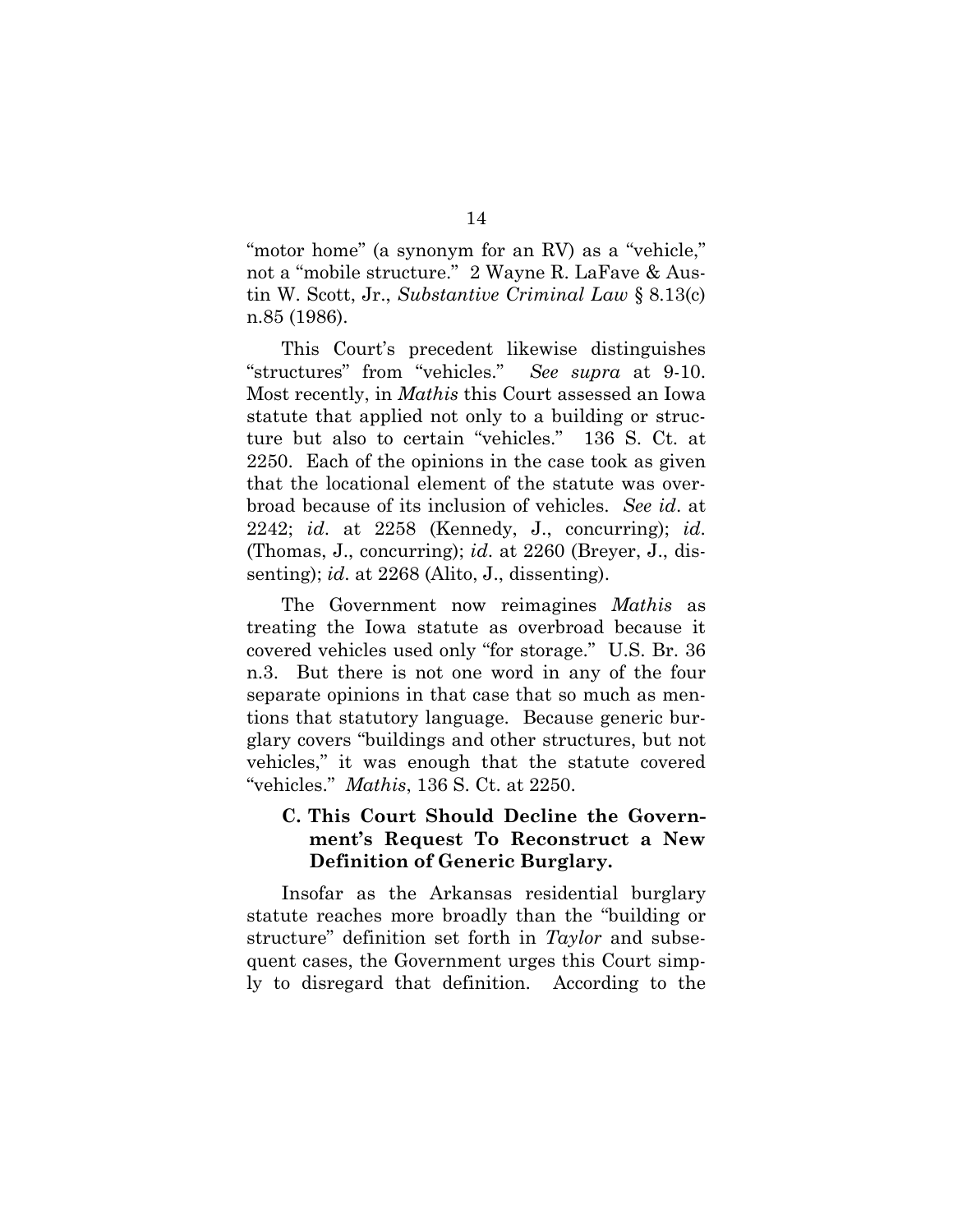"motor home" (a synonym for an RV) as a "vehicle," not a "mobile structure." 2 Wayne R. LaFave & Austin W. Scott, Jr., *Substantive Criminal Law* § 8.13(c) n.85 (1986).

This Court's precedent likewise distinguishes "structures" from "vehicles." *See supra* at 9-10. Most recently, in *Mathis* this Court assessed an Iowa statute that applied not only to a building or structure but also to certain "vehicles." 136 S. Ct. at 2250. Each of the opinions in the case took as given that the locational element of the statute was overbroad because of its inclusion of vehicles. *See id*. at 2242; *id*. at 2258 (Kennedy, J., concurring); *id*. (Thomas, J., concurring); *id*. at 2260 (Breyer, J., dissenting); *id*. at 2268 (Alito, J., dissenting).

The Government now reimagines *Mathis* as treating the Iowa statute as overbroad because it covered vehicles used only "for storage." U.S. Br. 36 n.3. But there is not one word in any of the four separate opinions in that case that so much as mentions that statutory language. Because generic burglary covers "buildings and other structures, but not vehicles," it was enough that the statute covered "vehicles." *Mathis*, 136 S. Ct. at 2250.

### C. This Court Should Decline the Government's Request To Reconstruct a New Definition of Generic Burglary.

Insofar as the Arkansas residential burglary statute reaches more broadly than the "building or structure" definition set forth in *Taylor* and subsequent cases, the Government urges this Court simply to disregard that definition. According to the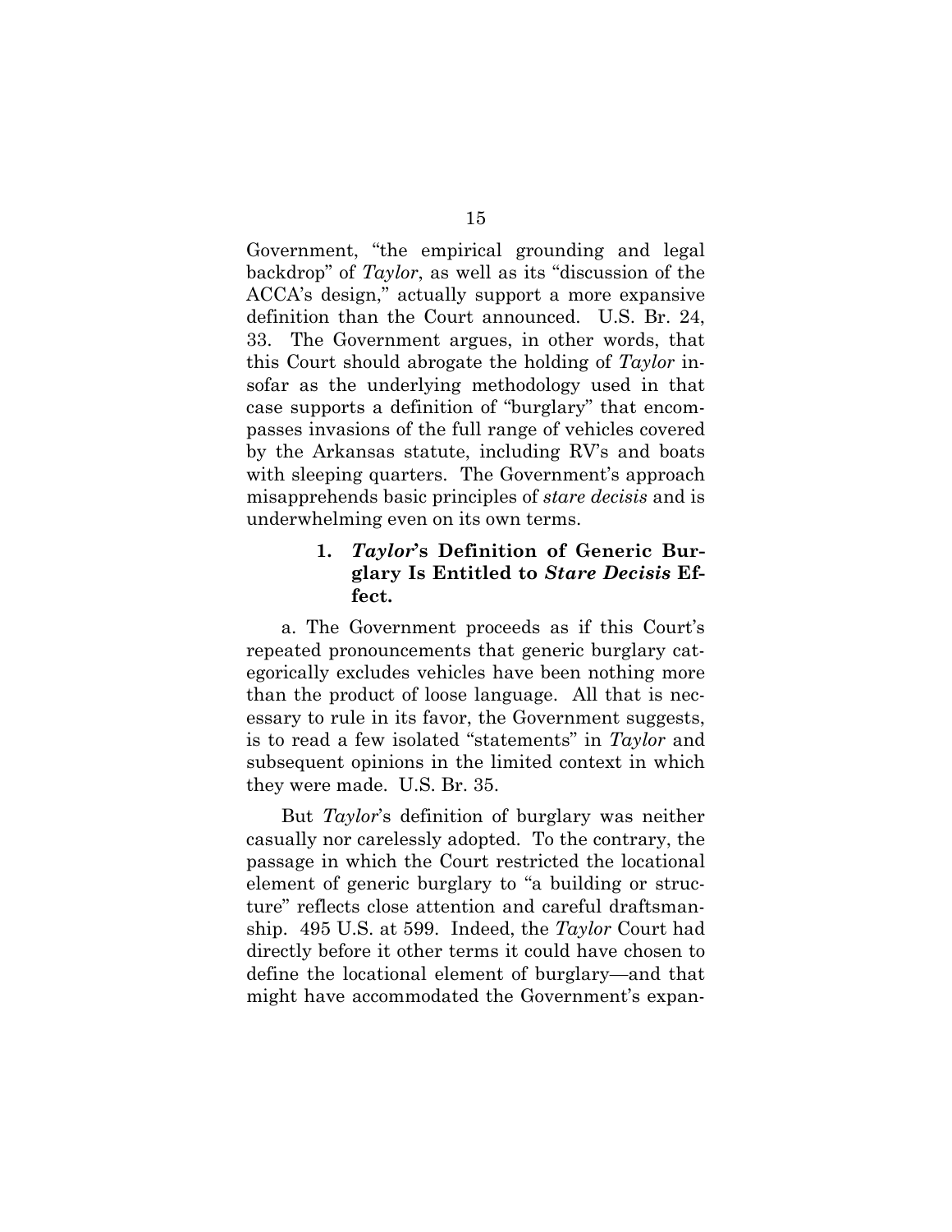Government, "the empirical grounding and legal backdrop" of *Taylor*, as well as its "discussion of the ACCA's design," actually support a more expansive definition than the Court announced. U.S. Br. 24, 33. The Government argues, in other words, that this Court should abrogate the holding of *Taylor* insofar as the underlying methodology used in that case supports a definition of "burglary" that encompasses invasions of the full range of vehicles covered by the Arkansas statute, including RV's and boats with sleeping quarters. The Government's approach misapprehends basic principles of *stare decisis* and is underwhelming even on its own terms.

### 1. *Taylor*'s Definition of Generic Burglary Is Entitled to *Stare Decisis* Effect.

a. The Government proceeds as if this Court's repeated pronouncements that generic burglary categorically excludes vehicles have been nothing more than the product of loose language. All that is necessary to rule in its favor, the Government suggests, is to read a few isolated "statements" in *Taylor* and subsequent opinions in the limited context in which they were made. U.S. Br. 35.

But *Taylor*'s definition of burglary was neither casually nor carelessly adopted. To the contrary, the passage in which the Court restricted the locational element of generic burglary to "a building or structure" reflects close attention and careful draftsmanship. 495 U.S. at 599. Indeed, the *Taylor* Court had directly before it other terms it could have chosen to define the locational element of burglary—and that might have accommodated the Government's expan-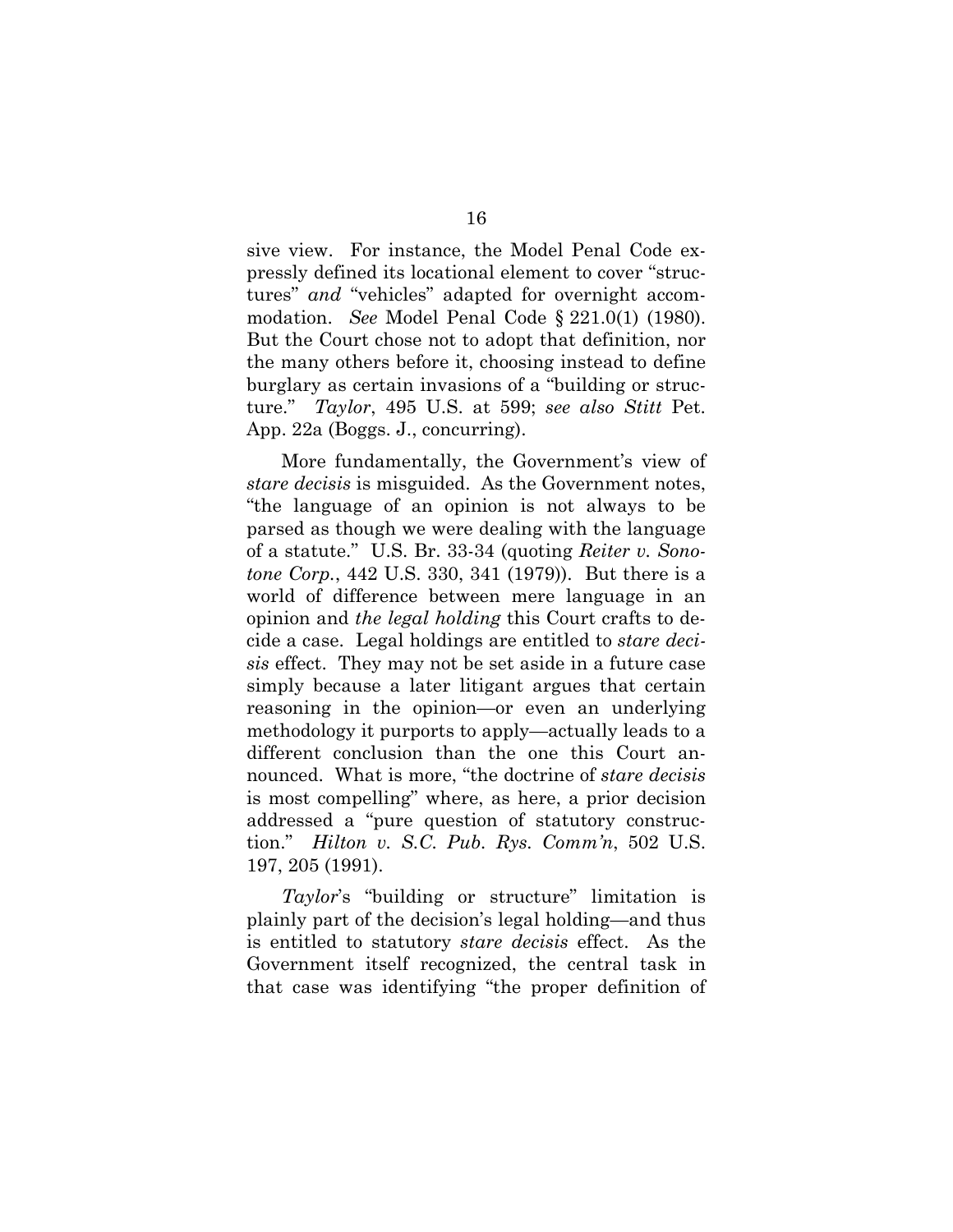sive view. For instance, the Model Penal Code expressly defined its locational element to cover "structures" *and* "vehicles" adapted for overnight accommodation. *See* Model Penal Code § 221.0(1) (1980). But the Court chose not to adopt that definition, nor the many others before it, choosing instead to define burglary as certain invasions of a "building or structure." *Taylor*, 495 U.S. at 599; *see also Stitt* Pet. App. 22a (Boggs. J., concurring).

More fundamentally, the Government's view of *stare decisis* is misguided. As the Government notes, "the language of an opinion is not always to be parsed as though we were dealing with the language of a statute." U.S. Br. 33-34 (quoting *Reiter v. Sonotone Corp.*, 442 U.S. 330, 341 (1979)). But there is a world of difference between mere language in an opinion and *the legal holding* this Court crafts to decide a case. Legal holdings are entitled to *stare decisis* effect. They may not be set aside in a future case simply because a later litigant argues that certain reasoning in the opinion—or even an underlying methodology it purports to apply—actually leads to a different conclusion than the one this Court announced. What is more, "the doctrine of *stare decisis* is most compelling" where, as here, a prior decision addressed a "pure question of statutory construction." *Hilton v. S.C. Pub. Rys. Comm'n*, 502 U.S. 197, 205 (1991).

*Taylor*'s "building or structure" limitation is plainly part of the decision's legal holding—and thus is entitled to statutory *stare decisis* effect. As the Government itself recognized, the central task in that case was identifying "the proper definition of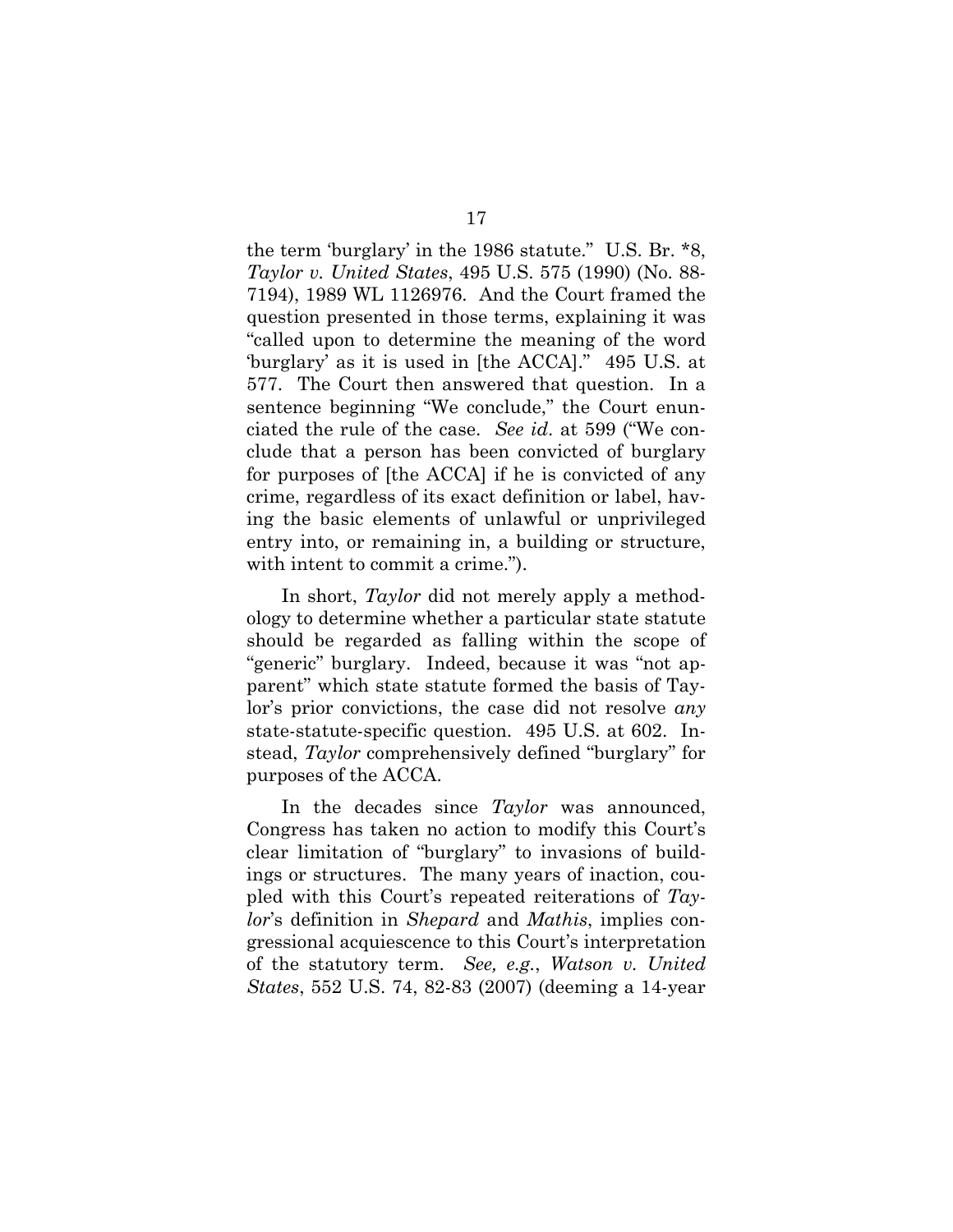the term 'burglary' in the 1986 statute." U.S. Br. *8, *Taylor v. United States*, 495 U.S. 575 (1990) (No. 88-7194), 1989 WL 1126976. And the Court framed the question presented in those terms, explaining it was "called upon to determine the meaning of the word 'burglary' as it is used in [the ACCA]." 495 U.S. at 577. The Court then answered that question. In a sentence beginning "We conclude," the Court enunciated the rule of the case. *See id*. at 599 ("We conclude that a person has been convicted of burglary for purposes of [the ACCA] if he is convicted of any crime, regardless of its exact definition or label, having the basic elements of unlawful or unprivileged entry into, or remaining in, a building or structure, with intent to commit a crime.").

In short, *Taylor* did not merely apply a methodology to determine whether a particular state statute should be regarded as falling within the scope of "generic" burglary. Indeed, because it was "not apparent" which state statute formed the basis of Taylor's prior convictions, the case did not resolve *any* state-statute-specific question. 495 U.S. at 602. Instead, *Taylor* comprehensively defined "burglary" for purposes of the ACCA.

In the decades since *Taylor* was announced, Congress has taken no action to modify this Court's clear limitation of "burglary" to invasions of buildings or structures. The many years of inaction, coupled with this Court's repeated reiterations of *Taylor*'s definition in *Shepard* and *Mathis*, implies congressional acquiescence to this Court's interpretation of the statutory term. *See, e.g.*, *Watson v. United States*, 552 U.S. 74, 82-83 (2007) (deeming a 14-year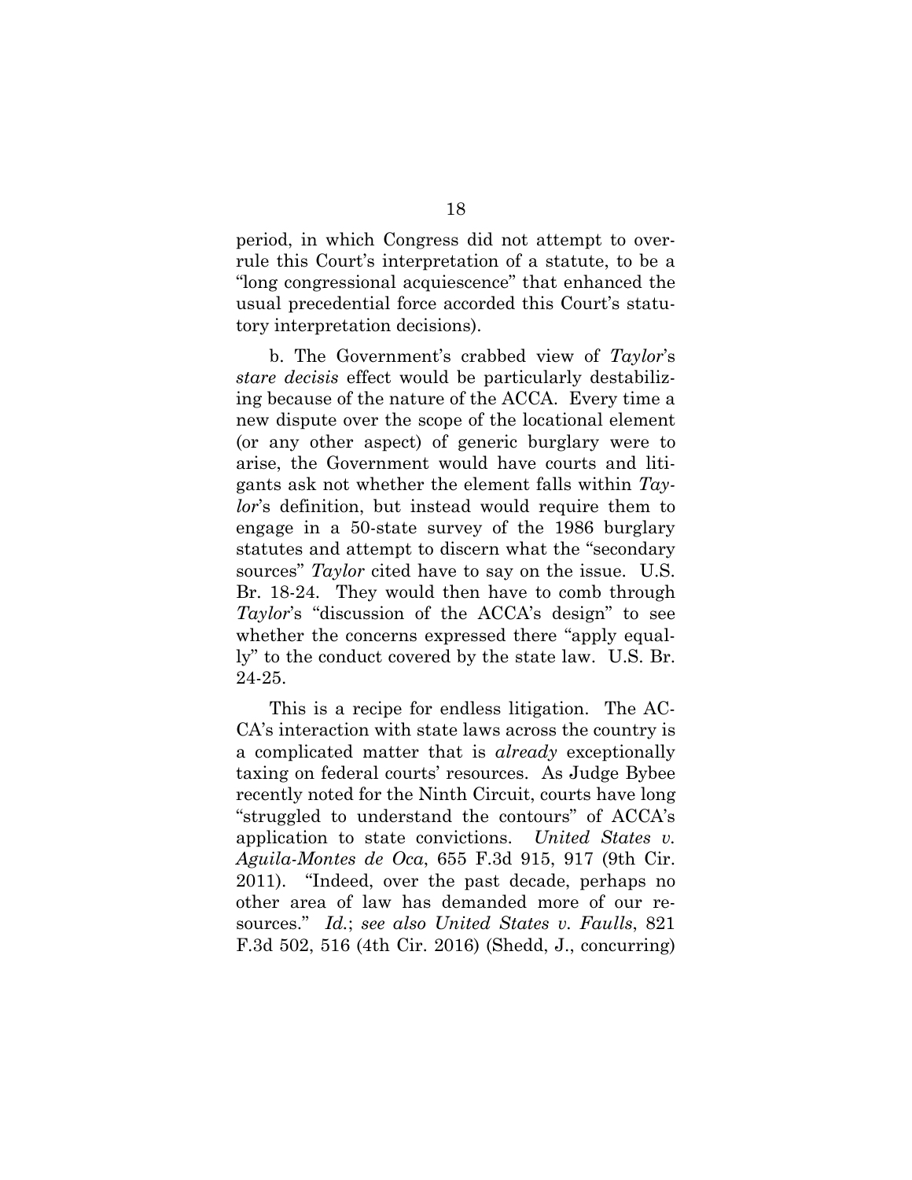period, in which Congress did not attempt to overrule this Court's interpretation of a statute, to be a "long congressional acquiescence" that enhanced the usual precedential force accorded this Court's statutory interpretation decisions).

b. The Government's crabbed view of *Taylor*'s *stare decisis* effect would be particularly destabilizing because of the nature of the ACCA. Every time a new dispute over the scope of the locational element (or any other aspect) of generic burglary were to arise, the Government would have courts and litigants ask not whether the element falls within *Taylor*'s definition, but instead would require them to engage in a 50-state survey of the 1986 burglary statutes and attempt to discern what the "secondary sources" *Taylor* cited have to say on the issue. U.S. Br. 18-24. They would then have to comb through *Taylor*'s "discussion of the ACCA's design" to see whether the concerns expressed there "apply equally" to the conduct covered by the state law. U.S. Br. 24-25.

This is a recipe for endless litigation. The ACCA's interaction with state laws across the country is a complicated matter that is *already* exceptionally taxing on federal courts' resources. As Judge Bybee recently noted for the Ninth Circuit, courts have long "struggled to understand the contours" of ACCA's application to state convictions. *United States v. Aguila-Montes de Oca*, 655 F.3d 915, 917 (9th Cir. 2011). "Indeed, over the past decade, perhaps no other area of law has demanded more of our resources." *Id.*; *see also United States v. Faulls*, 821 F.3d 502, 516 (4th Cir. 2016) (Shedd, J., concurring)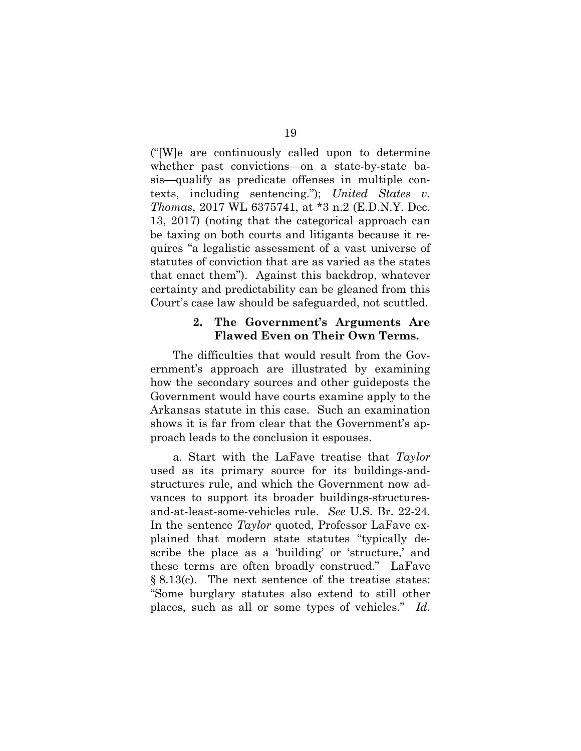("[W]e are continuously called upon to determine whether past convictions—on a state-by-state basis—qualify as predicate offenses in multiple contexts, including sentencing."); *United States v. Thomas*, 2017 WL 6375741, at *3 n.2 (E.D.N.Y. Dec. 13, 2017) (noting that the categorical approach can be taxing on both courts and litigants because it requires "a legalistic assessment of a vast universe of statutes of conviction that are as varied as the states that enact them"). Against this backdrop, whatever certainty and predictability can be gleaned from this Court's case law should be safeguarded, not scuttled.

#### 2. The Government's Arguments Are Flawed Even on Their Own Terms.

The difficulties that would result from the Government's approach are illustrated by examining how the secondary sources and other guideposts the Government would have courts examine apply to the Arkansas statute in this case. Such an examination shows it is far from clear that the Government's approach leads to the conclusion it espouses.

a. Start with the LaFave treatise that *Taylor* used as its primary source for its buildings-and-structures rule, and which the Government now advances to support its broader buildings-structures-and-at-least-some-vehicles rule. *See* U.S. Br. 22-24. In the sentence *Taylor* quoted, Professor LaFave explained that modern state statutes "typically describe the place as a 'building' or 'structure,' and these terms are often broadly construed." LaFave § 8.13(c). The next sentence of the treatise states: "Some burglary statutes also extend to still other places, such as all or some types of vehicles." *Id.*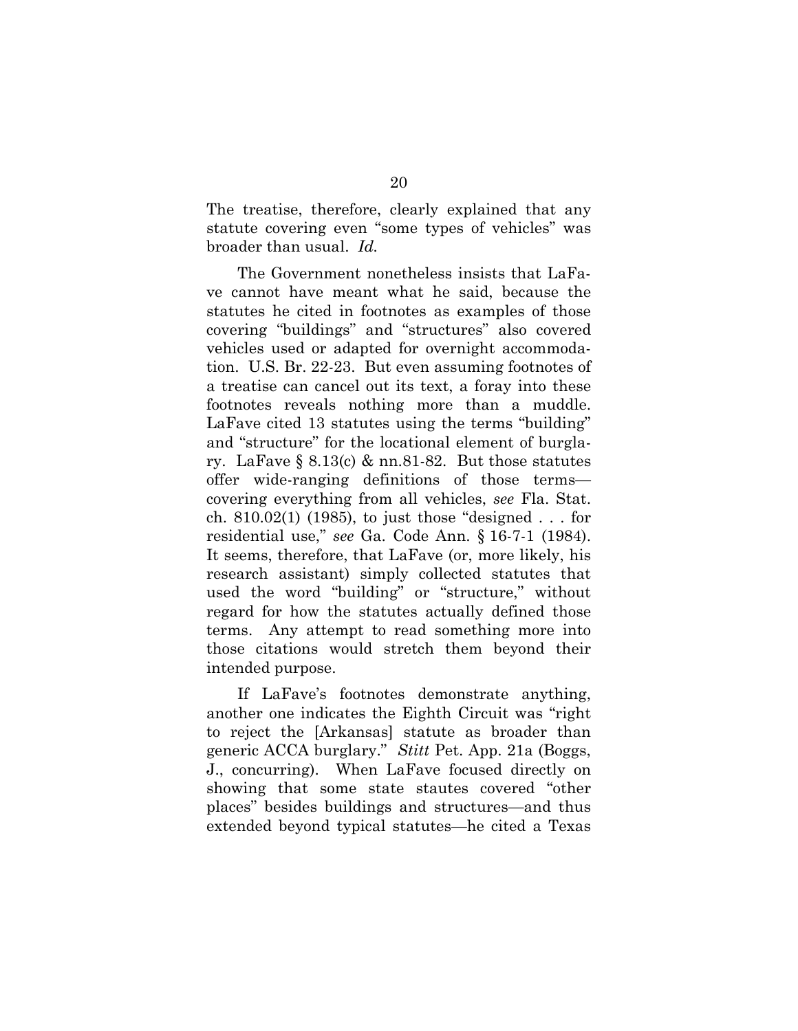The treatise, therefore, clearly explained that any statute covering even "some types of vehicles" was broader than usual. *Id.*

The Government nonetheless insists that LaFave cannot have meant what he said, because the statutes he cited in footnotes as examples of those covering "buildings" and "structures" also covered vehicles used or adapted for overnight accommodation. U.S. Br. 22-23. But even assuming footnotes of a treatise can cancel out its text, a foray into these footnotes reveals nothing more than a muddle. LaFave cited 13 statutes using the terms "building" and "structure" for the locational element of burglary. LaFave § 8.13(c) & nn.81-82. But those statutes offer wide-ranging definitions of those terms—covering everything from all vehicles, *see* Fla. Stat. ch. 810.02(1) (1985), to just those "designed . . . for residential use," *see* Ga. Code Ann. § 16-7-1 (1984). It seems, therefore, that LaFave (or, more likely, his research assistant) simply collected statutes that used the word "building" or "structure," without regard for how the statutes actually defined those terms. Any attempt to read something more into those citations would stretch them beyond their intended purpose.

If LaFave's footnotes demonstrate anything, another one indicates the Eighth Circuit was "right to reject the [Arkansas] statute as broader than generic ACCA burglary." *Stitt* Pet. App. 21a (Boggs, J., concurring). When LaFave focused directly on showing that some state staute​s covered "other places" besides buildings and structures—and thus extended beyond typical statutes—he cited a Texas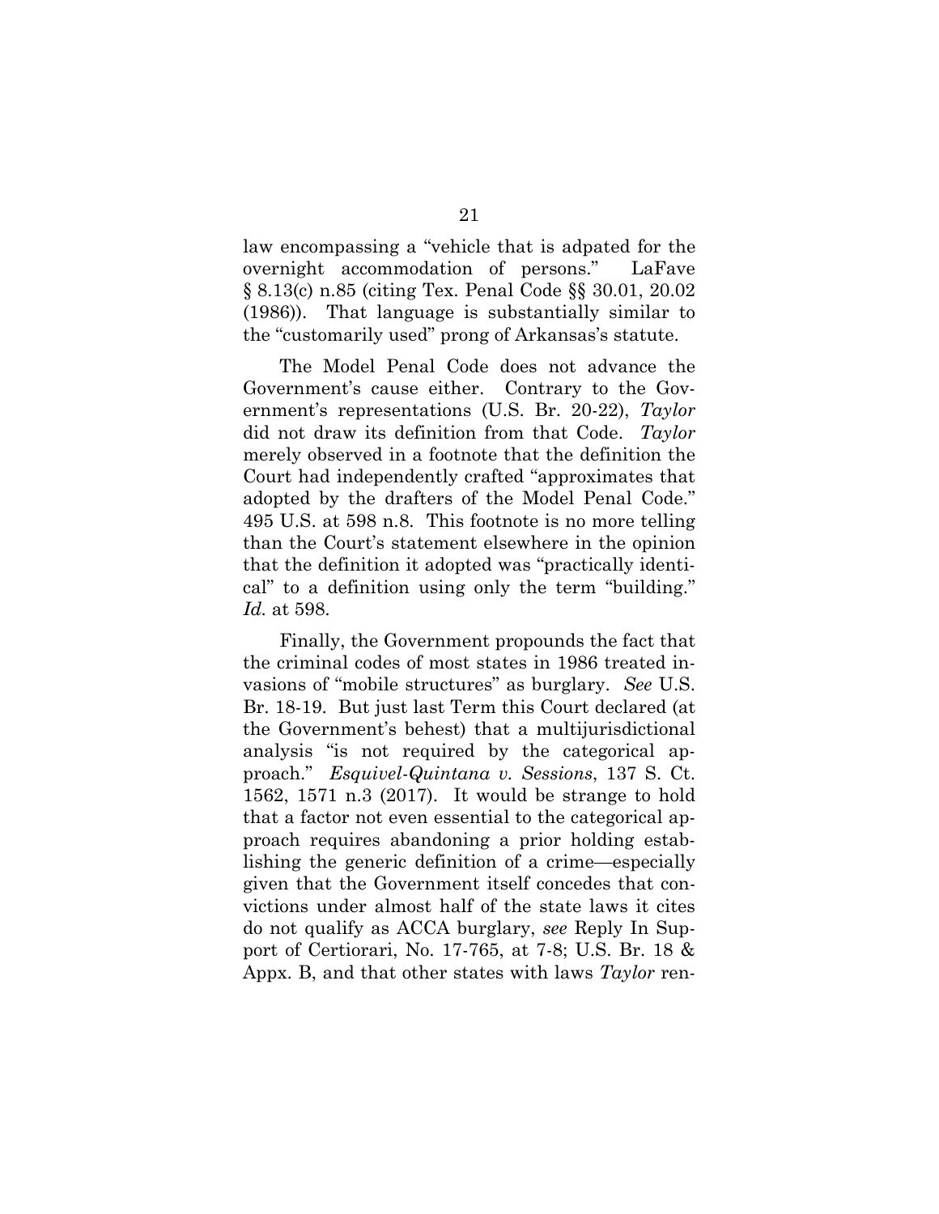law encompassing a "vehicle that is adpated for the overnight accommodation of persons." LaFave § 8.13(c) n.85 (citing Tex. Penal Code §§ 30.01, 20.02 (1986)). That language is substantially similar to the "customarily used" prong of Arkansas's statute.

The Model Penal Code does not advance the Government's cause either. Contrary to the Government's representations (U.S. Br. 20-22), *Taylor* did not draw its definition from that Code. *Taylor* merely observed in a footnote that the definition the Court had independently crafted "approximates that adopted by the drafters of the Model Penal Code." 495 U.S. at 598 n.8. This footnote is no more telling than the Court's statement elsewhere in the opinion that the definition it adopted was "practically identical" to a definition using only the term "building." *Id.* at 598.

Finally, the Government propounds the fact that the criminal codes of most states in 1986 treated invasions of "mobile structures" as burglary. *See* U.S. Br. 18-19. But just last Term this Court declared (at the Government's behest) that a multijurisdictional analysis "is not required by the categorical approach." *Esquivel-Quintana v. Sessions*, 137 S. Ct. 1562, 1571 n.3 (2017). It would be strange to hold that a factor not even essential to the categorical approach requires abandoning a prior holding establishing the generic definition of a crime—especially given that the Government itself concedes that convictions under almost half of the state laws it cites do not qualify as ACCA burglary, *see* Reply In Support of Certiorari, No. 17-765, at 7-8; U.S. Br. 18 & Appx. B, and that other states with laws *Taylor* ren-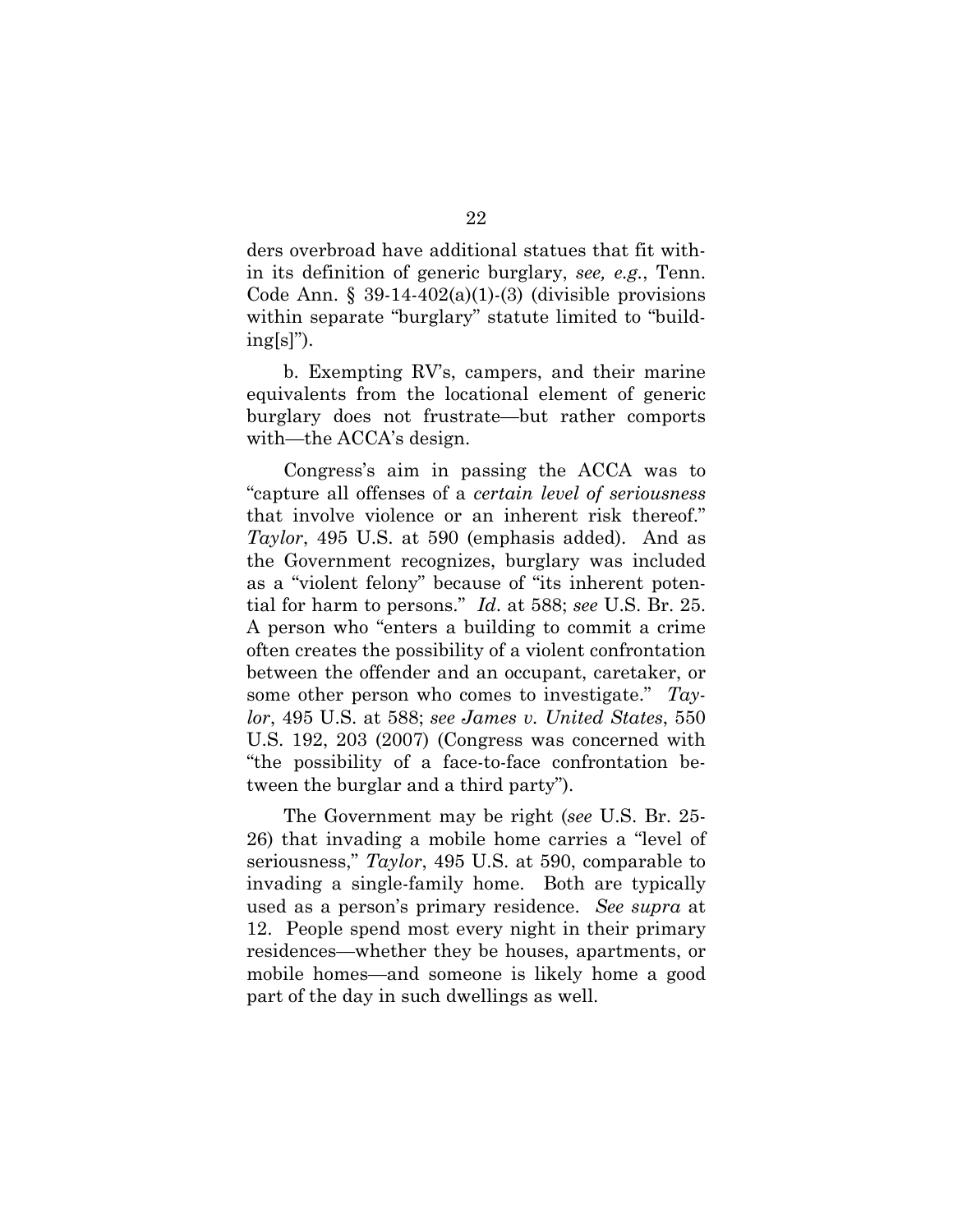ders overbroad have additional statues that fit within its definition of generic burglary, *see, e.g.*, Tenn. Code Ann. § 39-14-402(a)(1)-(3) (divisible provisions within separate "burglary" statute limited to "building[s]").

b. Exempting RV's, campers, and their marine equivalents from the locational element of generic burglary does not frustrate—but rather comports with—the ACCA's design.

Congress's aim in passing the ACCA was to "capture all offenses of a *certain level of seriousness* that involve violence or an inherent risk thereof." *Taylor*, 495 U.S. at 590 (emphasis added). And as the Government recognizes, burglary was included as a "violent felony" because of "its inherent potential for harm to persons." *Id*. at 588; *see* U.S. Br. 25. A person who "enters a building to commit a crime often creates the possibility of a violent confrontation between the offender and an occupant, caretaker, or some other person who comes to investigate." *Taylor*, 495 U.S. at 588; *see James v. United States*, 550 U.S. 192, 203 (2007) (Congress was concerned with "the possibility of a face-to-face confrontation between the burglar and a third party").

The Government may be right (*see* U.S. Br. 25-26) that invading a mobile home carries a "level of seriousness," *Taylor*, 495 U.S. at 590, comparable to invading a single-family home. Both are typically used as a person's primary residence. *See supra* at 12. People spend most every night in their primary residences—whether they be houses, apartments, or mobile homes—and someone is likely home a good part of the day in such dwellings as well.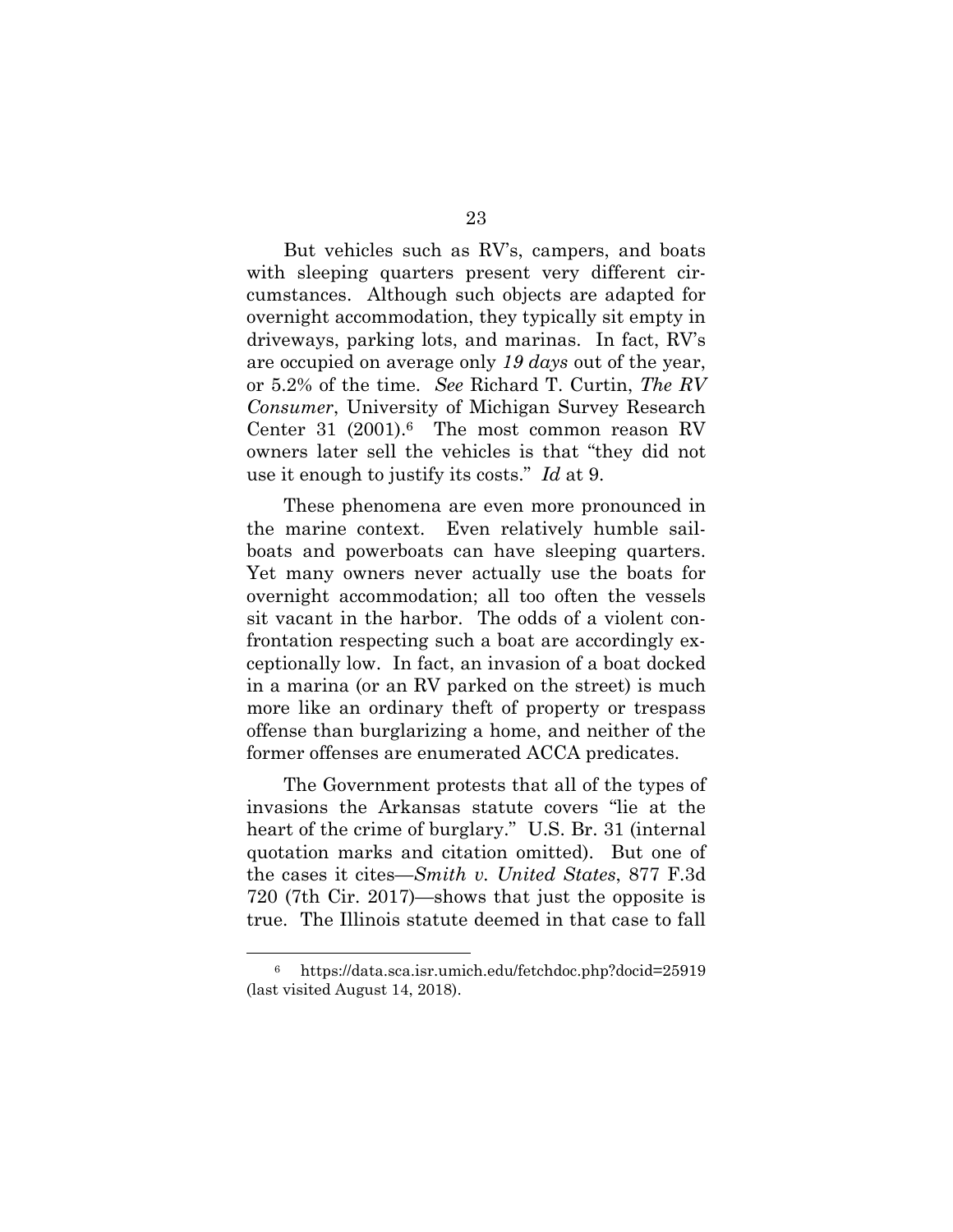But vehicles such as RV's, campers, and boats with sleeping quarters present very different circumstances. Although such objects are adapted for overnight accommodation, they typically sit empty in driveways, parking lots, and marinas. In fact, RV's are occupied on average only *19 days* out of the year, or 5.2% of the time. *See* Richard T. Curtin, *The RV Consumer*, University of Michigan Survey Research Center 31 (2001).[6] The most common reason RV owners later sell the vehicles is that "they did not use it enough to justify its costs." *Id* at 9.

These phenomena are even more pronounced in the marine context. Even relatively humble sailboats and powerboats can have sleeping quarters. Yet many owners never actually use the boats for overnight accommodation; all too often the vessels sit vacant in the harbor. The odds of a violent confrontation respecting such a boat are accordingly exceptionally low. In fact, an invasion of a boat docked in a marina (or an RV parked on the street) is much more like an ordinary theft of property or trespass offense than burglarizing a home, and neither of the former offenses are enumerated ACCA predicates.

The Government protests that all of the types of invasions the Arkansas statute covers "lie at the heart of the crime of burglary." U.S. Br. 31 (internal quotation marks and citation omitted). But one of the cases it cites—*Smith v. United States*, 877 F.3d 720 (7th Cir. 2017)—shows that just the opposite is true. The Illinois statute deemed in that case to fall

---

[6] https://data.sca.isr.umich.edu/fetchdoc.php?docid=25919 (last visited August 14, 2018).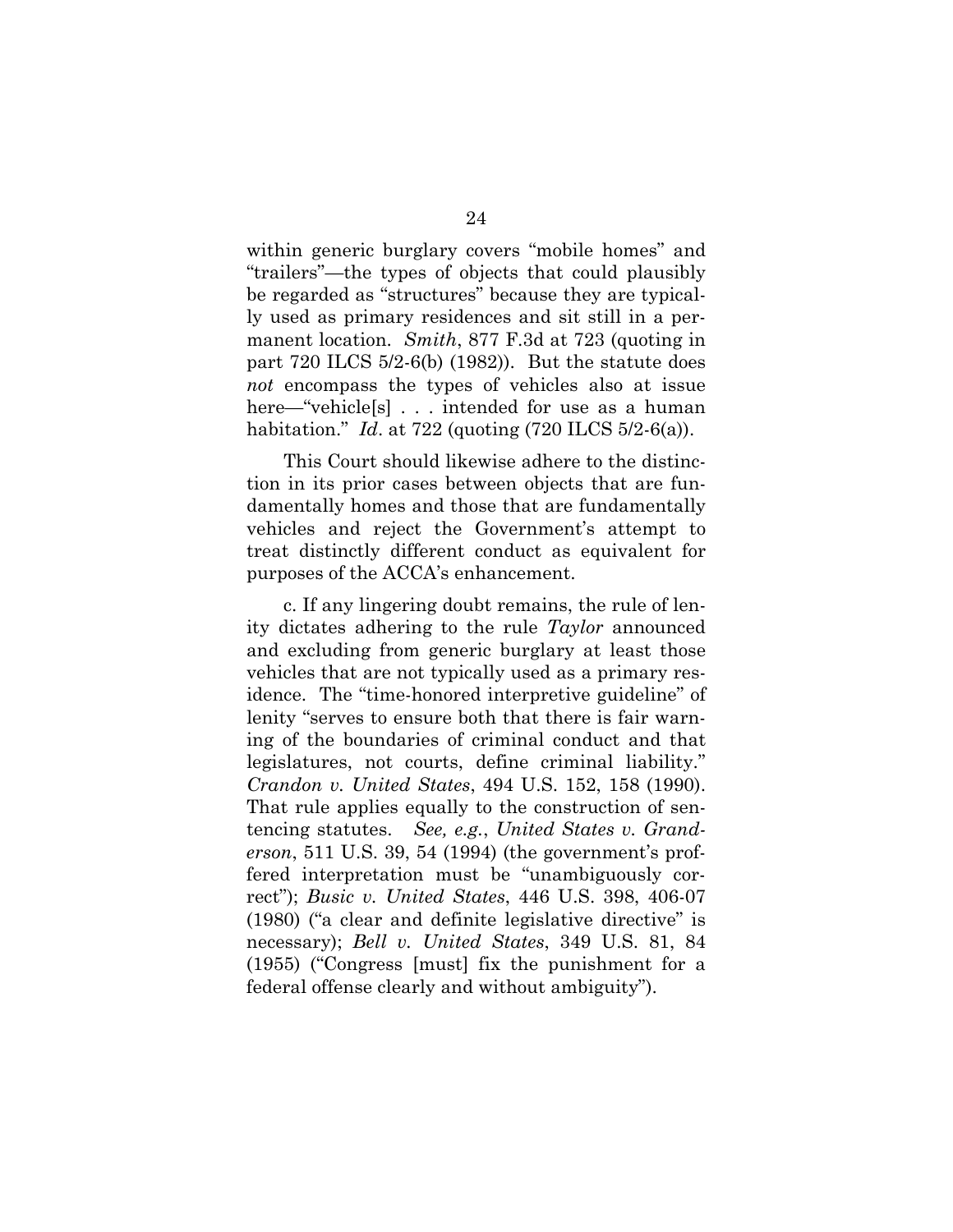within generic burglary covers "mobile homes" and "trailers"—the types of objects that could plausibly be regarded as "structures" because they are typically used as primary residences and sit still in a permanent location. *Smith*, 877 F.3d at 723 (quoting in part 720 ILCS 5/2-6(b) (1982)). But the statute does *not* encompass the types of vehicles also at issue here—"vehicle[s] . . . intended for use as a human habitation." *Id*. at 722 (quoting (720 ILCS 5/2-6(a)).

This Court should likewise adhere to the distinction in its prior cases between objects that are fundamentally homes and those that are fundamentally vehicles and reject the Government's attempt to treat distinctly different conduct as equivalent for purposes of the ACCA's enhancement.

c. If any lingering doubt remains, the rule of lenity dictates adhering to the rule *Taylor* announced and excluding from generic burglary at least those vehicles that are not typically used as a primary residence. The "time-honored interpretive guideline" of lenity "serves to ensure both that there is fair warning of the boundaries of criminal conduct and that legislatures, not courts, define criminal liability." *Crandon v. United States*, 494 U.S. 152, 158 (1990). That rule applies equally to the construction of sentencing statutes. *See, e.g.*, *United States v. Granderson*, 511 U.S. 39, 54 (1994) (the government's proffered interpretation must be "unambiguously correct"); *Busic v. United States*, 446 U.S. 398, 406-07 (1980) ("a clear and definite legislative directive" is necessary); *Bell v. United States*, 349 U.S. 81, 84 (1955) ("Congress [must] fix the punishment for a federal offense clearly and without ambiguity").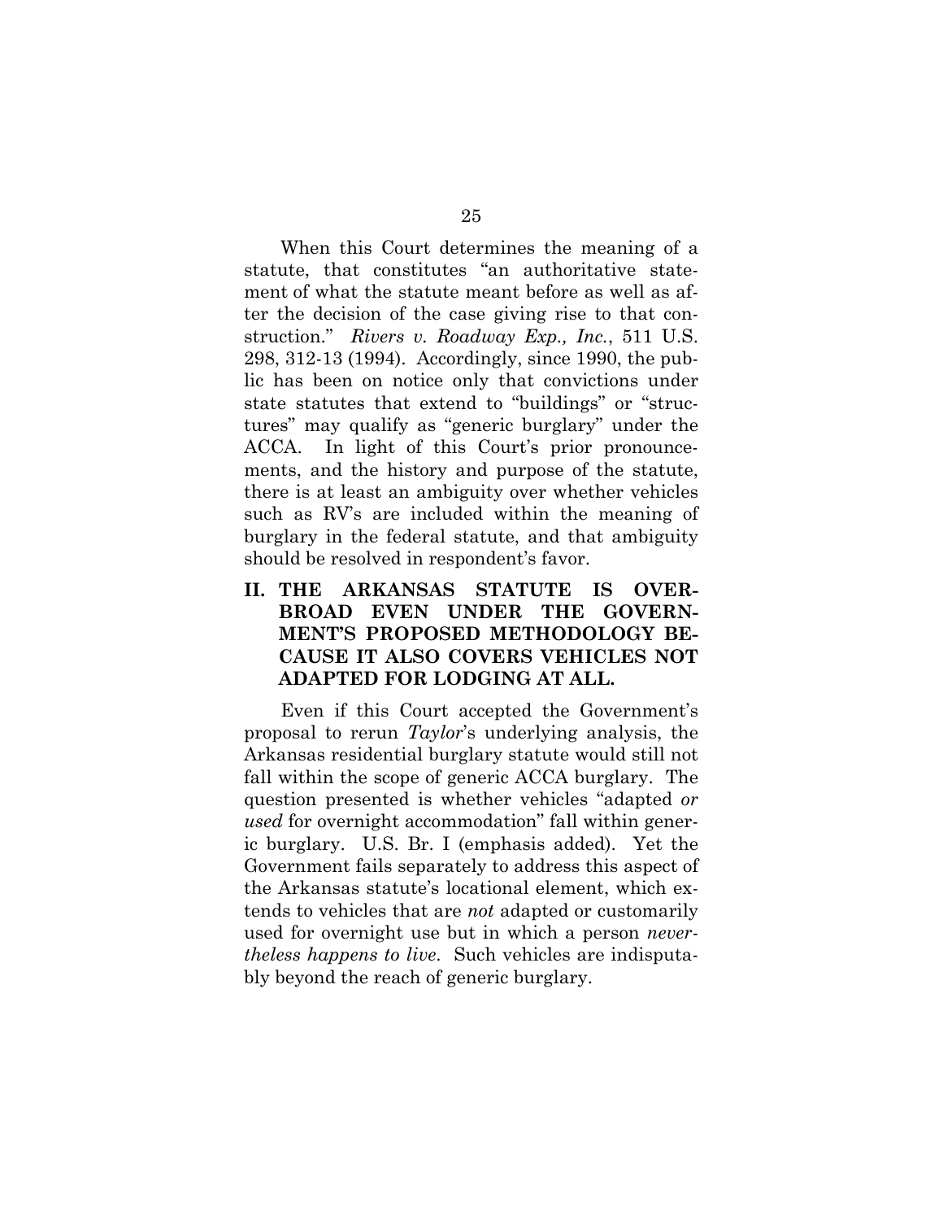When this Court determines the meaning of a statute, that constitutes "an authoritative statement of what the statute meant before as well as after the decision of the case giving rise to that construction." *Rivers v. Roadway Exp., Inc.*, 511 U.S. 298, 312-13 (1994). Accordingly, since 1990, the public has been on notice only that convictions under state statutes that extend to "buildings" or "structures" may qualify as "generic burglary" under the ACCA. In light of this Court's prior pronouncements, and the history and purpose of the statute, there is at least an ambiguity over whether vehicles such as RV's are included within the meaning of burglary in the federal statute, and that ambiguity should be resolved in respondent's favor.

## II. THE ARKANSAS STATUTE IS OVERBROAD EVEN UNDER THE GOVERNMENT'S PROPOSED METHODOLOGY BECAUSE IT ALSO COVERS VEHICLES NOT ADAPTED FOR LODGING AT ALL.

Even if this Court accepted the Government's proposal to rerun *Taylor*'s underlying analysis, the Arkansas residential burglary statute would still not fall within the scope of generic ACCA burglary. The question presented is whether vehicles "adapted *or used* for overnight accommodation" fall within generic burglary. U.S. Br. I (emphasis added). Yet the Government fails separately to address this aspect of the Arkansas statute's locational element, which extends to vehicles that are *not* adapted or customarily used for overnight use but in which a person *nevertheless happens to live*. Such vehicles are indisputably beyond the reach of generic burglary.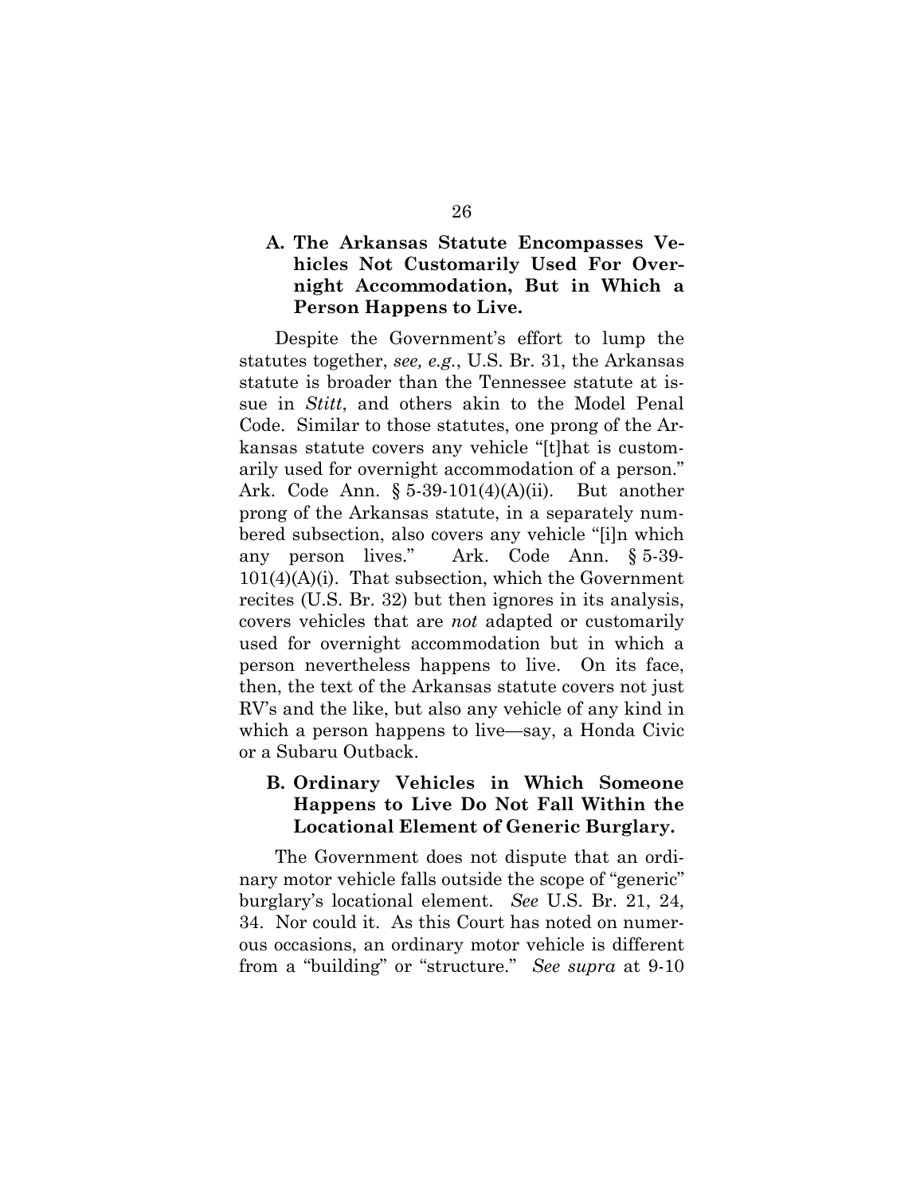### A. The Arkansas Statute Encompasses Vehicles Not Customarily Used For Overnight Accommodation, But in Which a Person Happens to Live.

Despite the Government's effort to lump the statutes together, *see, e.g.*, U.S. Br. 31, the Arkansas statute is broader than the Tennessee statute at issue in *Stitt*, and others akin to the Model Penal Code. Similar to those statutes, one prong of the Arkansas statute covers any vehicle "[t]hat is customarily used for overnight accommodation of a person." Ark. Code Ann. § 5-39-101(4)(A)(ii). But another prong of the Arkansas statute, in a separately numbered subsection, also covers any vehicle "[i]n which any person lives." Ark. Code Ann. § 5-39-101(4)(A)(i). That subsection, which the Government recites (U.S. Br. 32) but then ignores in its analysis, covers vehicles that are *not* adapted or customarily used for overnight accommodation but in which a person nevertheless happens to live. On its face, then, the text of the Arkansas statute covers not just RV's and the like, but also any vehicle of any kind in which a person happens to live—say, a Honda Civic or a Subaru Outback.

### B. Ordinary Vehicles in Which Someone Happens to Live Do Not Fall Within the Locational Element of Generic Burglary.

The Government does not dispute that an ordinary motor vehicle falls outside the scope of "generic" burglary's locational element. *See* U.S. Br. 21, 24, 34. Nor could it. As this Court has noted on numerous occasions, an ordinary motor vehicle is different from a "building" or "structure." *See supra* at 9-10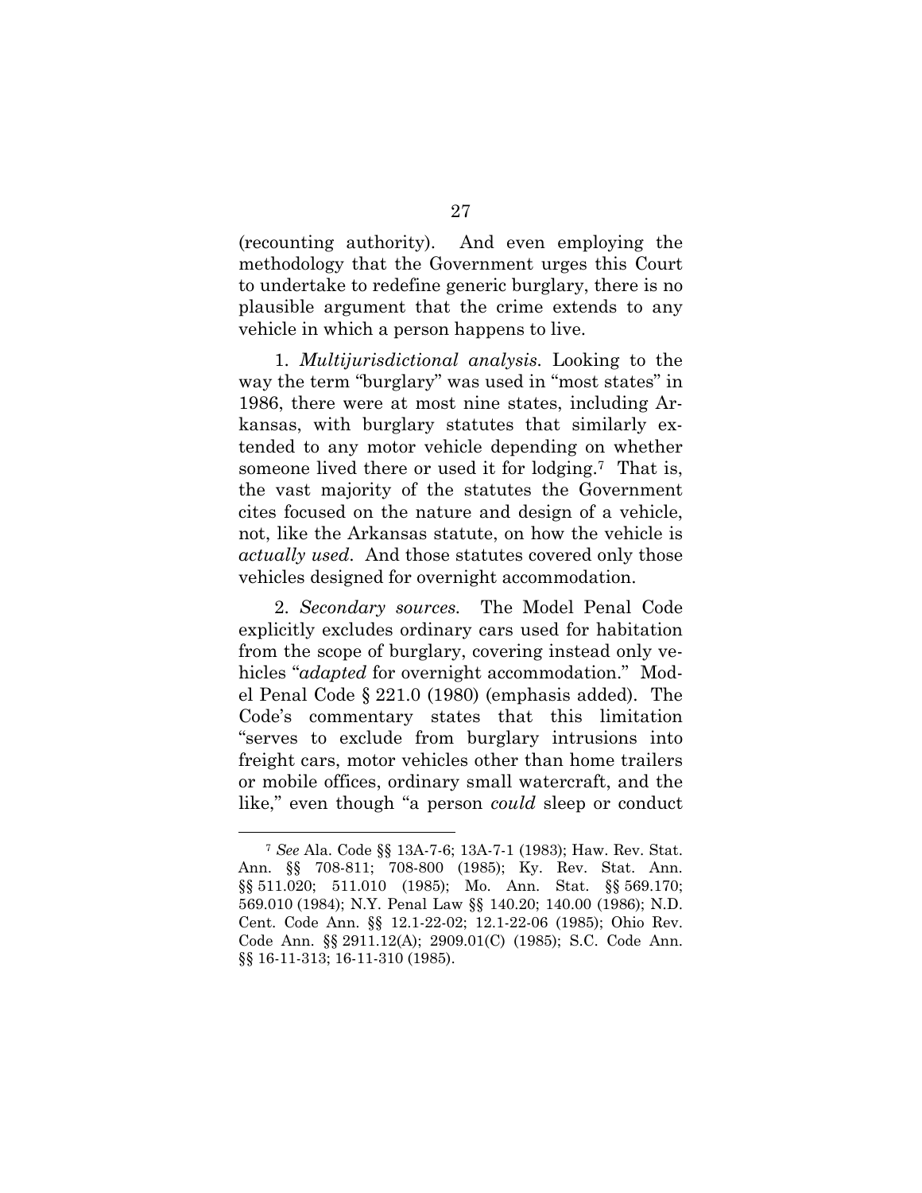(recounting authority). And even employing the methodology that the Government urges this Court to undertake to redefine generic burglary, there is no plausible argument that the crime extends to any vehicle in which a person happens to live.

1. *Multijurisdictional analysis.* Looking to the way the term "burglary" was used in "most states" in 1986, there were at most nine states, including Arkansas, with burglary statutes that similarly extended to any motor vehicle depending on whether someone lived there or used it for lodging.[7] That is, the vast majority of the statutes the Government cites focused on the nature and design of a vehicle, not, like the Arkansas statute, on how the vehicle is *actually used*. And those statutes covered only those vehicles designed for overnight accommodation.

2. *Secondary sources.* The Model Penal Code explicitly excludes ordinary cars used for habitation from the scope of burglary, covering instead only vehicles "*adapted* for overnight accommodation." Model Penal Code § 221.0 (1980) (emphasis added). The Code's commentary states that this limitation "serves to exclude from burglary intrusions into freight cars, motor vehicles other than home trailers or mobile offices, ordinary small watercraft, and the like," even though "a person *could* sleep or conduct

---

[7] *See* Ala. Code §§ 13A-7-6; 13A-7-1 (1983); Haw. Rev. Stat. Ann. §§ 708-811; 708-800 (1985); Ky. Rev. Stat. Ann. §§ 511.020; 511.010 (1985); Mo. Ann. Stat. §§ 569.170; 569.010 (1984); N.Y. Penal Law §§ 140.20; 140.00 (1986); N.D. Cent. Code Ann. §§ 12.1-22-02; 12.1-22-06 (1985); Ohio Rev. Code Ann. §§ 2911.12(A); 2909.01(C) (1985); S.C. Code Ann. §§ 16-11-313; 16-11-310 (1985).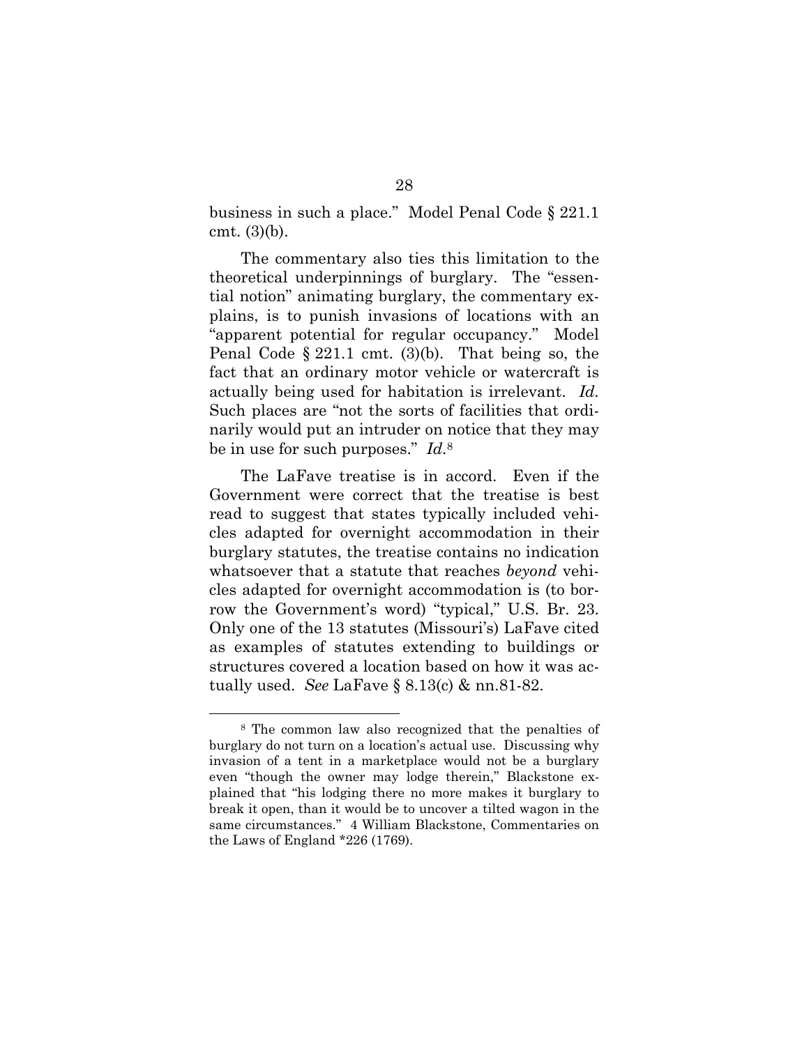business in such a place." Model Penal Code § 221.1 cmt. (3)(b).

The commentary also ties this limitation to the theoretical underpinnings of burglary. The "essential notion" animating burglary, the commentary explains, is to punish invasions of locations with an "apparent potential for regular occupancy." Model Penal Code § 221.1 cmt. (3)(b). That being so, the fact that an ordinary motor vehicle or watercraft is actually being used for habitation is irrelevant. *Id.* Such places are "not the sorts of facilities that ordinarily would put an intruder on notice that they may be in use for such purposes." *Id.*[8]

The LaFave treatise is in accord. Even if the Government were correct that the treatise is best read to suggest that states typically included vehicles adapted for overnight accommodation in their burglary statutes, the treatise contains no indication whatsoever that a statute that reaches *beyond* vehicles adapted for overnight accommodation is (to borrow the Government's word) "typical," U.S. Br. 23. Only one of the 13 statutes (Missouri's) LaFave cited as examples of statutes extending to buildings or structures covered a location based on how it was actually used. *See* LaFave § 8.13(c) & nn.81-82.

---

[8] The common law also recognized that the penalties of burglary do not turn on a location's actual use. Discussing why invasion of a tent in a marketplace would not be a burglary even "though the owner may lodge therein," Blackstone explained that "his lodging there no more makes it burglary to break it open, than it would be to uncover a tilted wagon in the same circumstances." 4 William Blackstone, Commentaries on the Laws of England *226 (1769).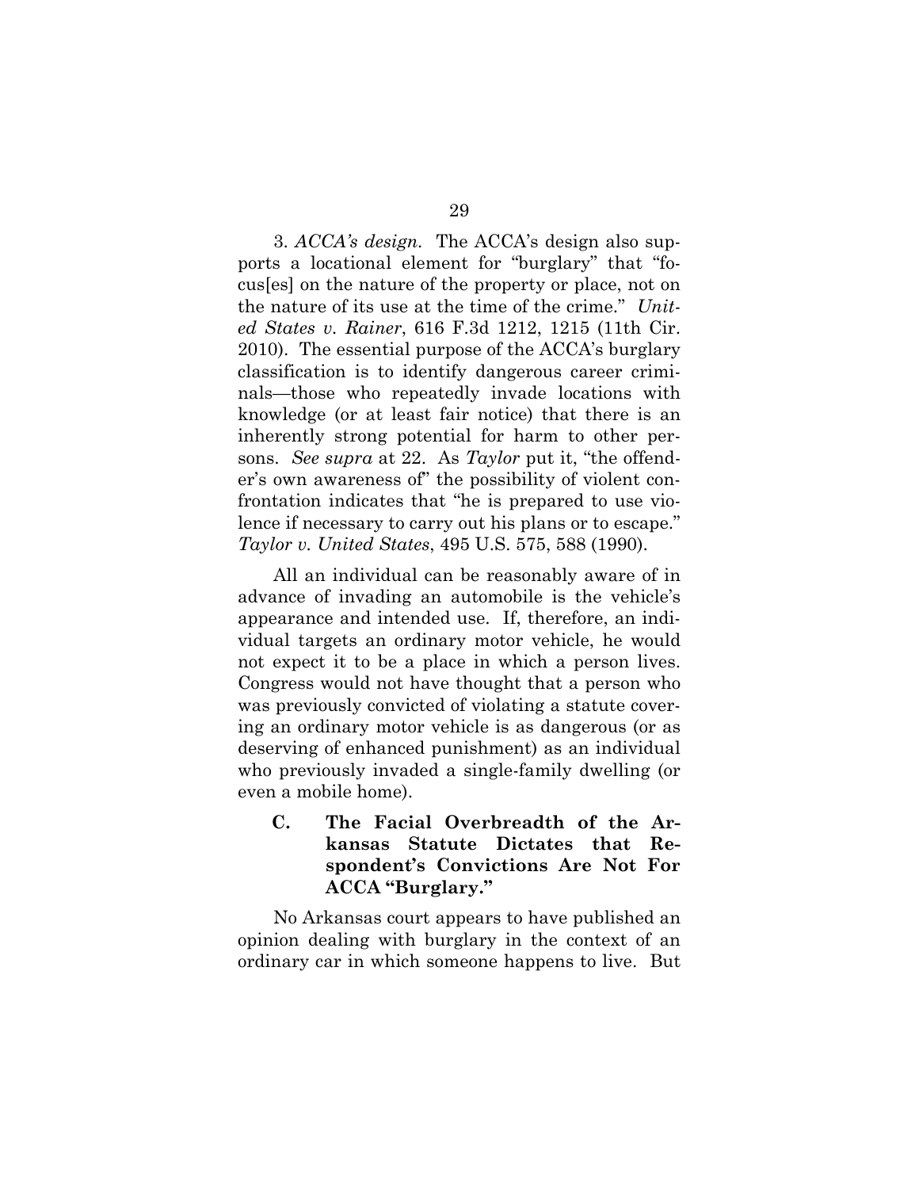3. *ACCA's design.* The ACCA's design also supports a locational element for "burglary" that "focus[es] on the nature of the property or place, not on the nature of its use at the time of the crime." *United States v. Rainer*, 616 F.3d 1212, 1215 (11th Cir. 2010). The essential purpose of the ACCA's burglary classification is to identify dangerous career criminals—those who repeatedly invade locations with knowledge (or at least fair notice) that there is an inherently strong potential for harm to other persons. *See supra* at 22. As *Taylor* put it, "the offender's own awareness of" the possibility of violent confrontation indicates that "he is prepared to use violence if necessary to carry out his plans or to escape." *Taylor v. United States*, 495 U.S. 575, 588 (1990).

All an individual can be reasonably aware of in advance of invading an automobile is the vehicle's appearance and intended use. If, therefore, an individual targets an ordinary motor vehicle, he would not expect it to be a place in which a person lives. Congress would not have thought that a person who was previously convicted of violating a statute covering an ordinary motor vehicle is as dangerous (or as deserving of enhanced punishment) as an individual who previously invaded a single-family dwelling (or even a mobile home).

### C. The Facial Overbreadth of the Arkansas Statute Dictates that Respondent's Convictions Are Not For ACCA "Burglary."

No Arkansas court appears to have published an opinion dealing with burglary in the context of an ordinary car in which someone happens to live. But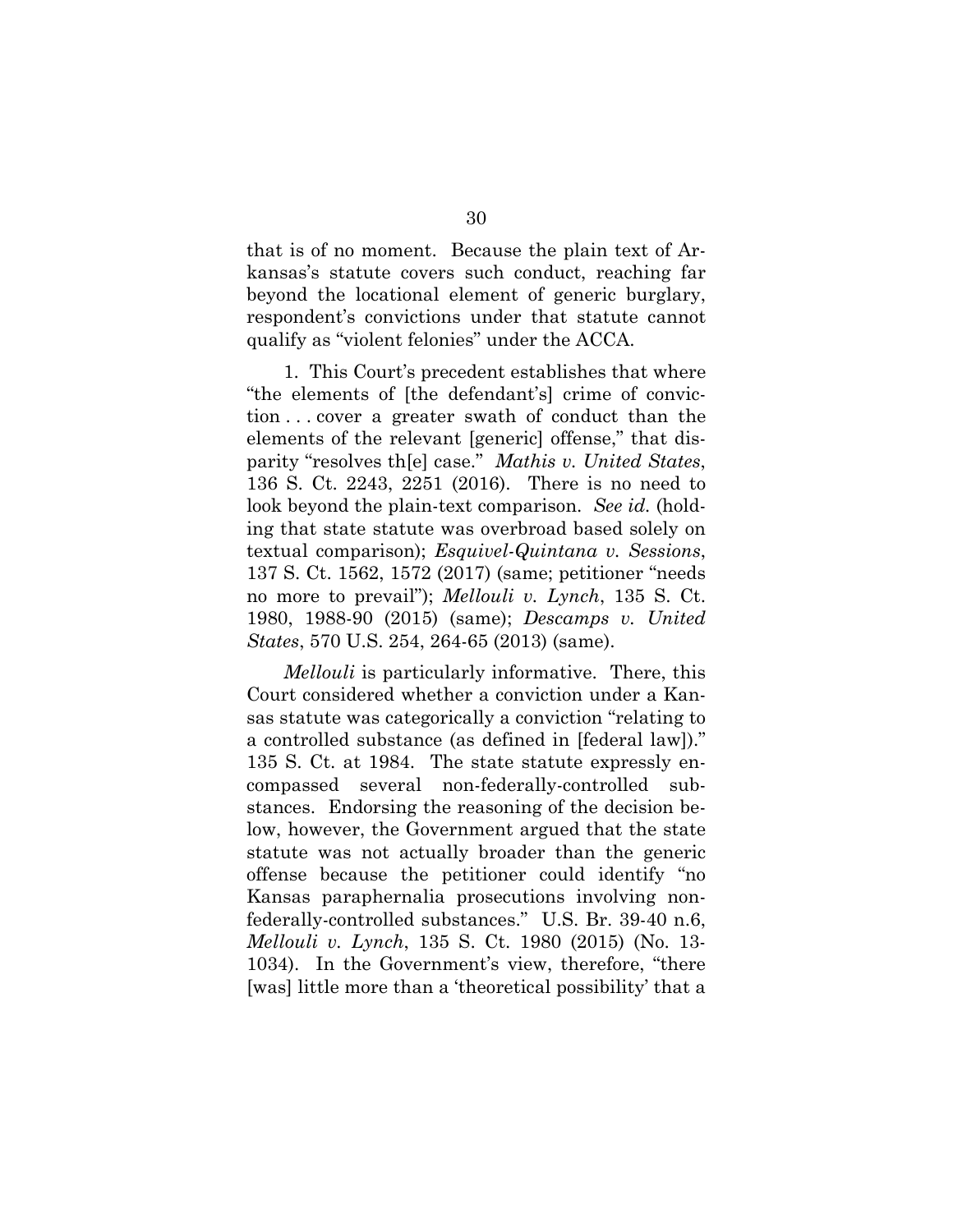that is of no moment. Because the plain text of Arkansas's statute covers such conduct, reaching far beyond the locational element of generic burglary, respondent's convictions under that statute cannot qualify as "violent felonies" under the ACCA.

1. This Court's precedent establishes that where "the elements of [the defendant's] crime of conviction . . . cover a greater swath of conduct than the elements of the relevant [generic] offense," that disparity "resolves th[e] case." *Mathis v. United States*, 136 S. Ct. 2243, 2251 (2016). There is no need to look beyond the plain-text comparison. *See id.* (holding that state statute was overbroad based solely on textual comparison); *Esquivel-Quintana v. Sessions*, 137 S. Ct. 1562, 1572 (2017) (same; petitioner "needs no more to prevail"); *Mellouli v. Lynch*, 135 S. Ct. 1980, 1988-90 (2015) (same); *Descamps v. United States*, 570 U.S. 254, 264-65 (2013) (same).

*Mellouli* is particularly informative. There, this Court considered whether a conviction under a Kansas statute was categorically a conviction "relating to a controlled substance (as defined in [federal law])." 135 S. Ct. at 1984. The state statute expressly encompassed several non-federally-controlled substances. Endorsing the reasoning of the decision below, however, the Government argued that the state statute was not actually broader than the generic offense because the petitioner could identify "no Kansas paraphernalia prosecutions involving non-federally-controlled substances." U.S. Br. 39-40 n.6, *Mellouli v. Lynch*, 135 S. Ct. 1980 (2015) (No. 13-1034). In the Government's view, therefore, "there [was] little more than a 'theoretical possibility' that a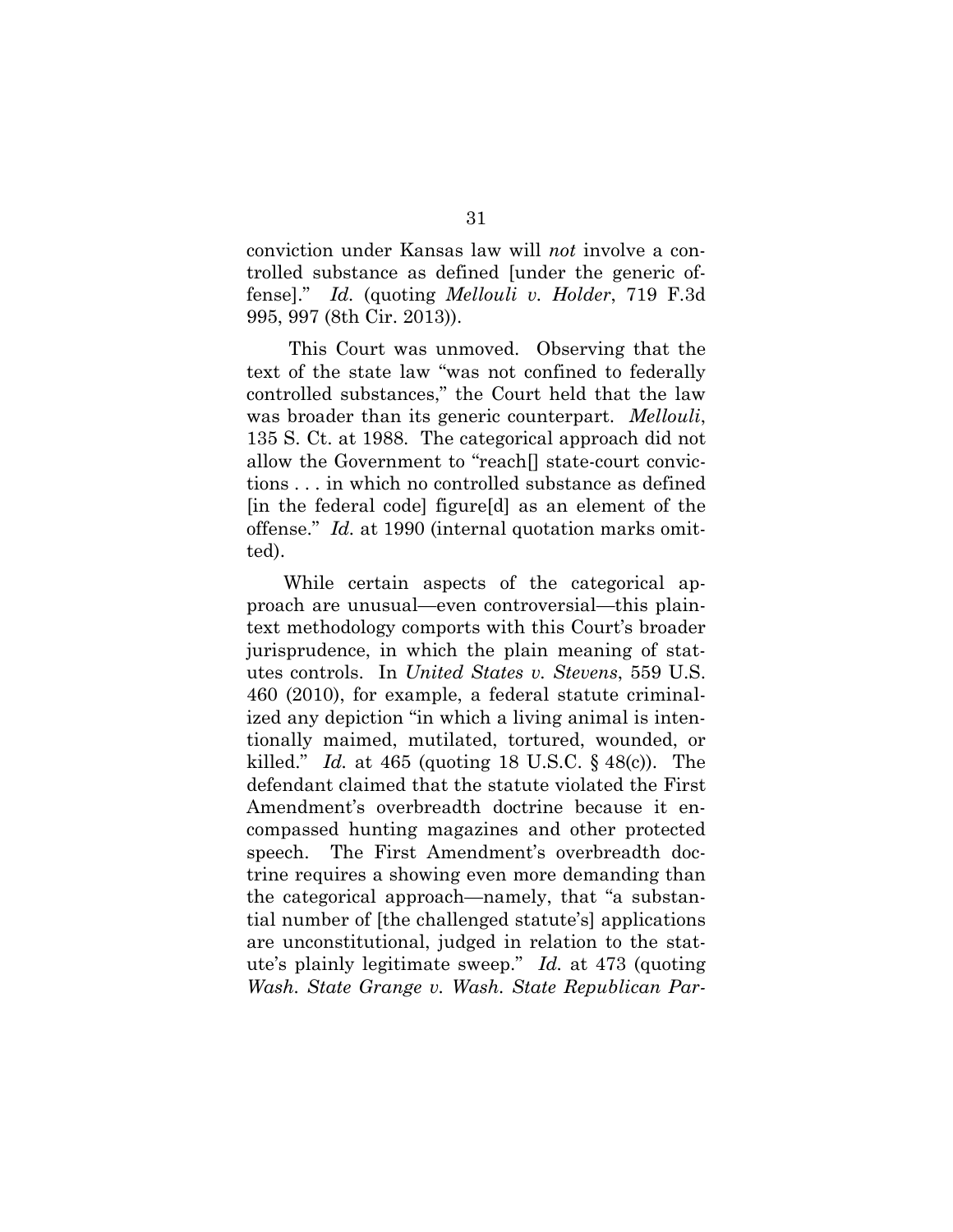conviction under Kansas law will *not* involve a controlled substance as defined [under the generic offense]." *Id.* (quoting *Mellouli v. Holder*, 719 F.3d 995, 997 (8th Cir. 2013)).

This Court was unmoved. Observing that the text of the state law "was not confined to federally controlled substances," the Court held that the law was broader than its generic counterpart. *Mellouli*, 135 S. Ct. at 1988. The categorical approach did not allow the Government to "reach[] state-court convictions . . . in which no controlled substance as defined [in the federal code] figure[d] as an element of the offense." *Id.* at 1990 (internal quotation marks omitted).

While certain aspects of the categorical approach are unusual—even controversial—this plain-text methodology comports with this Court's broader jurisprudence, in which the plain meaning of statutes controls. In *United States v. Stevens*, 559 U.S. 460 (2010), for example, a federal statute criminalized any depiction "in which a living animal is intentionally maimed, mutilated, tortured, wounded, or killed." *Id.* at 465 (quoting 18 U.S.C. § 48(c)). The defendant claimed that the statute violated the First Amendment's overbreadth doctrine because it encompassed hunting magazines and other protected speech. The First Amendment's overbreadth doctrine requires a showing even more demanding than the categorical approach—namely, that "a substantial number of [the challenged statute's] applications are unconstitutional, judged in relation to the statute's plainly legitimate sweep." *Id.* at 473 (quoting *Wash. State Grange v. Wash. State Republican Par-*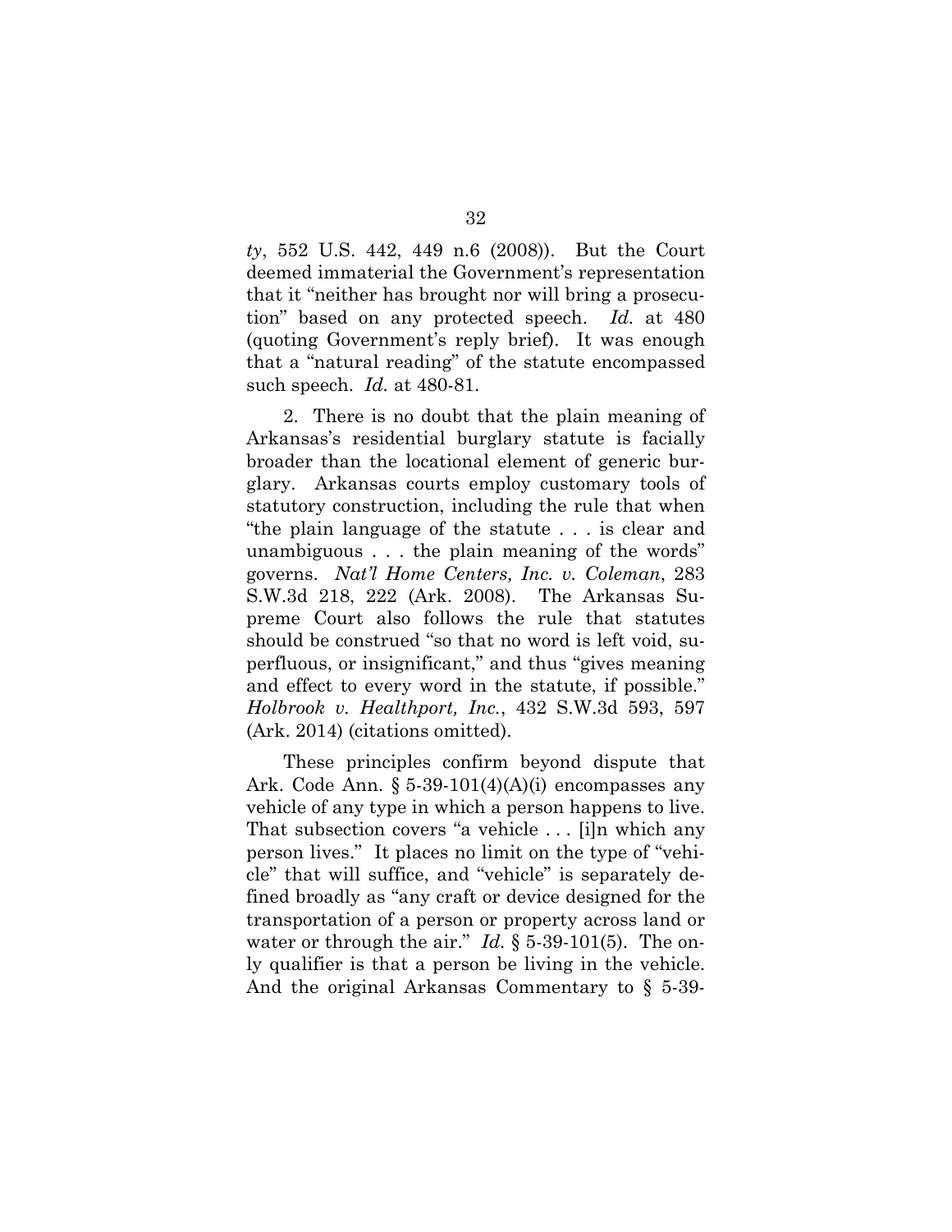*ty*, 552 U.S. 442, 449 n.6 (2008)). But the Court deemed immaterial the Government's representation that it "neither has brought nor will bring a prosecution" based on any protected speech. *Id.* at 480 (quoting Government's reply brief). It was enough that a "natural reading" of the statute encompassed such speech. *Id.* at 480-81.

2. There is no doubt that the plain meaning of Arkansas's residential burglary statute is facially broader than the locational element of generic burglary. Arkansas courts employ customary tools of statutory construction, including the rule that when "the plain language of the statute . . . is clear and unambiguous . . . the plain meaning of the words" governs. *Nat'l Home Centers, Inc. v. Coleman*, 283 S.W.3d 218, 222 (Ark. 2008). The Arkansas Supreme Court also follows the rule that statutes should be construed "so that no word is left void, superfluous, or insignificant," and thus "gives meaning and effect to every word in the statute, if possible." *Holbrook v. Healthport, Inc.*, 432 S.W.3d 593, 597 (Ark. 2014) (citations omitted).

These principles confirm beyond dispute that Ark. Code Ann. § 5-39-101(4)(A)(i) encompasses any vehicle of any type in which a person happens to live. That subsection covers "a vehicle . . . [i]n which any person lives." It places no limit on the type of "vehicle" that will suffice, and "vehicle" is separately defined broadly as "any craft or device designed for the transportation of a person or property across land or water or through the air." *Id.* § 5-39-101(5). The only qualifier is that a person be living in the vehicle. And the original Arkansas Commentary to § 5-39-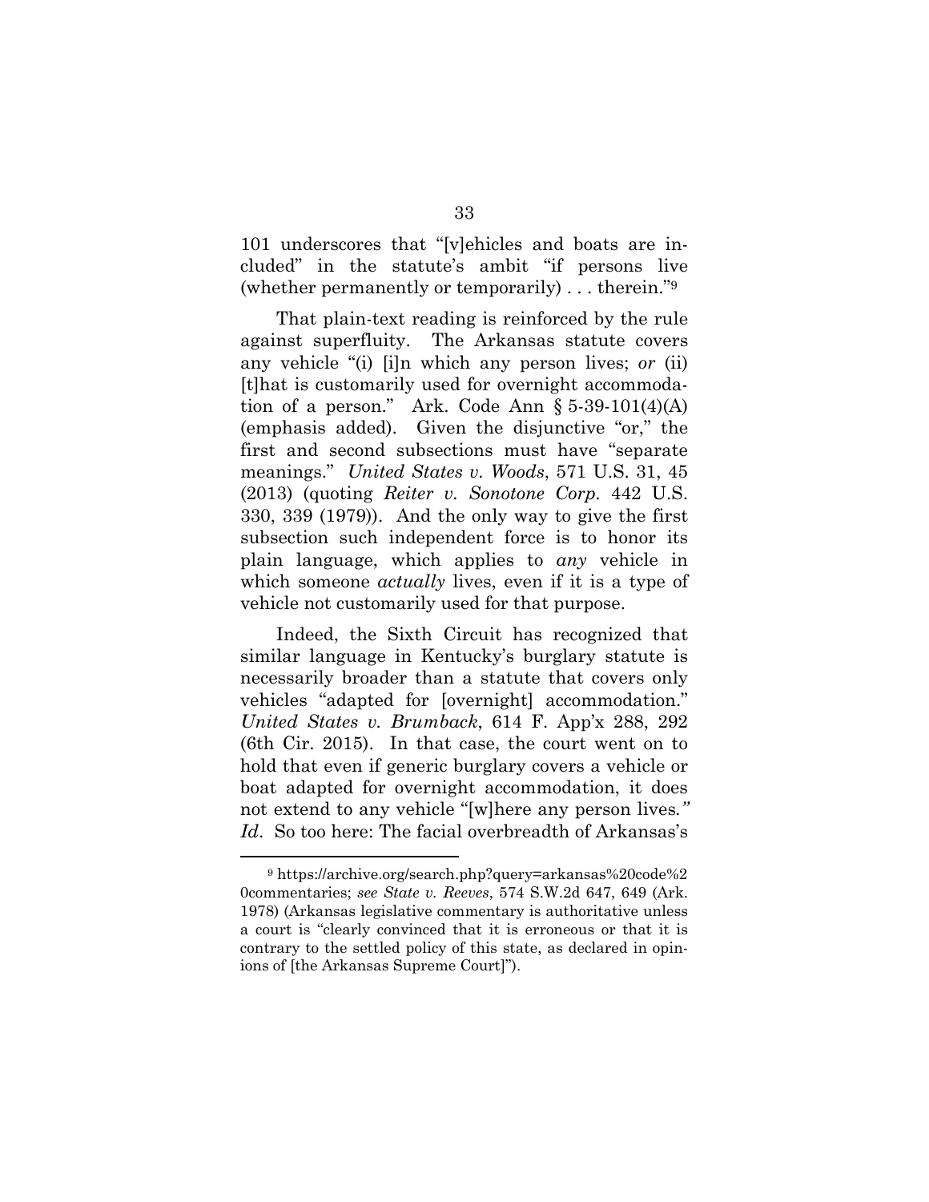101 underscores that "[v]ehicles and boats are included" in the statute's ambit "if persons live (whether permanently or temporarily) . . . therein."[9]

That plain-text reading is reinforced by the rule against superfluity. The Arkansas statute covers any vehicle "(i) [i]n which any person lives; *or* (ii) [t]hat is customarily used for overnight accommodation of a person." Ark. Code Ann § 5-39-101(4)(A) (emphasis added). Given the disjunctive "or," the first and second subsections must have "separate meanings." *United States v. Woods*, 571 U.S. 31, 45 (2013) (quoting *Reiter v. Sonotone Corp.* 442 U.S. 330, 339 (1979)). And the only way to give the first subsection such independent force is to honor its plain language, which applies to *any* vehicle in which someone *actually* lives, even if it is a type of vehicle not customarily used for that purpose.

Indeed, the Sixth Circuit has recognized that similar language in Kentucky's burglary statute is necessarily broader than a statute that covers only vehicles "adapted for [overnight] accommodation." *United States v. Brumback*, 614 F. App'x 288, 292 (6th Cir. 2015). In that case, the court went on to hold that even if generic burglary covers a vehicle or boat adapted for overnight accommodation, it does not extend to any vehicle "[w]here any person lives." *Id*. So too here: The facial overbreadth of Arkansas's

---

[9] https://archive.org/search.php?query=arkansas%20code%20commentaries; *see State v. Reeves*, 574 S.W.2d 647, 649 (Ark. 1978) (Arkansas legislative commentary is authoritative unless a court is "clearly convinced that it is erroneous or that it is contrary to the settled policy of this state, as declared in opinions of [the Arkansas Supreme Court]").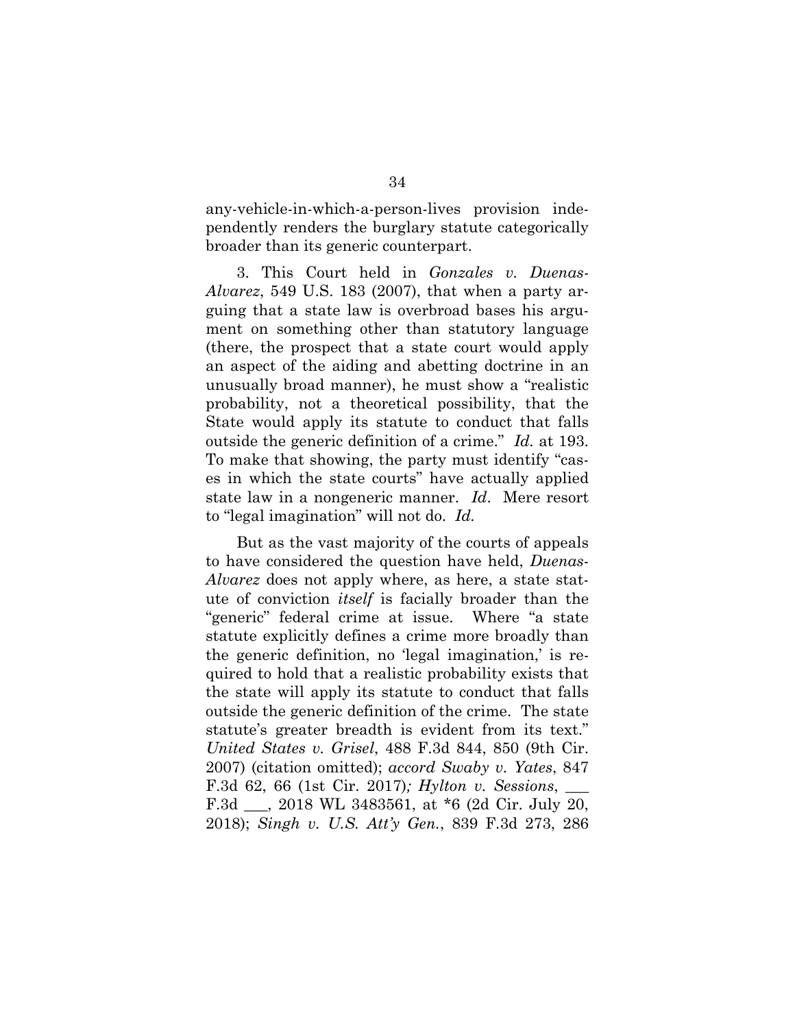any-vehicle-in-which-a-person-lives provision independently renders the burglary statute categorically broader than its generic counterpart.

3. This Court held in *Gonzales v. Duenas-Alvarez*, 549 U.S. 183 (2007), that when a party arguing that a state law is overbroad bases his argument on something other than statutory language (there, the prospect that a state court would apply an aspect of the aiding and abetting doctrine in an unusually broad manner), he must show a "realistic probability, not a theoretical possibility, that the State would apply its statute to conduct that falls outside the generic definition of a crime." *Id.* at 193. To make that showing, the party must identify "cases in which the state courts" have actually applied state law in a nongeneric manner. *Id*. Mere resort to "legal imagination" will not do. *Id.*

But as the vast majority of the courts of appeals to have considered the question have held, *Duenas-Alvarez* does not apply where, as here, a state statute of conviction *itself* is facially broader than the "generic" federal crime at issue. Where "a state statute explicitly defines a crime more broadly than the generic definition, no 'legal imagination,' is required to hold that a realistic probability exists that the state will apply its statute to conduct that falls outside the generic definition of the crime. The state statute's greater breadth is evident from its text." *United States v. Grisel*, 488 F.3d 844, 850 (9th Cir. 2007) (citation omitted); *accord Swaby v. Yates*, 847 F.3d 62, 66 (1st Cir. 2017)*; Hylton v. Sessions*, ___ F.3d ___, 2018 WL 3483561, at *6 (2d Cir. July 20, 2018); *Singh v. U.S. Att'y Gen.*, 839 F.3d 273, 286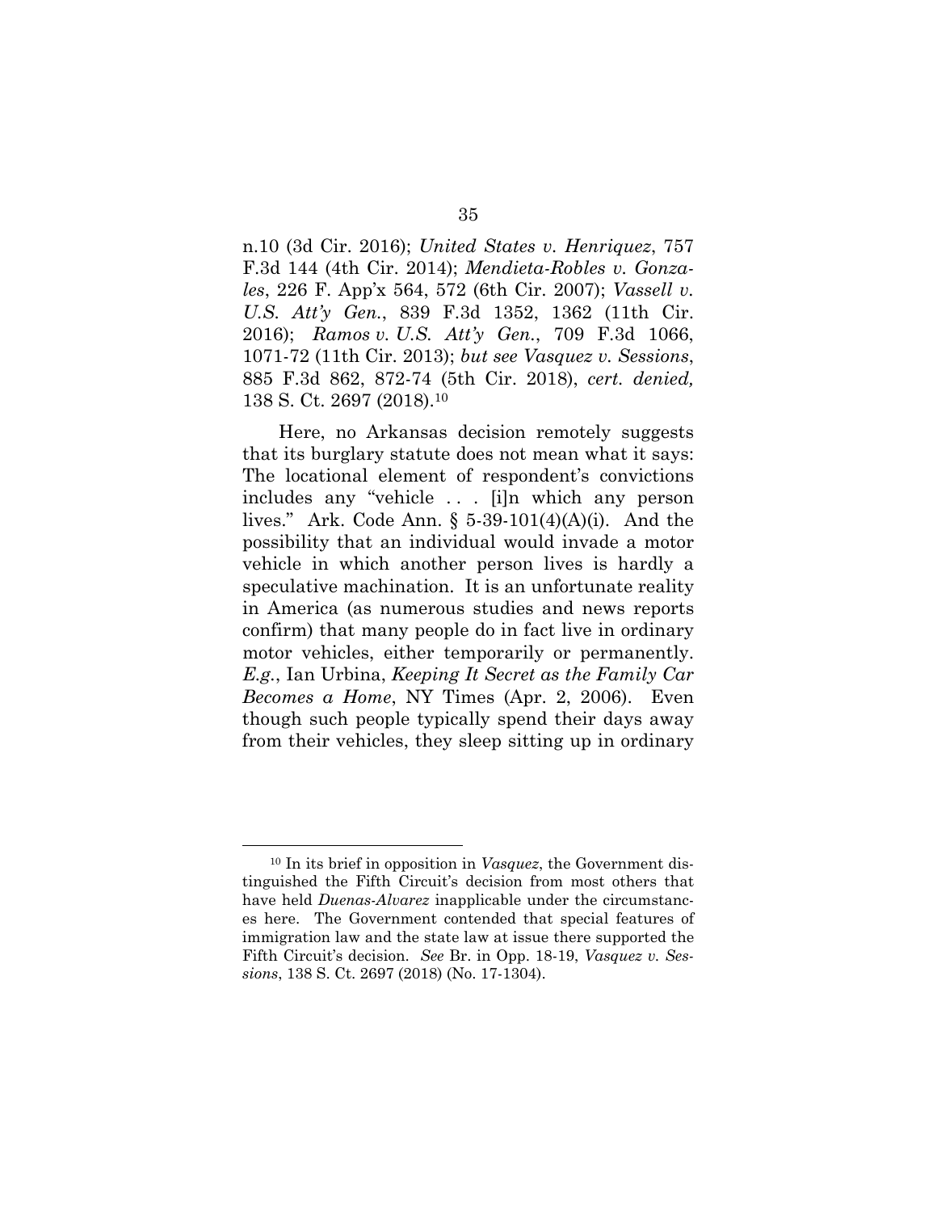n.10 (3d Cir. 2016); *United States v. Henriquez*, 757 F.3d 144 (4th Cir. 2014); *Mendieta-Robles v. Gonzales*, 226 F. App'x 564, 572 (6th Cir. 2007); *Vassell v. U.S. Att'y Gen.*, 839 F.3d 1352, 1362 (11th Cir. 2016); *Ramos v. U.S. Att'y Gen.*, 709 F.3d 1066, 1071-72 (11th Cir. 2013); *but see Vasquez v. Sessions*, 885 F.3d 862, 872-74 (5th Cir. 2018), *cert. denied,* 138 S. Ct. 2697 (2018).[10]

Here, no Arkansas decision remotely suggests that its burglary statute does not mean what it says: The locational element of respondent's convictions includes any "vehicle . . . [i]n which any person lives." Ark. Code Ann. § 5-39-101(4)(A)(i). And the possibility that an individual would invade a motor vehicle in which another person lives is hardly a speculative machination. It is an unfortunate reality in America (as numerous studies and news reports confirm) that many people do in fact live in ordinary motor vehicles, either temporarily or permanently. *E.g.*, Ian Urbina, *Keeping It Secret as the Family Car Becomes a Home*, NY Times (Apr. 2, 2006). Even though such people typically spend their days away from their vehicles, they sleep sitting up in ordinary

---

[10] In its brief in opposition in *Vasquez*, the Government distinguished the Fifth Circuit's decision from most others that have held *Duenas-Alvarez* inapplicable under the circumstances here. The Government contended that special features of immigration law and the state law at issue there supported the Fifth Circuit's decision. *See* Br. in Opp. 18-19, *Vasquez v. Sessions*, 138 S. Ct. 2697 (2018) (No. 17-1304).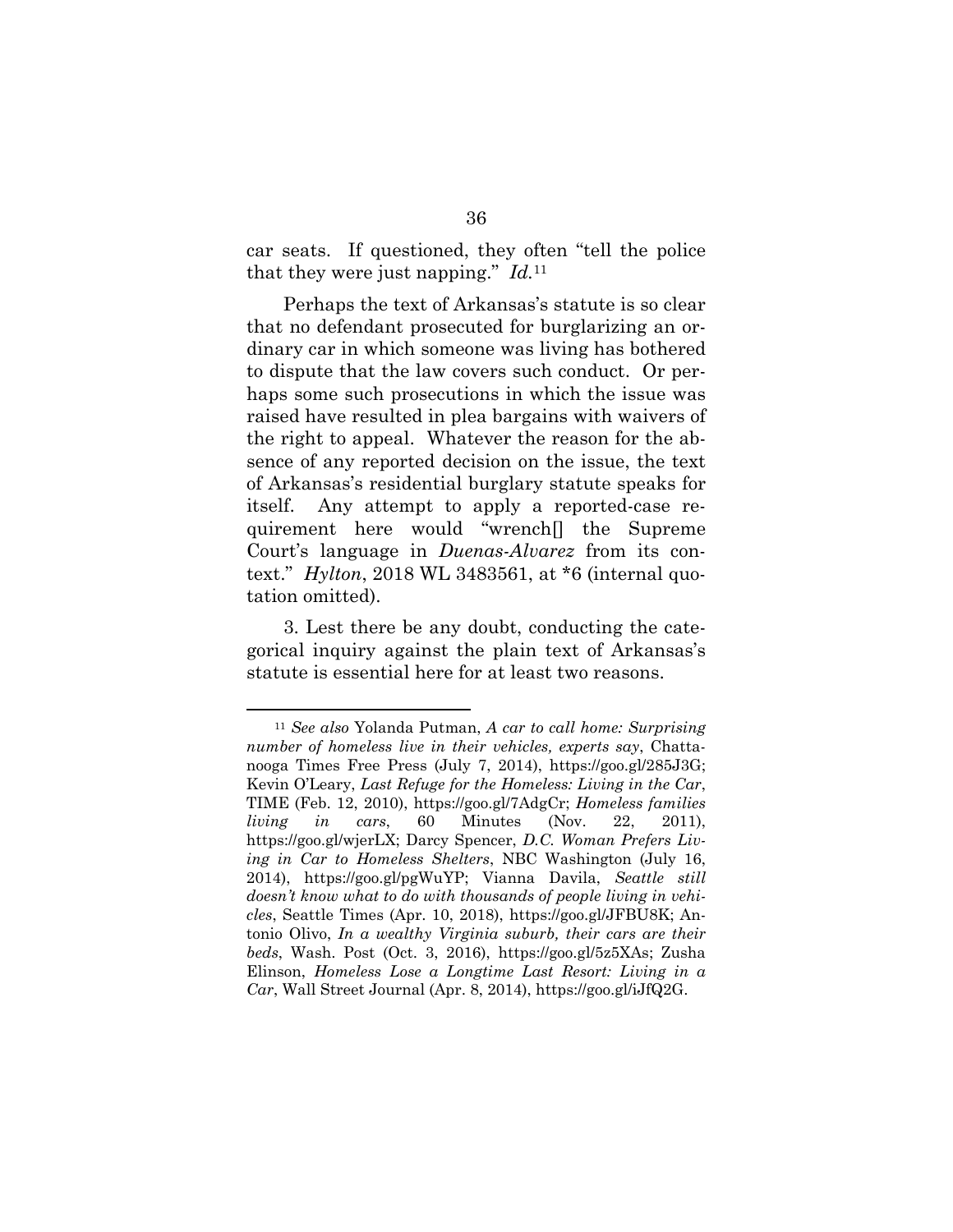car seats. If questioned, they often "tell the police that they were just napping." *Id.*[11]

Perhaps the text of Arkansas's statute is so clear that no defendant prosecuted for burglarizing an ordinary car in which someone was living has bothered to dispute that the law covers such conduct. Or perhaps some such prosecutions in which the issue was raised have resulted in plea bargains with waivers of the right to appeal. Whatever the reason for the absence of any reported decision on the issue, the text of Arkansas's residential burglary statute speaks for itself. Any attempt to apply a reported-case requirement here would "wrench[] the Supreme Court's language in *Duenas-Alvarez* from its context." *Hylton*, 2018 WL 3483561, at *6 (internal quotation omitted).

3. Lest there be any doubt, conducting the categorical inquiry against the plain text of Arkansas's statute is essential here for at least two reasons.

---

[11] *See also* Yolanda Putman, *A car to call home: Surprising number of homeless live in their vehicles, experts say*, Chattanooga Times Free Press (July 7, 2014), https://goo.gl/285J3G; Kevin O'Leary, *Last Refuge for the Homeless: Living in the Car*, TIME (Feb. 12, 2010), https://goo.gl/7AdgCr; *Homeless families living in cars*, 60 Minutes (Nov. 22, 2011), https://goo.gl/wjerLX; Darcy Spencer, *D.C. Woman Prefers Living in Car to Homeless Shelters*, NBC Washington (July 16, 2014), https://goo.gl/pgWuYP; Vianna Davila, *Seattle still doesn't know what to do with thousands of people living in vehicles*, Seattle Times (Apr. 10, 2018), https://goo.gl/JFBU8K; Antonio Olivo, *In a wealthy Virginia suburb, their cars are their beds*, Wash. Post (Oct. 3, 2016), https://goo.gl/5z5XAs; Zusha Elinson, *Homeless Lose a Longtime Last Resort: Living in a Car*, Wall Street Journal (Apr. 8, 2014), https://goo.gl/iJfQ2G.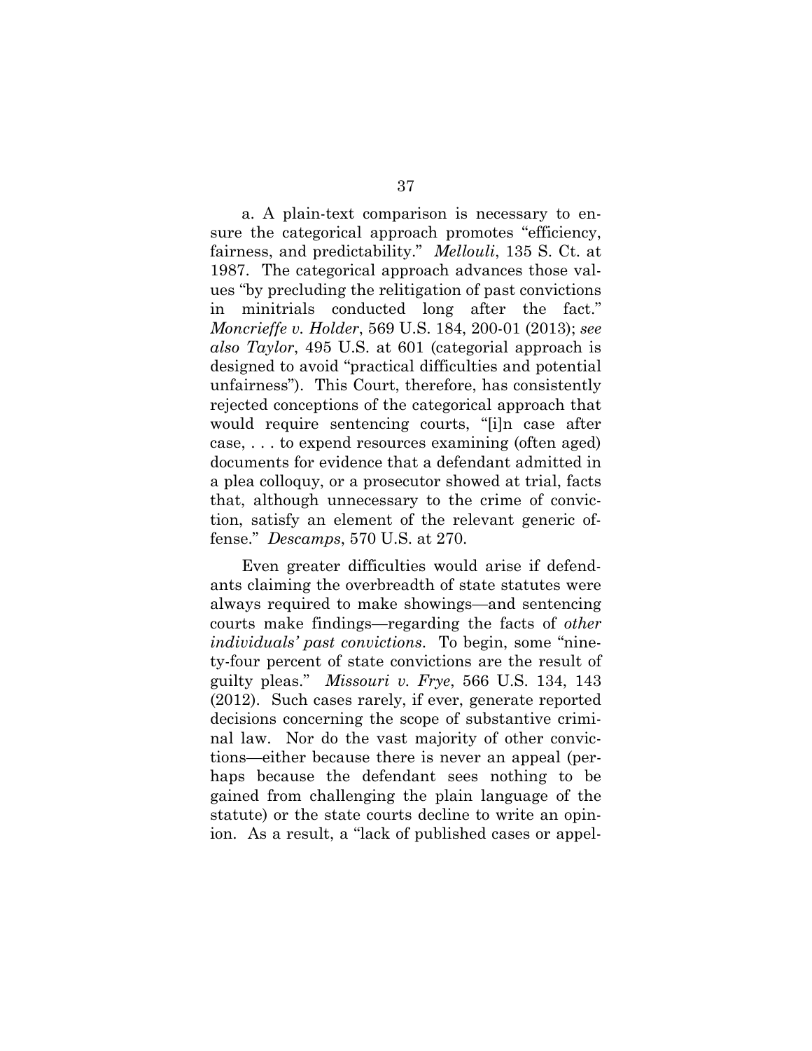a. A plain-text comparison is necessary to ensure the categorical approach promotes "efficiency, fairness, and predictability." *Mellouli*, 135 S. Ct. at 1987. The categorical approach advances those values "by precluding the relitigation of past convictions in minitrials conducted long after the fact." *Moncrieffe v. Holder*, 569 U.S. 184, 200-01 (2013); *see also Taylor*, 495 U.S. at 601 (categorial approach is designed to avoid "practical difficulties and potential unfairness"). This Court, therefore, has consistently rejected conceptions of the categorical approach that would require sentencing courts, "[i]n case after case, . . . to expend resources examining (often aged) documents for evidence that a defendant admitted in a plea colloquy, or a prosecutor showed at trial, facts that, although unnecessary to the crime of conviction, satisfy an element of the relevant generic offense." *Descamps*, 570 U.S. at 270.

Even greater difficulties would arise if defendants claiming the overbreadth of state statutes were always required to make showings—and sentencing courts make findings—regarding the facts of *other individuals' past convictions*. To begin, some "ninety-four percent of state convictions are the result of guilty pleas." *Missouri v. Frye*, 566 U.S. 134, 143 (2012). Such cases rarely, if ever, generate reported decisions concerning the scope of substantive criminal law. Nor do the vast majority of other convictions—either because there is never an appeal (perhaps because the defendant sees nothing to be gained from challenging the plain language of the statute) or the state courts decline to write an opinion. As a result, a "lack of published cases or appel-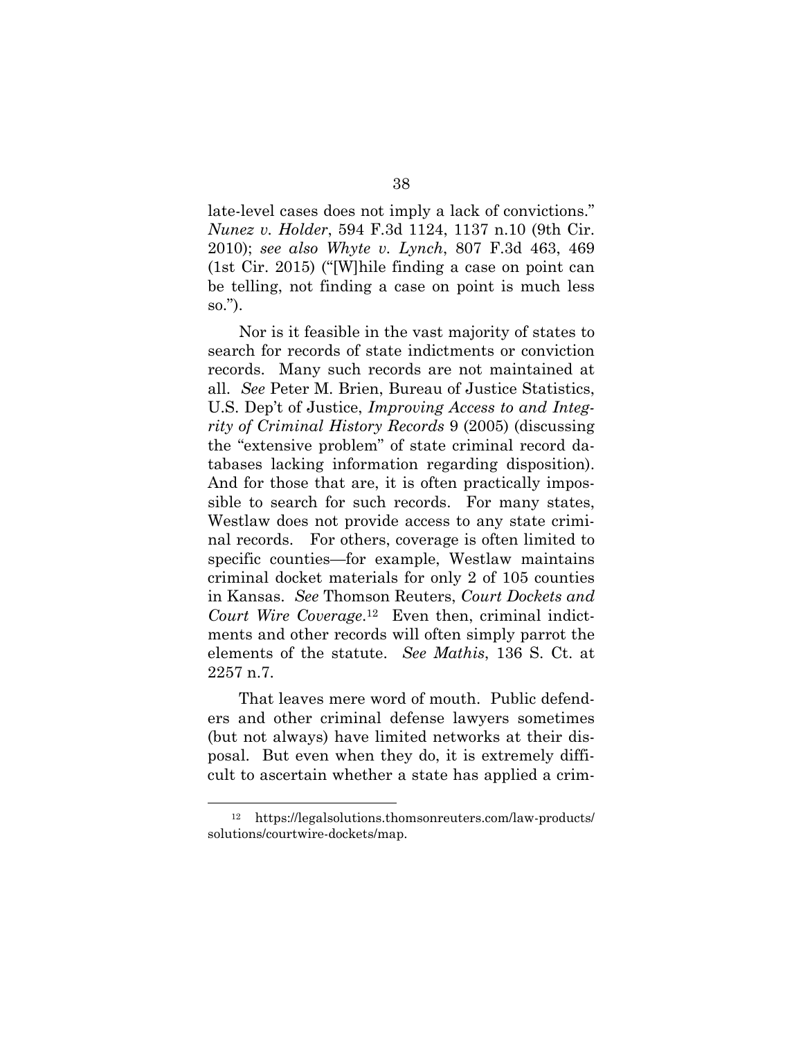late-level cases does not imply a lack of convictions." *Nunez v. Holder*, 594 F.3d 1124, 1137 n.10 (9th Cir. 2010); *see also Whyte v. Lynch*, 807 F.3d 463, 469 (1st Cir. 2015) ("[W]hile finding a case on point can be telling, not finding a case on point is much less so.").

Nor is it feasible in the vast majority of states to search for records of state indictments or conviction records. Many such records are not maintained at all. *See* Peter M. Brien, Bureau of Justice Statistics, U.S. Dep't of Justice, *Improving Access to and Integrity of Criminal History Records* 9 (2005) (discussing the "extensive problem" of state criminal record databases lacking information regarding disposition). And for those that are, it is often practically impossible to search for such records. For many states, Westlaw does not provide access to any state criminal records. For others, coverage is often limited to specific counties—for example, Westlaw maintains criminal docket materials for only 2 of 105 counties in Kansas. *See* Thomson Reuters, *Court Dockets and Court Wire Coverage*.[12] Even then, criminal indictments and other records will often simply parrot the elements of the statute. *See Mathis*, 136 S. Ct. at 2257 n.7.

That leaves mere word of mouth. Public defenders and other criminal defense lawyers sometimes (but not always) have limited networks at their disposal. But even when they do, it is extremely difficult to ascertain whether a state has applied a crim-

---

[12] https://legalsolutions.thomsonreuters.com/law-products/solutions/courtwire-dockets/map.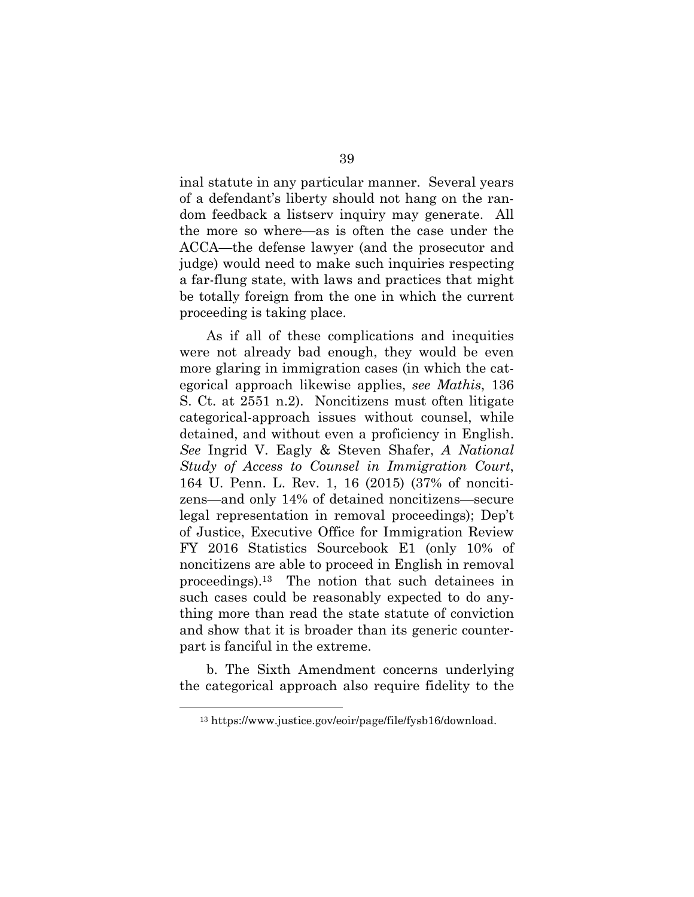inal statute in any particular manner. Several years of a defendant's liberty should not hang on the random feedback a listserv inquiry may generate. All the more so where—as is often the case under the ACCA—the defense lawyer (and the prosecutor and judge) would need to make such inquiries respecting a far-flung state, with laws and practices that might be totally foreign from the one in which the current proceeding is taking place.

As if all of these complications and inequities were not already bad enough, they would be even more glaring in immigration cases (in which the categorical approach likewise applies, *see Mathis*, 136 S. Ct. at 2551 n.2). Noncitizens must often litigate categorical-approach issues without counsel, while detained, and without even a proficiency in English. *See* Ingrid V. Eagly & Steven Shafer, *A National Study of Access to Counsel in Immigration Court*, 164 U. Penn. L. Rev. 1, 16 (2015) (37% of noncitizens—and only 14% of detained noncitizens—secure legal representation in removal proceedings); Dep't of Justice, Executive Office for Immigration Review FY 2016 Statistics Sourcebook E1 (only 10% of noncitizens are able to proceed in English in removal proceedings).[13] The notion that such detainees in such cases could be reasonably expected to do anything more than read the state statute of conviction and show that it is broader than its generic counterpart is fanciful in the extreme.

b. The Sixth Amendment concerns underlying the categorical approach also require fidelity to the

[13] https://www.justice.gov/eoir/page/file/fysb16/download.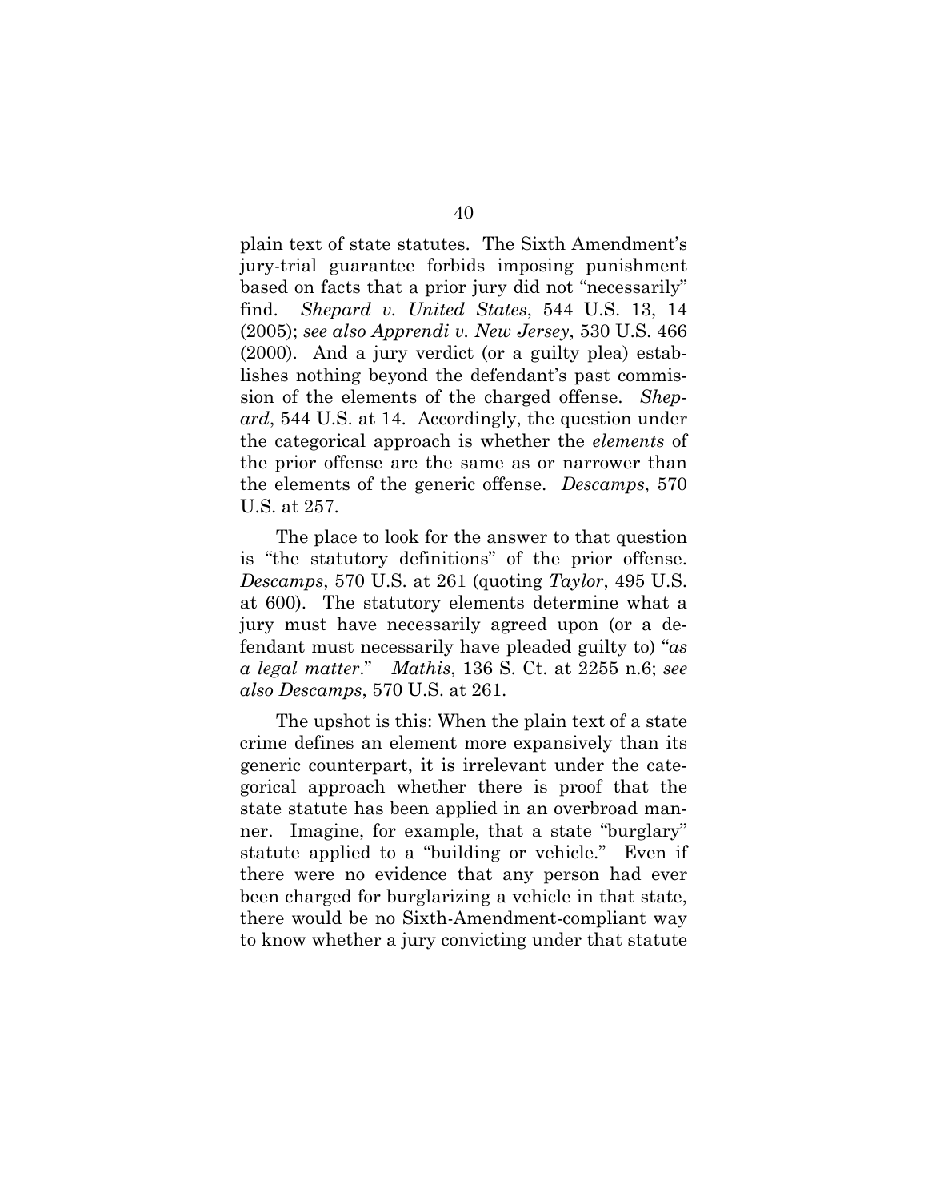plain text of state statutes. The Sixth Amendment's jury-trial guarantee forbids imposing punishment based on facts that a prior jury did not "necessarily" find. *Shepard v. United States*, 544 U.S. 13, 14 (2005); *see also Apprendi v. New Jersey*, 530 U.S. 466 (2000). And a jury verdict (or a guilty plea) establishes nothing beyond the defendant's past commission of the elements of the charged offense. *Shepard*, 544 U.S. at 14. Accordingly, the question under the categorical approach is whether the *elements* of the prior offense are the same as or narrower than the elements of the generic offense. *Descamps*, 570 U.S. at 257.

The place to look for the answer to that question is "the statutory definitions" of the prior offense. *Descamps*, 570 U.S. at 261 (quoting *Taylor*, 495 U.S. at 600). The statutory elements determine what a jury must have necessarily agreed upon (or a defendant must necessarily have pleaded guilty to) "*as a legal matter*." *Mathis*, 136 S. Ct. at 2255 n.6; *see also Descamps*, 570 U.S. at 261.

The upshot is this: When the plain text of a state crime defines an element more expansively than its generic counterpart, it is irrelevant under the categorical approach whether there is proof that the state statute has been applied in an overbroad manner. Imagine, for example, that a state "burglary" statute applied to a "building or vehicle." Even if there were no evidence that any person had ever been charged for burglarizing a vehicle in that state, there would be no Sixth-Amendment-compliant way to know whether a jury convicting under that statute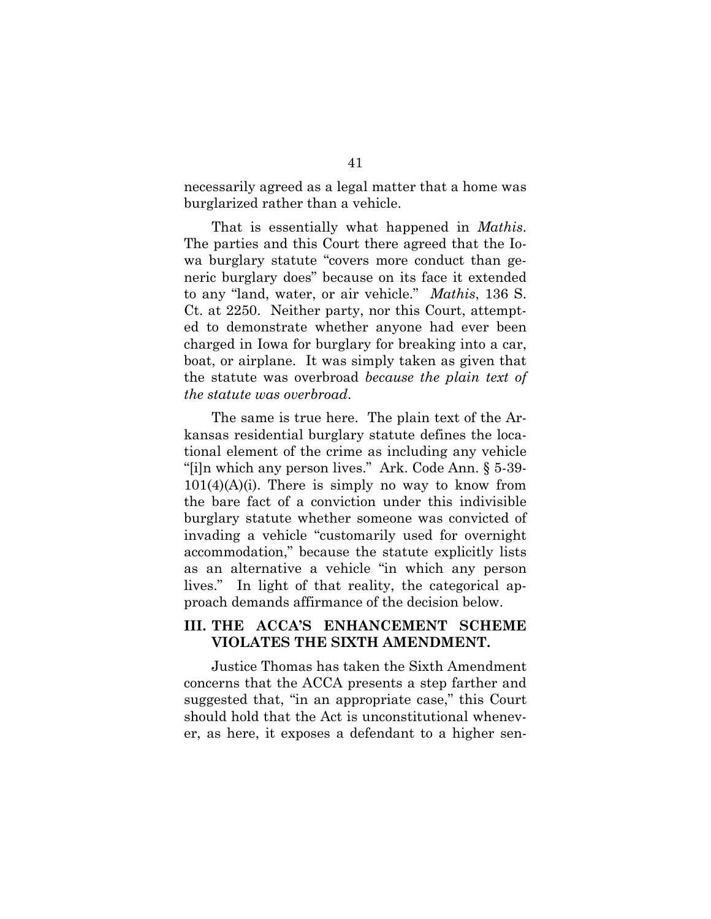necessarily agreed as a legal matter that a home was burglarized rather than a vehicle.

That is essentially what happened in *Mathis*. The parties and this Court there agreed that the Iowa burglary statute "covers more conduct than generic burglary does" because on its face it extended to any "land, water, or air vehicle." *Mathis*, 136 S. Ct. at 2250. Neither party, nor this Court, attempted to demonstrate whether anyone had ever been charged in Iowa for burglary for breaking into a car, boat, or airplane. It was simply taken as given that the statute was overbroad *because the plain text of the statute was overbroad*.

The same is true here. The plain text of the Arkansas residential burglary statute defines the locational element of the crime as including any vehicle "[i]n which any person lives." Ark. Code Ann. § 5-39-101(4)(A)(i). There is simply no way to know from the bare fact of a conviction under this indivisible burglary statute whether someone was convicted of invading a vehicle "customarily used for overnight accommodation," because the statute explicitly lists as an alternative a vehicle "in which any person lives." In light of that reality, the categorical approach demands affirmance of the decision below.

## III. THE ACCA'S ENHANCEMENT SCHEME VIOLATES THE SIXTH AMENDMENT.

Justice Thomas has taken the Sixth Amendment concerns that the ACCA presents a step farther and suggested that, "in an appropriate case," this Court should hold that the Act is unconstitutional whenever, as here, it exposes a defendant to a higher sen-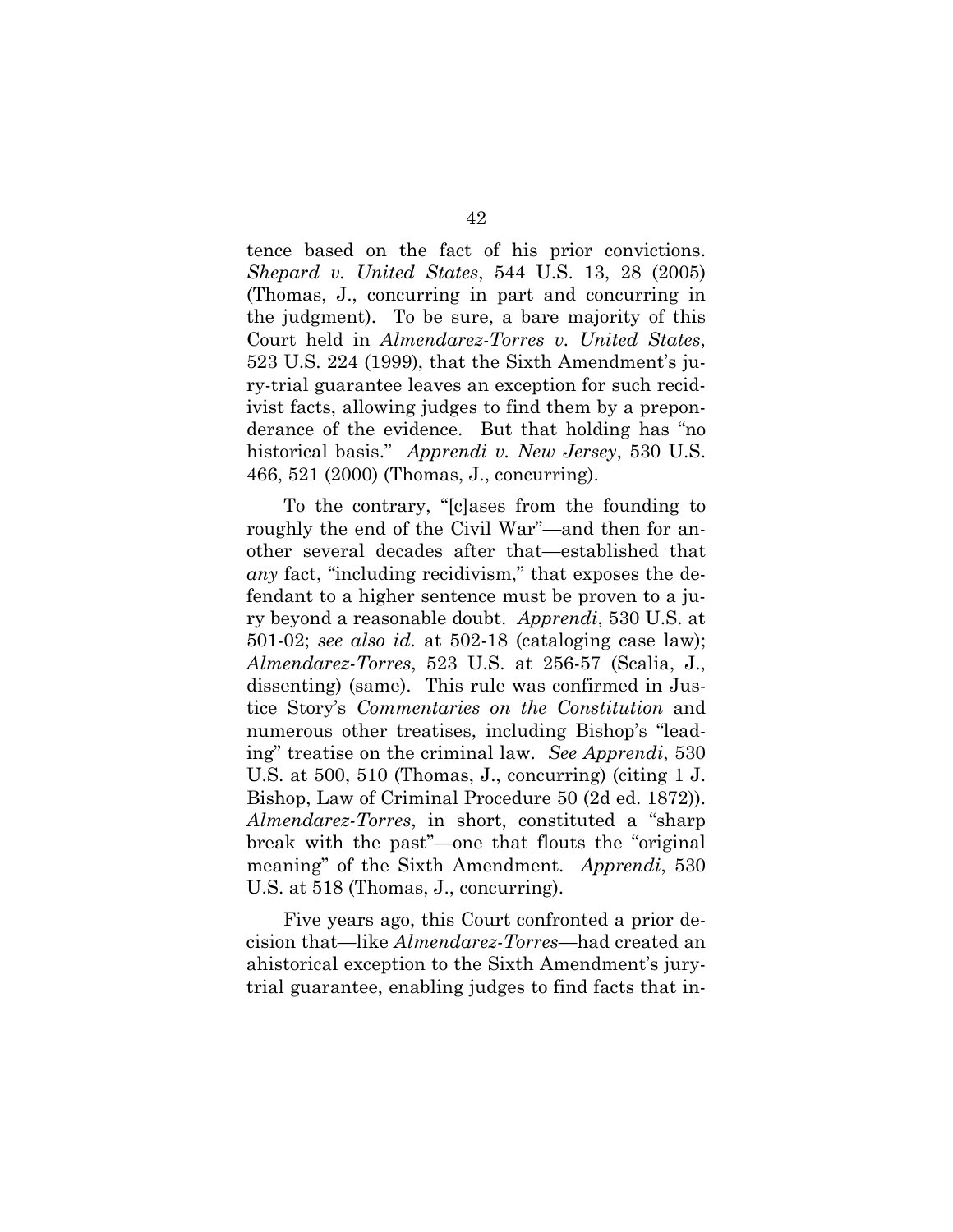tence based on the fact of his prior convictions. *Shepard v. United States*, 544 U.S. 13, 28 (2005) (Thomas, J., concurring in part and concurring in the judgment). To be sure, a bare majority of this Court held in *Almendarez-Torres v. United States*, 523 U.S. 224 (1999), that the Sixth Amendment's jury-trial guarantee leaves an exception for such recidivist facts, allowing judges to find them by a preponderance of the evidence. But that holding has "no historical basis." *Apprendi v. New Jersey*, 530 U.S. 466, 521 (2000) (Thomas, J., concurring).

To the contrary, "[c]ases from the founding to roughly the end of the Civil War"—and then for another several decades after that—established that *any* fact, "including recidivism," that exposes the defendant to a higher sentence must be proven to a jury beyond a reasonable doubt. *Apprendi*, 530 U.S. at 501-02; *see also id.* at 502-18 (cataloging case law); *Almendarez-Torres*, 523 U.S. at 256-57 (Scalia, J., dissenting) (same). This rule was confirmed in Justice Story's *Commentaries on the Constitution* and numerous other treatises, including Bishop's "leading" treatise on the criminal law. *See Apprendi*, 530 U.S. at 500, 510 (Thomas, J., concurring) (citing 1 J. Bishop, Law of Criminal Procedure 50 (2d ed. 1872)). *Almendarez-Torres*, in short, constituted a "sharp break with the past"—one that flouts the "original meaning" of the Sixth Amendment. *Apprendi*, 530 U.S. at 518 (Thomas, J., concurring).

Five years ago, this Court confronted a prior decision that—like *Almendarez-Torres*—had created an ahistorical exception to the Sixth Amendment's jury-trial guarantee, enabling judges to find facts that in-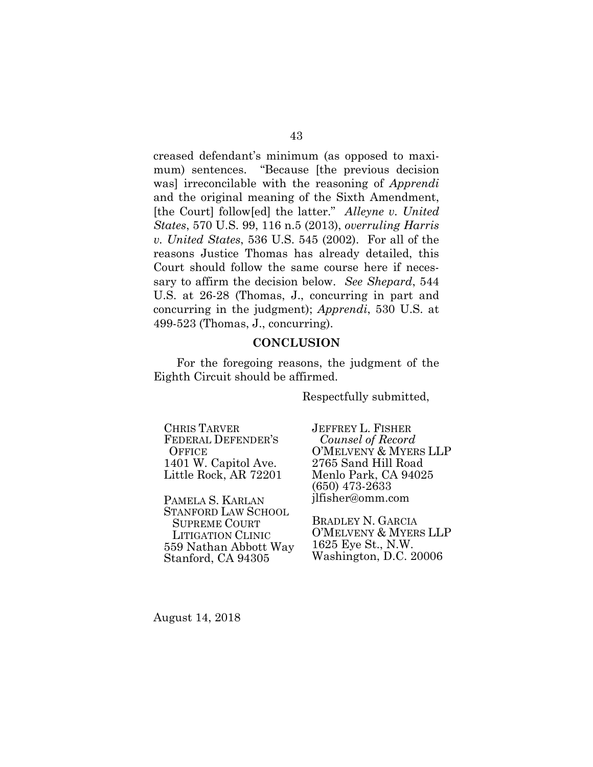creased defendant's minimum (as opposed to maximum) sentences. "Because [the previous decision was] irreconcilable with the reasoning of *Apprendi* and the original meaning of the Sixth Amendment, [the Court] follow[ed] the latter." *Alleyne v. United States*, 570 U.S. 99, 116 n.5 (2013), *overruling Harris v. United States*, 536 U.S. 545 (2002). For all of the reasons Justice Thomas has already detailed, this Court should follow the same course here if necessary to affirm the decision below. *See Shepard*, 544 U.S. at 26-28 (Thomas, J., concurring in part and concurring in the judgment); *Apprendi*, 530 U.S. at 499-523 (Thomas, J., concurring).

## CONCLUSION

For the foregoing reasons, the judgment of the Eighth Circuit should be affirmed.

Respectfully submitted,

CHRIS TARVER
FEDERAL DEFENDER'S OFFICE
1401 W. Capitol Ave.
Little Rock, AR 72201

PAMELA S. KARLAN
STANFORD LAW SCHOOL SUPREME COURT LITIGATION CLINIC
559 Nathan Abbott Way
Stanford, CA 94305

JEFFREY L. FISHER
*Counsel of Record*
O'MELVENY & MYERS LLP
2765 Sand Hill Road
Menlo Park, CA 94025
(650) 473-2633
jlfisher@omm.com

BRADLEY N. GARCIA
O'MELVENY & MYERS LLP
1625 Eye St., N.W.
Washington, D.C. 20006

August 14, 2018